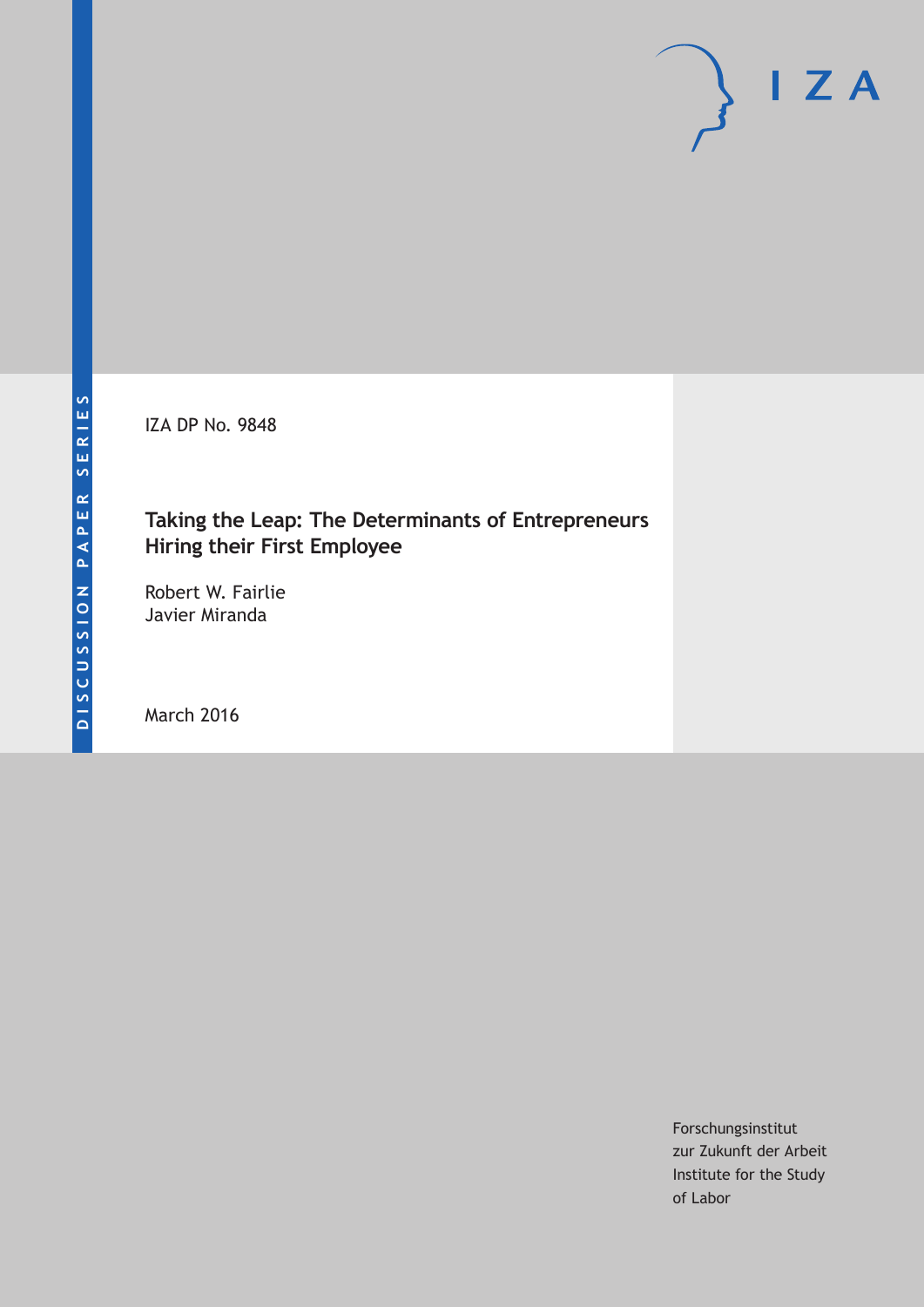DISCUSSION PAPER SERIES

IZA DP No. 9848

# Taking the Leap: The Determinants of Entrepreneurs Hiring their First Employee

Robert W. Fairlie
Javier Miranda

March 2016

Forschungsinstitut
zur Zukunft der Arbeit
Institute for the Study
of Labor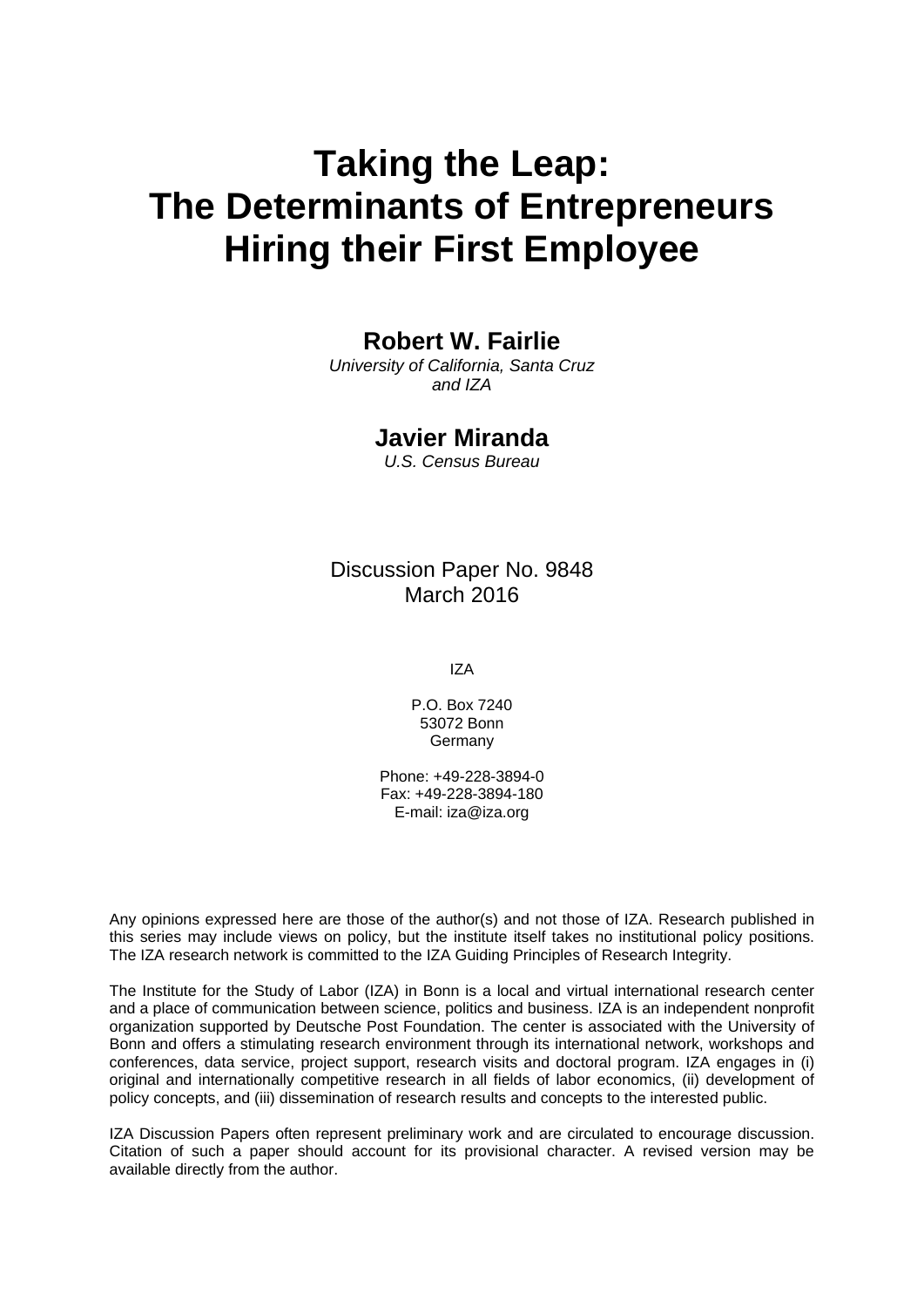# Taking the Leap: The Determinants of Entrepreneurs Hiring their First Employee

**Robert W. Fairlie**

*University of California, Santa Cruz and IZA*

**Javier Miranda**

*U.S. Census Bureau*

Discussion Paper No. 9848
March 2016

IZA

P.O. Box 7240
53072 Bonn
Germany

Phone: +49-228-3894-0
Fax: +49-228-3894-180
E-mail: iza@iza.org

Any opinions expressed here are those of the author(s) and not those of IZA. Research published in this series may include views on policy, but the institute itself takes no institutional policy positions. The IZA research network is committed to the IZA Guiding Principles of Research Integrity.

The Institute for the Study of Labor (IZA) in Bonn is a local and virtual international research center and a place of communication between science, politics and business. IZA is an independent nonprofit organization supported by Deutsche Post Foundation. The center is associated with the University of Bonn and offers a stimulating research environment through its international network, workshops and conferences, data service, project support, research visits and doctoral program. IZA engages in (i) original and internationally competitive research in all fields of labor economics, (ii) development of policy concepts, and (iii) dissemination of research results and concepts to the interested public.

IZA Discussion Papers often represent preliminary work and are circulated to encourage discussion. Citation of such a paper should account for its provisional character. A revised version may be available directly from the author.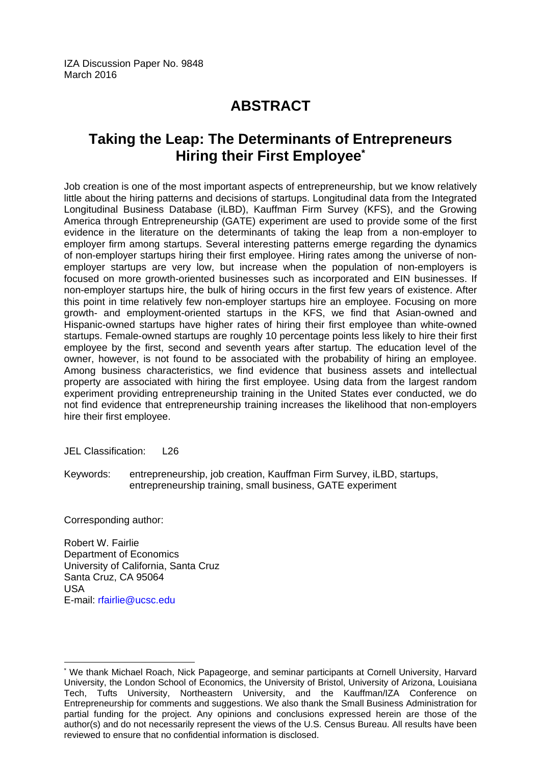IZA Discussion Paper No. 9848
March 2016

# ABSTRACT

## Taking the Leap: The Determinants of Entrepreneurs Hiring their First Employee*

Job creation is one of the most important aspects of entrepreneurship, but we know relatively little about the hiring patterns and decisions of startups. Longitudinal data from the Integrated Longitudinal Business Database (iLBD), Kauffman Firm Survey (KFS), and the Growing America through Entrepreneurship (GATE) experiment are used to provide some of the first evidence in the literature on the determinants of taking the leap from a non-employer to employer firm among startups. Several interesting patterns emerge regarding the dynamics of non-employer startups hiring their first employee. Hiring rates among the universe of non-employer startups are very low, but increase when the population of non-employers is focused on more growth-oriented businesses such as incorporated and EIN businesses. If non-employer startups hire, the bulk of hiring occurs in the first few years of existence. After this point in time relatively few non-employer startups hire an employee. Focusing on more growth- and employment-oriented startups in the KFS, we find that Asian-owned and Hispanic-owned startups have higher rates of hiring their first employee than white-owned startups. Female-owned startups are roughly 10 percentage points less likely to hire their first employee by the first, second and seventh years after startup. The education level of the owner, however, is not found to be associated with the probability of hiring an employee. Among business characteristics, we find evidence that business assets and intellectual property are associated with hiring the first employee. Using data from the largest random experiment providing entrepreneurship training in the United States ever conducted, we do not find evidence that entrepreneurship training increases the likelihood that non-employers hire their first employee.

JEL Classification: L26

Keywords: entrepreneurship, job creation, Kauffman Firm Survey, iLBD, startups, entrepreneurship training, small business, GATE experiment

Corresponding author:

Robert W. Fairlie
Department of Economics
University of California, Santa Cruz
Santa Cruz, CA 95064
USA
E-mail: rfairlie@ucsc.edu

---

* We thank Michael Roach, Nick Papageorge, and seminar participants at Cornell University, Harvard University, the London School of Economics, the University of Bristol, University of Arizona, Louisiana Tech, Tufts University, Northeastern University, and the Kauffman/IZA Conference on Entrepreneurship for comments and suggestions. We also thank the Small Business Administration for partial funding for the project. Any opinions and conclusions expressed herein are those of the author(s) and do not necessarily represent the views of the U.S. Census Bureau. All results have been reviewed to ensure that no confidential information is disclosed.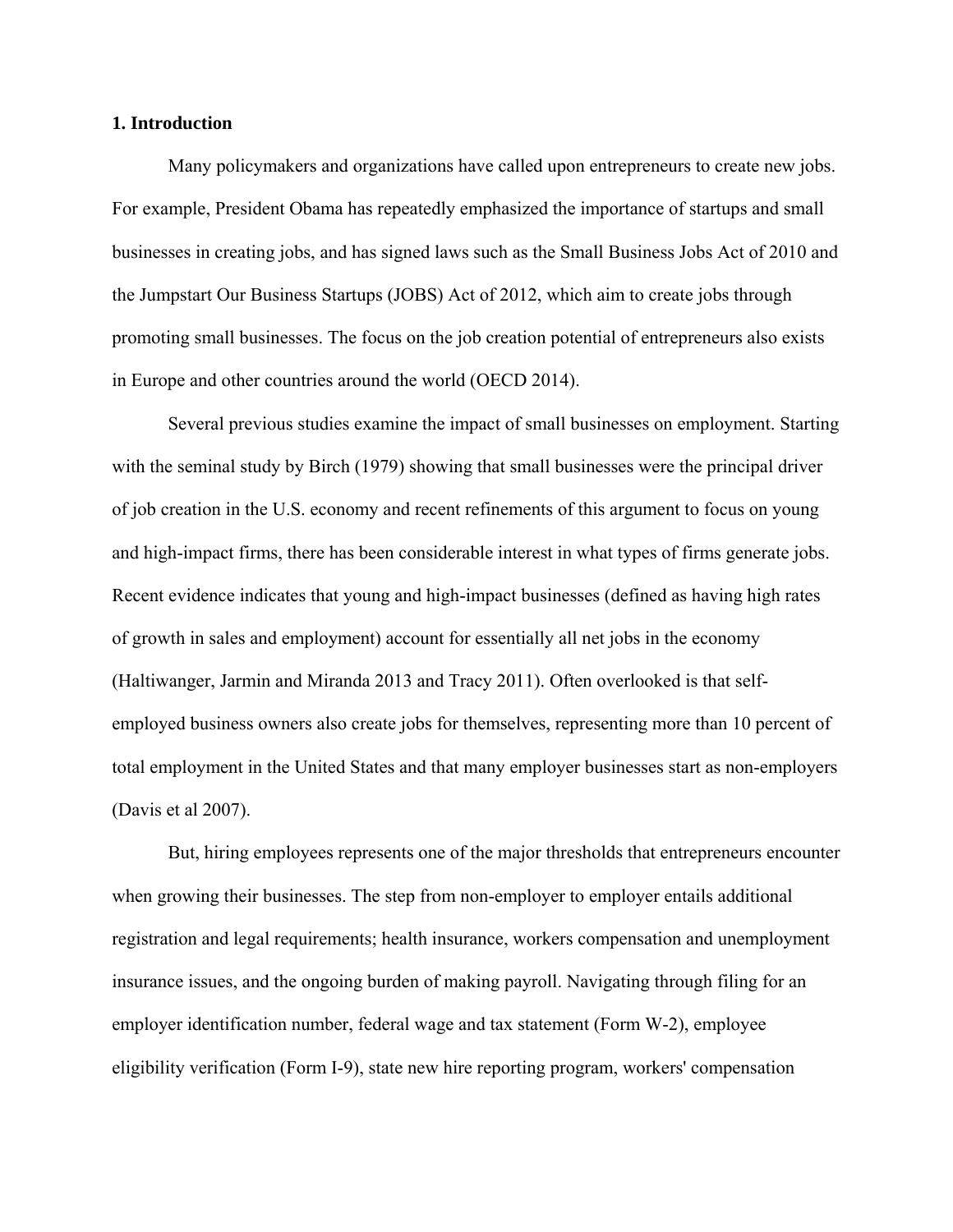## 1. Introduction

Many policymakers and organizations have called upon entrepreneurs to create new jobs. For example, President Obama has repeatedly emphasized the importance of startups and small businesses in creating jobs, and has signed laws such as the Small Business Jobs Act of 2010 and the Jumpstart Our Business Startups (JOBS) Act of 2012, which aim to create jobs through promoting small businesses. The focus on the job creation potential of entrepreneurs also exists in Europe and other countries around the world (OECD 2014).

Several previous studies examine the impact of small businesses on employment. Starting with the seminal study by Birch (1979) showing that small businesses were the principal driver of job creation in the U.S. economy and recent refinements of this argument to focus on young and high-impact firms, there has been considerable interest in what types of firms generate jobs. Recent evidence indicates that young and high-impact businesses (defined as having high rates of growth in sales and employment) account for essentially all net jobs in the economy (Haltiwanger, Jarmin and Miranda 2013 and Tracy 2011). Often overlooked is that self-employed business owners also create jobs for themselves, representing more than 10 percent of total employment in the United States and that many employer businesses start as non-employers (Davis et al 2007).

But, hiring employees represents one of the major thresholds that entrepreneurs encounter when growing their businesses. The step from non-employer to employer entails additional registration and legal requirements; health insurance, workers compensation and unemployment insurance issues, and the ongoing burden of making payroll. Navigating through filing for an employer identification number, federal wage and tax statement (Form W-2), employee eligibility verification (Form I-9), state new hire reporting program, workers' compensation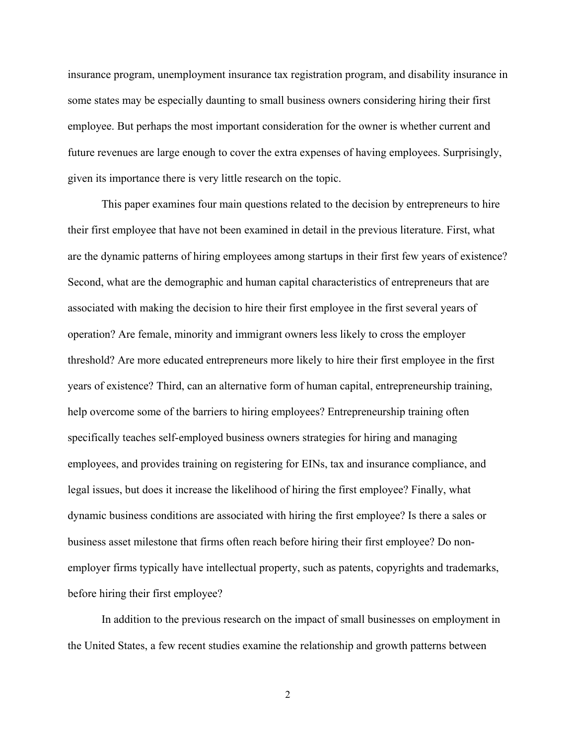insurance program, unemployment insurance tax registration program, and disability insurance in some states may be especially daunting to small business owners considering hiring their first employee. But perhaps the most important consideration for the owner is whether current and future revenues are large enough to cover the extra expenses of having employees. Surprisingly, given its importance there is very little research on the topic.

This paper examines four main questions related to the decision by entrepreneurs to hire their first employee that have not been examined in detail in the previous literature. First, what are the dynamic patterns of hiring employees among startups in their first few years of existence? Second, what are the demographic and human capital characteristics of entrepreneurs that are associated with making the decision to hire their first employee in the first several years of operation? Are female, minority and immigrant owners less likely to cross the employer threshold? Are more educated entrepreneurs more likely to hire their first employee in the first years of existence? Third, can an alternative form of human capital, entrepreneurship training, help overcome some of the barriers to hiring employees? Entrepreneurship training often specifically teaches self-employed business owners strategies for hiring and managing employees, and provides training on registering for EINs, tax and insurance compliance, and legal issues, but does it increase the likelihood of hiring the first employee? Finally, what dynamic business conditions are associated with hiring the first employee? Is there a sales or business asset milestone that firms often reach before hiring their first employee? Do non-employer firms typically have intellectual property, such as patents, copyrights and trademarks, before hiring their first employee?

In addition to the previous research on the impact of small businesses on employment in the United States, a few recent studies examine the relationship and growth patterns between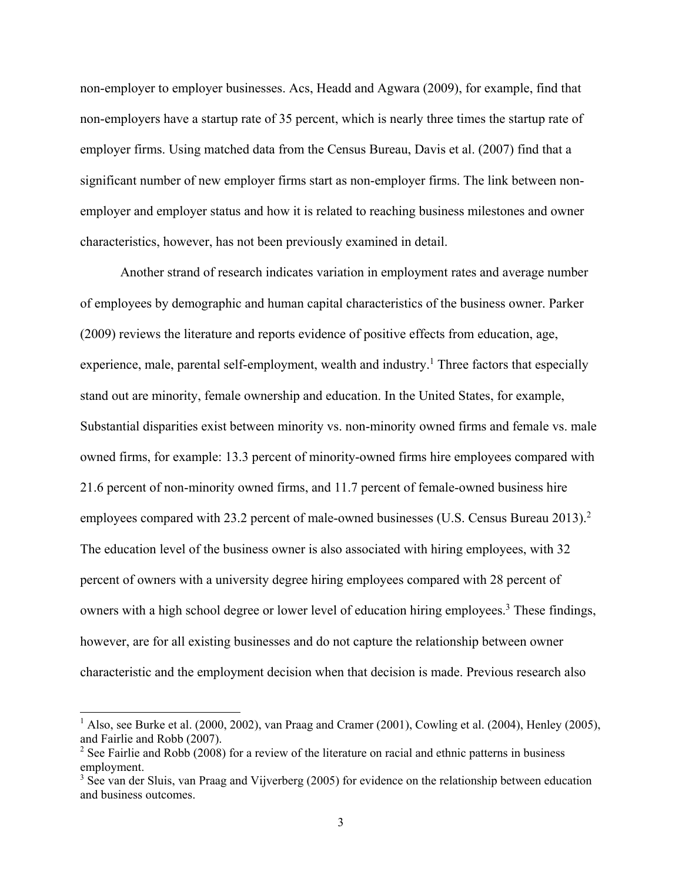non-employer to employer businesses. Acs, Headd and Agwara (2009), for example, find that non-employers have a startup rate of 35 percent, which is nearly three times the startup rate of employer firms. Using matched data from the Census Bureau, Davis et al. (2007) find that a significant number of new employer firms start as non-employer firms. The link between non-employer and employer status and how it is related to reaching business milestones and owner characteristics, however, has not been previously examined in detail.

Another strand of research indicates variation in employment rates and average number of employees by demographic and human capital characteristics of the business owner. Parker (2009) reviews the literature and reports evidence of positive effects from education, age, experience, male, parental self-employment, wealth and industry.[1] Three factors that especially stand out are minority, female ownership and education. In the United States, for example, Substantial disparities exist between minority vs. non-minority owned firms and female vs. male owned firms, for example: 13.3 percent of minority-owned firms hire employees compared with 21.6 percent of non-minority owned firms, and 11.7 percent of female-owned business hire employees compared with 23.2 percent of male-owned businesses (U.S. Census Bureau 2013).[2] The education level of the business owner is also associated with hiring employees, with 32 percent of owners with a university degree hiring employees compared with 28 percent of owners with a high school degree or lower level of education hiring employees.[3] These findings, however, are for all existing businesses and do not capture the relationship between owner characteristic and the employment decision when that decision is made. Previous research also

---

[1] Also, see Burke et al. (2000, 2002), van Praag and Cramer (2001), Cowling et al. (2004), Henley (2005), and Fairlie and Robb (2007).

[2] See Fairlie and Robb (2008) for a review of the literature on racial and ethnic patterns in business employment.

[3] See van der Sluis, van Praag and Vijverberg (2005) for evidence on the relationship between education and business outcomes.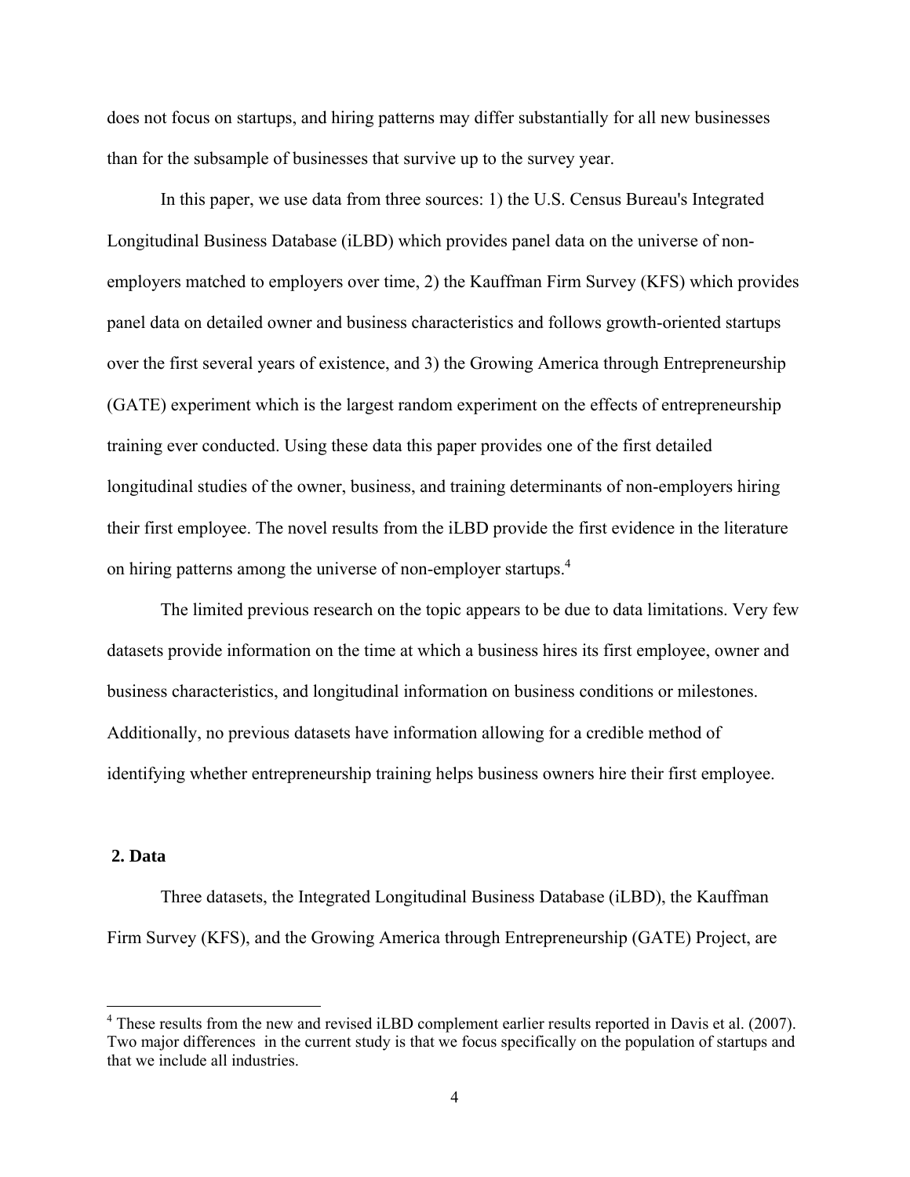does not focus on startups, and hiring patterns may differ substantially for all new businesses than for the subsample of businesses that survive up to the survey year.

In this paper, we use data from three sources: 1) the U.S. Census Bureau's Integrated Longitudinal Business Database (iLBD) which provides panel data on the universe of non-employers matched to employers over time, 2) the Kauffman Firm Survey (KFS) which provides panel data on detailed owner and business characteristics and follows growth-oriented startups over the first several years of existence, and 3) the Growing America through Entrepreneurship (GATE) experiment which is the largest random experiment on the effects of entrepreneurship training ever conducted. Using these data this paper provides one of the first detailed longitudinal studies of the owner, business, and training determinants of non-employers hiring their first employee. The novel results from the iLBD provide the first evidence in the literature on hiring patterns among the universe of non-employer startups.[4]

The limited previous research on the topic appears to be due to data limitations. Very few datasets provide information on the time at which a business hires its first employee, owner and business characteristics, and longitudinal information on business conditions or milestones. Additionally, no previous datasets have information allowing for a credible method of identifying whether entrepreneurship training helps business owners hire their first employee.

## 2. Data

Three datasets, the Integrated Longitudinal Business Database (iLBD), the Kauffman Firm Survey (KFS), and the Growing America through Entrepreneurship (GATE) Project, are

[4] These results from the new and revised iLBD complement earlier results reported in Davis et al. (2007). Two major differences in the current study is that we focus specifically on the population of startups and that we include all industries.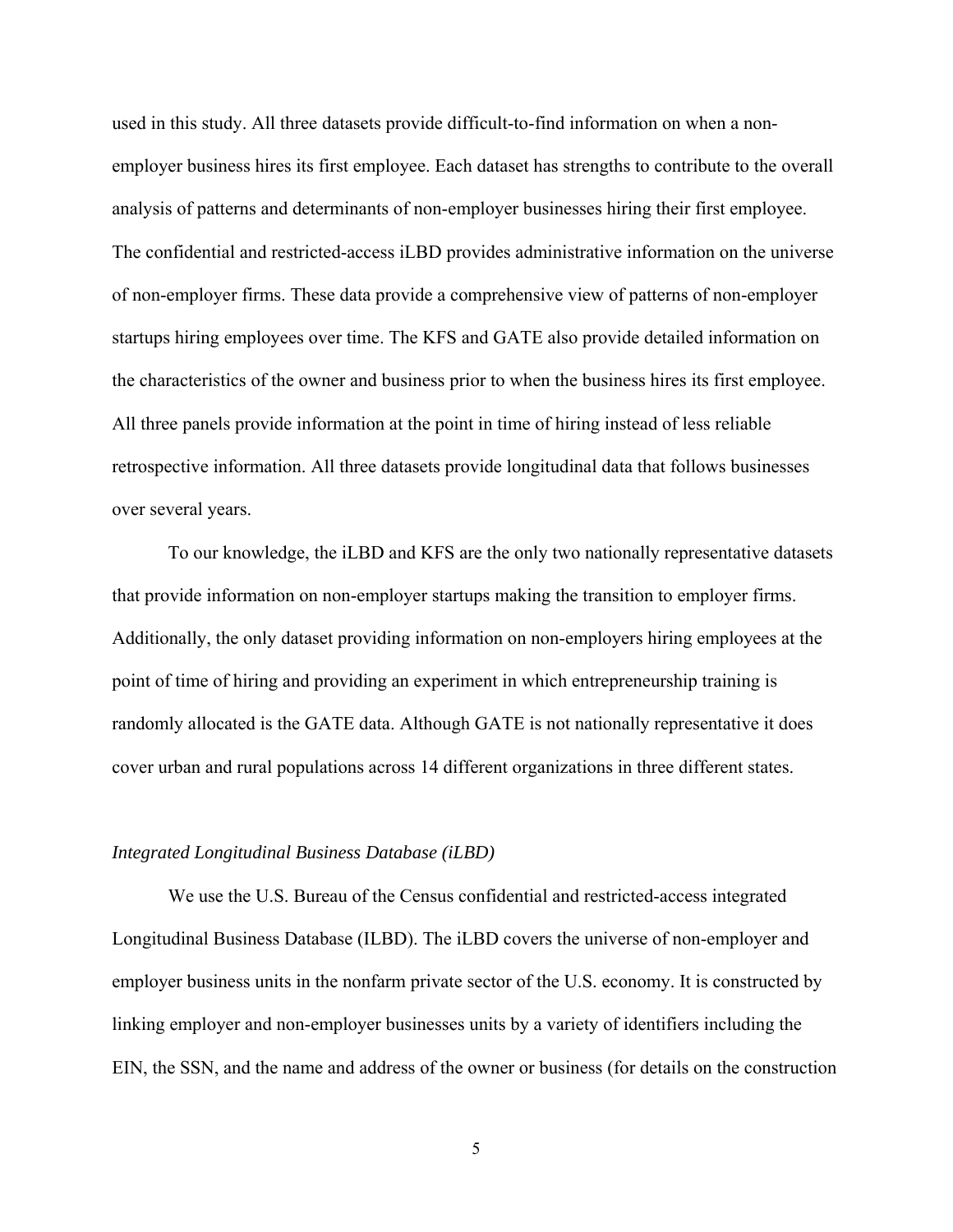used in this study. All three datasets provide difficult-to-find information on when a non-employer business hires its first employee. Each dataset has strengths to contribute to the overall analysis of patterns and determinants of non-employer businesses hiring their first employee. The confidential and restricted-access iLBD provides administrative information on the universe of non-employer firms. These data provide a comprehensive view of patterns of non-employer startups hiring employees over time. The KFS and GATE also provide detailed information on the characteristics of the owner and business prior to when the business hires its first employee. All three panels provide information at the point in time of hiring instead of less reliable retrospective information. All three datasets provide longitudinal data that follows businesses over several years.

To our knowledge, the iLBD and KFS are the only two nationally representative datasets that provide information on non-employer startups making the transition to employer firms. Additionally, the only dataset providing information on non-employers hiring employees at the point of time of hiring and providing an experiment in which entrepreneurship training is randomly allocated is the GATE data. Although GATE is not nationally representative it does cover urban and rural populations across 14 different organizations in three different states.

*Integrated Longitudinal Business Database (iLBD)*

We use the U.S. Bureau of the Census confidential and restricted-access integrated Longitudinal Business Database (ILBD). The iLBD covers the universe of non-employer and employer business units in the nonfarm private sector of the U.S. economy. It is constructed by linking employer and non-employer businesses units by a variety of identifiers including the EIN, the SSN, and the name and address of the owner or business (for details on the construction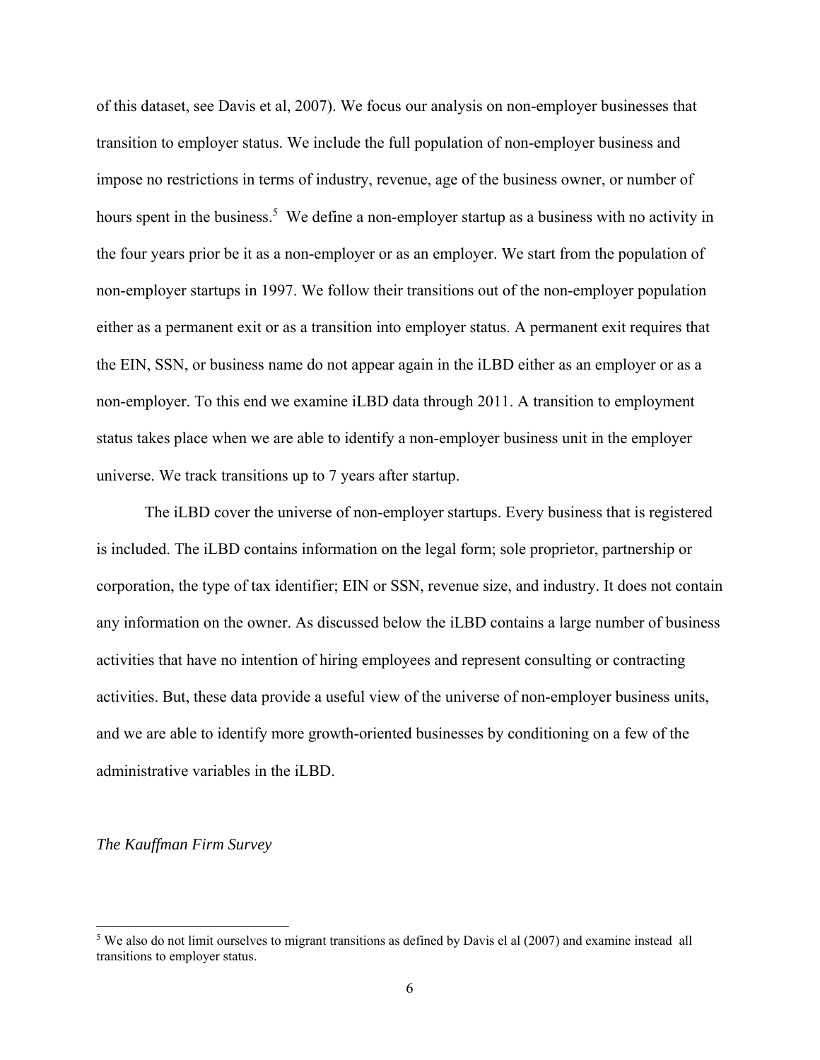of this dataset, see Davis et al, 2007). We focus our analysis on non-employer businesses that transition to employer status. We include the full population of non-employer business and impose no restrictions in terms of industry, revenue, age of the business owner, or number of hours spent in the business.[5] We define a non-employer startup as a business with no activity in the four years prior be it as a non-employer or as an employer. We start from the population of non-employer startups in 1997. We follow their transitions out of the non-employer population either as a permanent exit or as a transition into employer status. A permanent exit requires that the EIN, SSN, or business name do not appear again in the iLBD either as an employer or as a non-employer. To this end we examine iLBD data through 2011. A transition to employment status takes place when we are able to identify a non-employer business unit in the employer universe. We track transitions up to 7 years after startup.

The iLBD cover the universe of non-employer startups. Every business that is registered is included. The iLBD contains information on the legal form; sole proprietor, partnership or corporation, the type of tax identifier; EIN or SSN, revenue size, and industry. It does not contain any information on the owner. As discussed below the iLBD contains a large number of business activities that have no intention of hiring employees and represent consulting or contracting activities. But, these data provide a useful view of the universe of non-employer business units, and we are able to identify more growth-oriented businesses by conditioning on a few of the administrative variables in the iLBD.

*The Kauffman Firm Survey*

[5] We also do not limit ourselves to migrant transitions as defined by Davis el al (2007) and examine instead all transitions to employer status.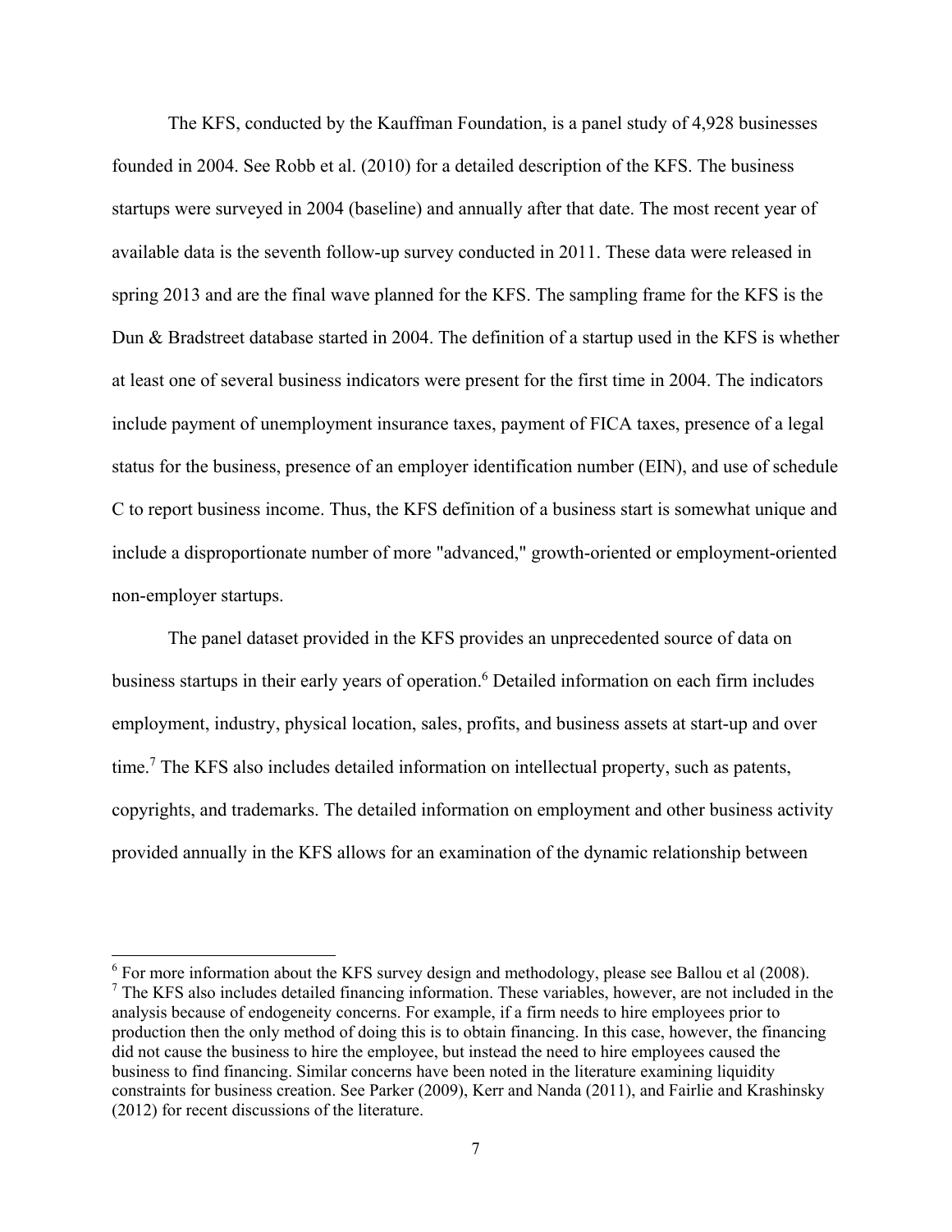The KFS, conducted by the Kauffman Foundation, is a panel study of 4,928 businesses founded in 2004. See Robb et al. (2010) for a detailed description of the KFS. The business startups were surveyed in 2004 (baseline) and annually after that date. The most recent year of available data is the seventh follow-up survey conducted in 2011. These data were released in spring 2013 and are the final wave planned for the KFS. The sampling frame for the KFS is the Dun & Bradstreet database started in 2004. The definition of a startup used in the KFS is whether at least one of several business indicators were present for the first time in 2004. The indicators include payment of unemployment insurance taxes, payment of FICA taxes, presence of a legal status for the business, presence of an employer identification number (EIN), and use of schedule C to report business income. Thus, the KFS definition of a business start is somewhat unique and include a disproportionate number of more "advanced," growth-oriented or employment-oriented non-employer startups.

The panel dataset provided in the KFS provides an unprecedented source of data on business startups in their early years of operation.[6] Detailed information on each firm includes employment, industry, physical location, sales, profits, and business assets at start-up and over time.[7] The KFS also includes detailed information on intellectual property, such as patents, copyrights, and trademarks. The detailed information on employment and other business activity provided annually in the KFS allows for an examination of the dynamic relationship between

---

[6] For more information about the KFS survey design and methodology, please see Ballou et al (2008).

[7] The KFS also includes detailed financing information. These variables, however, are not included in the analysis because of endogeneity concerns. For example, if a firm needs to hire employees prior to production then the only method of doing this is to obtain financing. In this case, however, the financing did not cause the business to hire the employee, but instead the need to hire employees caused the business to find financing. Similar concerns have been noted in the literature examining liquidity constraints for business creation. See Parker (2009), Kerr and Nanda (2011), and Fairlie and Krashinsky (2012) for recent discussions of the literature.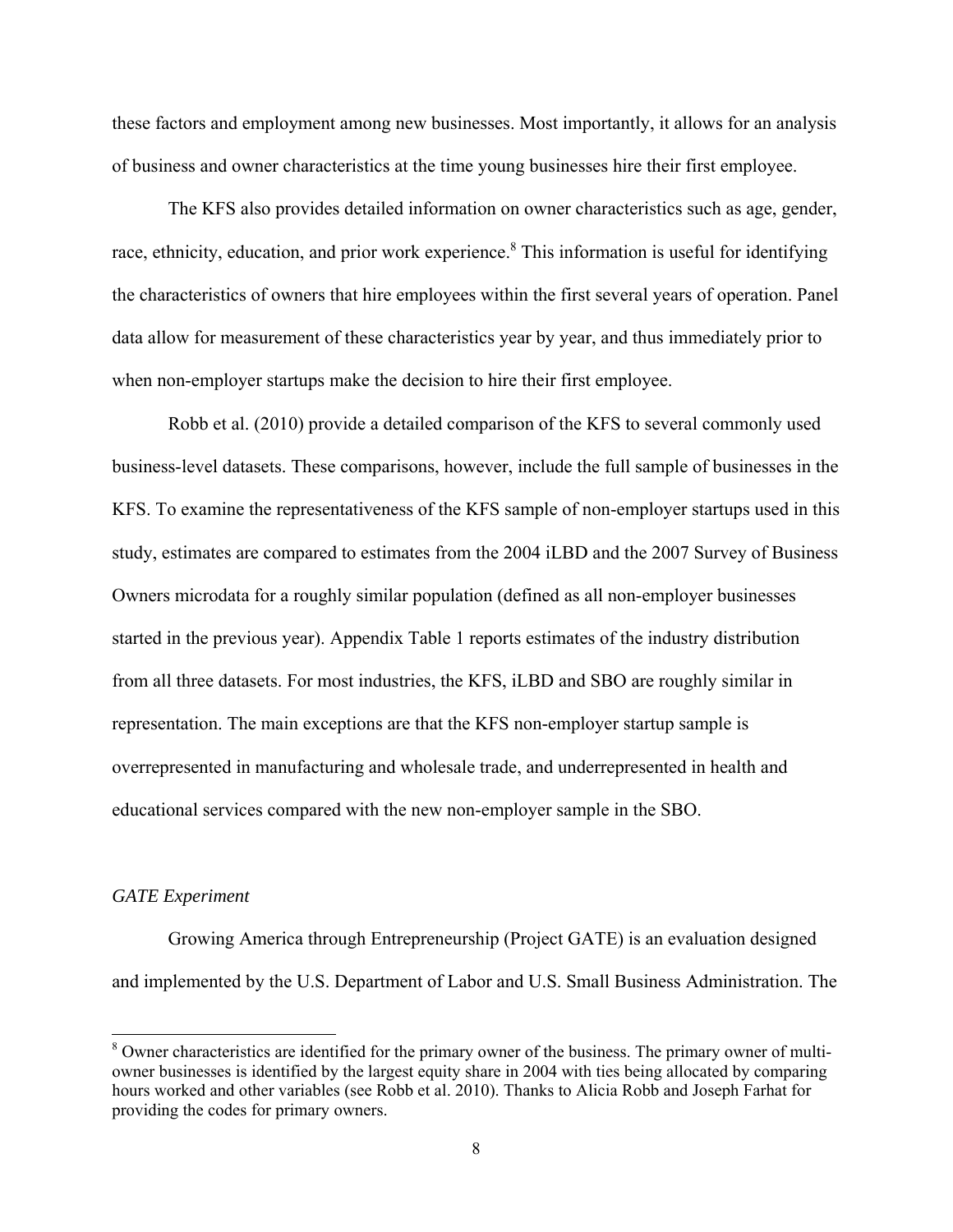these factors and employment among new businesses. Most importantly, it allows for an analysis of business and owner characteristics at the time young businesses hire their first employee.

The KFS also provides detailed information on owner characteristics such as age, gender, race, ethnicity, education, and prior work experience.[8] This information is useful for identifying the characteristics of owners that hire employees within the first several years of operation. Panel data allow for measurement of these characteristics year by year, and thus immediately prior to when non-employer startups make the decision to hire their first employee.

Robb et al. (2010) provide a detailed comparison of the KFS to several commonly used business-level datasets. These comparisons, however, include the full sample of businesses in the KFS. To examine the representativeness of the KFS sample of non-employer startups used in this study, estimates are compared to estimates from the 2004 iLBD and the 2007 Survey of Business Owners microdata for a roughly similar population (defined as all non-employer businesses started in the previous year). Appendix Table 1 reports estimates of the industry distribution from all three datasets. For most industries, the KFS, iLBD and SBO are roughly similar in representation. The main exceptions are that the KFS non-employer startup sample is overrepresented in manufacturing and wholesale trade, and underrepresented in health and educational services compared with the new non-employer sample in the SBO.

*GATE Experiment*

Growing America through Entrepreneurship (Project GATE) is an evaluation designed and implemented by the U.S. Department of Labor and U.S. Small Business Administration. The

[8] Owner characteristics are identified for the primary owner of the business. The primary owner of multi-owner businesses is identified by the largest equity share in 2004 with ties being allocated by comparing hours worked and other variables (see Robb et al. 2010). Thanks to Alicia Robb and Joseph Farhat for providing the codes for primary owners.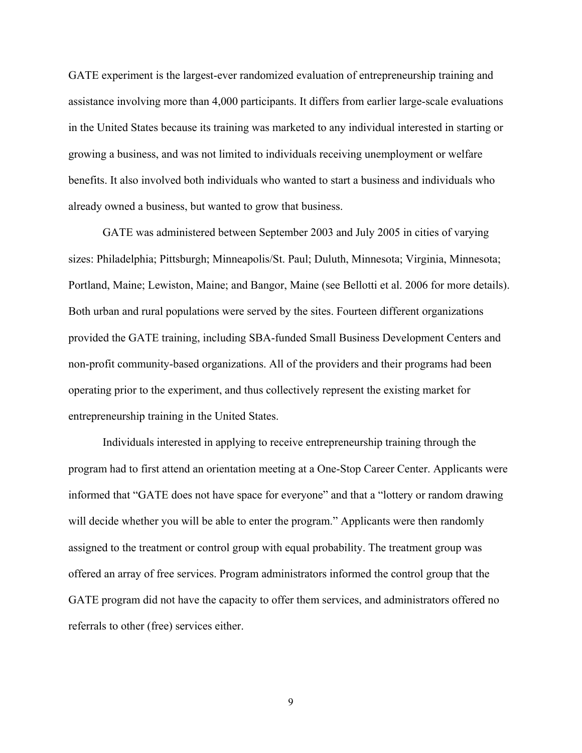GATE experiment is the largest-ever randomized evaluation of entrepreneurship training and assistance involving more than 4,000 participants. It differs from earlier large-scale evaluations in the United States because its training was marketed to any individual interested in starting or growing a business, and was not limited to individuals receiving unemployment or welfare benefits. It also involved both individuals who wanted to start a business and individuals who already owned a business, but wanted to grow that business.

GATE was administered between September 2003 and July 2005 in cities of varying sizes: Philadelphia; Pittsburgh; Minneapolis/St. Paul; Duluth, Minnesota; Virginia, Minnesota; Portland, Maine; Lewiston, Maine; and Bangor, Maine (see Bellotti et al. 2006 for more details). Both urban and rural populations were served by the sites. Fourteen different organizations provided the GATE training, including SBA-funded Small Business Development Centers and non-profit community-based organizations. All of the providers and their programs had been operating prior to the experiment, and thus collectively represent the existing market for entrepreneurship training in the United States.

Individuals interested in applying to receive entrepreneurship training through the program had to first attend an orientation meeting at a One-Stop Career Center. Applicants were informed that "GATE does not have space for everyone" and that a "lottery or random drawing will decide whether you will be able to enter the program." Applicants were then randomly assigned to the treatment or control group with equal probability. The treatment group was offered an array of free services. Program administrators informed the control group that the GATE program did not have the capacity to offer them services, and administrators offered no referrals to other (free) services either.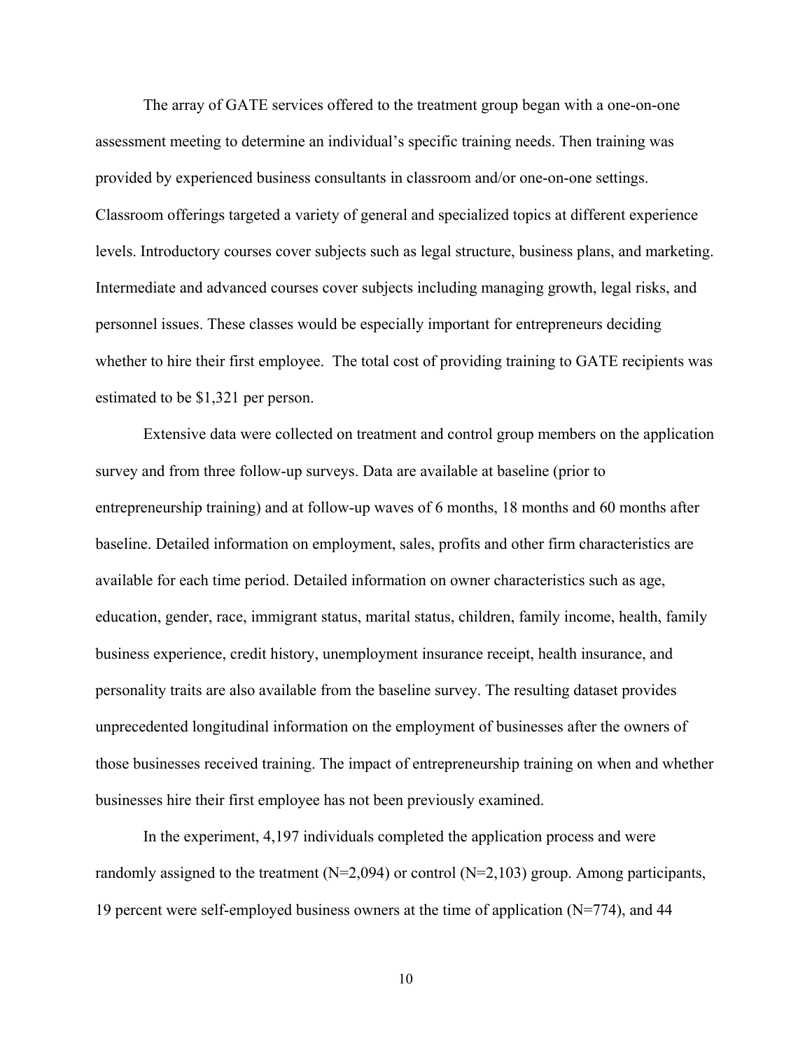The array of GATE services offered to the treatment group began with a one-on-one assessment meeting to determine an individual's specific training needs. Then training was provided by experienced business consultants in classroom and/or one-on-one settings. Classroom offerings targeted a variety of general and specialized topics at different experience levels. Introductory courses cover subjects such as legal structure, business plans, and marketing. Intermediate and advanced courses cover subjects including managing growth, legal risks, and personnel issues. These classes would be especially important for entrepreneurs deciding whether to hire their first employee. The total cost of providing training to GATE recipients was estimated to be $1,321 per person.

Extensive data were collected on treatment and control group members on the application survey and from three follow-up surveys. Data are available at baseline (prior to entrepreneurship training) and at follow-up waves of 6 months, 18 months and 60 months after baseline. Detailed information on employment, sales, profits and other firm characteristics are available for each time period. Detailed information on owner characteristics such as age, education, gender, race, immigrant status, marital status, children, family income, health, family business experience, credit history, unemployment insurance receipt, health insurance, and personality traits are also available from the baseline survey. The resulting dataset provides unprecedented longitudinal information on the employment of businesses after the owners of those businesses received training. The impact of entrepreneurship training on when and whether businesses hire their first employee has not been previously examined.

In the experiment, 4,197 individuals completed the application process and were randomly assigned to the treatment (N=2,094) or control (N=2,103) group. Among participants, 19 percent were self-employed business owners at the time of application (N=774), and 44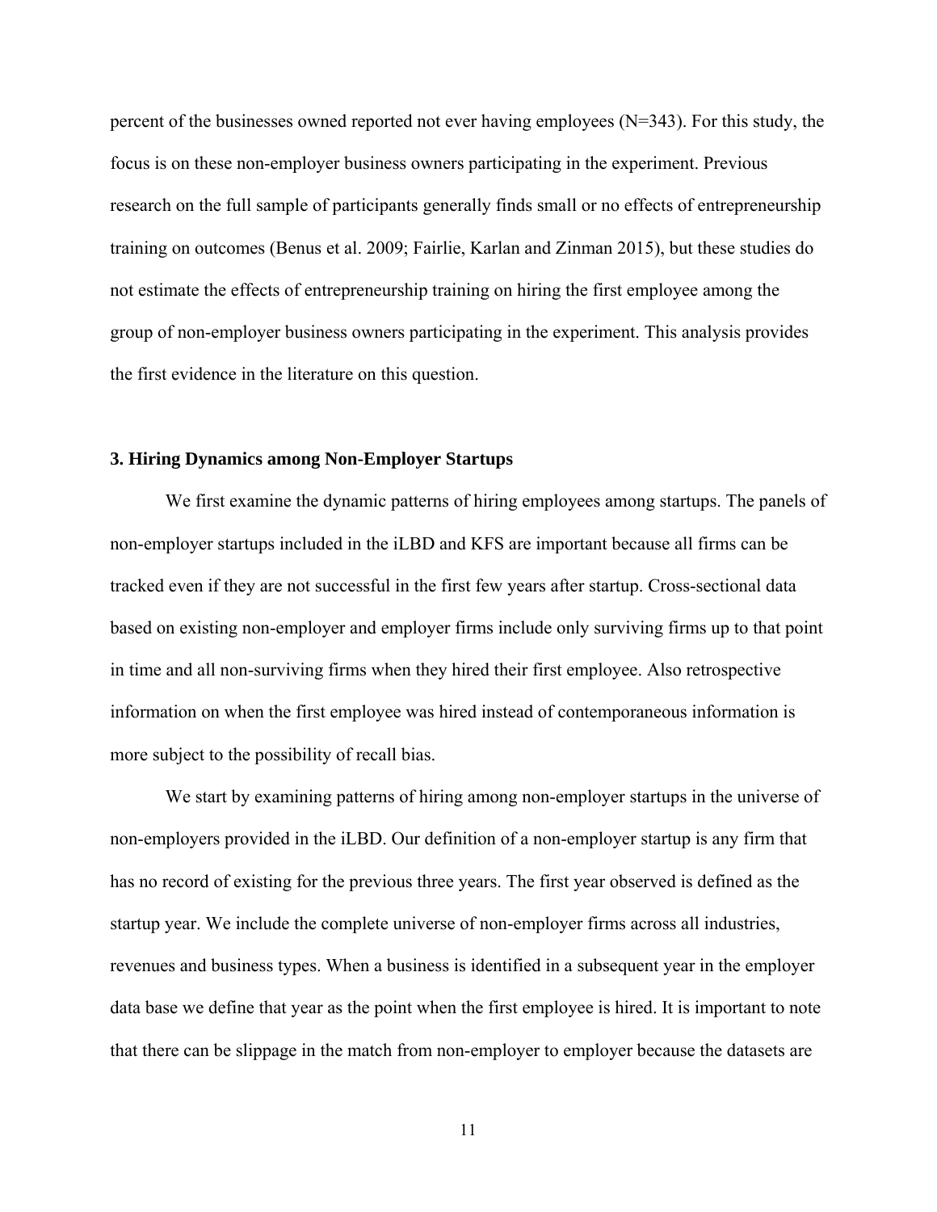percent of the businesses owned reported not ever having employees (N=343). For this study, the focus is on these non-employer business owners participating in the experiment. Previous research on the full sample of participants generally finds small or no effects of entrepreneurship training on outcomes (Benus et al. 2009; Fairlie, Karlan and Zinman 2015), but these studies do not estimate the effects of entrepreneurship training on hiring the first employee among the group of non-employer business owners participating in the experiment. This analysis provides the first evidence in the literature on this question.

## 3. Hiring Dynamics among Non-Employer Startups

We first examine the dynamic patterns of hiring employees among startups. The panels of non-employer startups included in the iLBD and KFS are important because all firms can be tracked even if they are not successful in the first few years after startup. Cross-sectional data based on existing non-employer and employer firms include only surviving firms up to that point in time and all non-surviving firms when they hired their first employee. Also retrospective information on when the first employee was hired instead of contemporaneous information is more subject to the possibility of recall bias.

We start by examining patterns of hiring among non-employer startups in the universe of non-employers provided in the iLBD. Our definition of a non-employer startup is any firm that has no record of existing for the previous three years. The first year observed is defined as the startup year. We include the complete universe of non-employer firms across all industries, revenues and business types. When a business is identified in a subsequent year in the employer data base we define that year as the point when the first employee is hired. It is important to note that there can be slippage in the match from non-employer to employer because the datasets are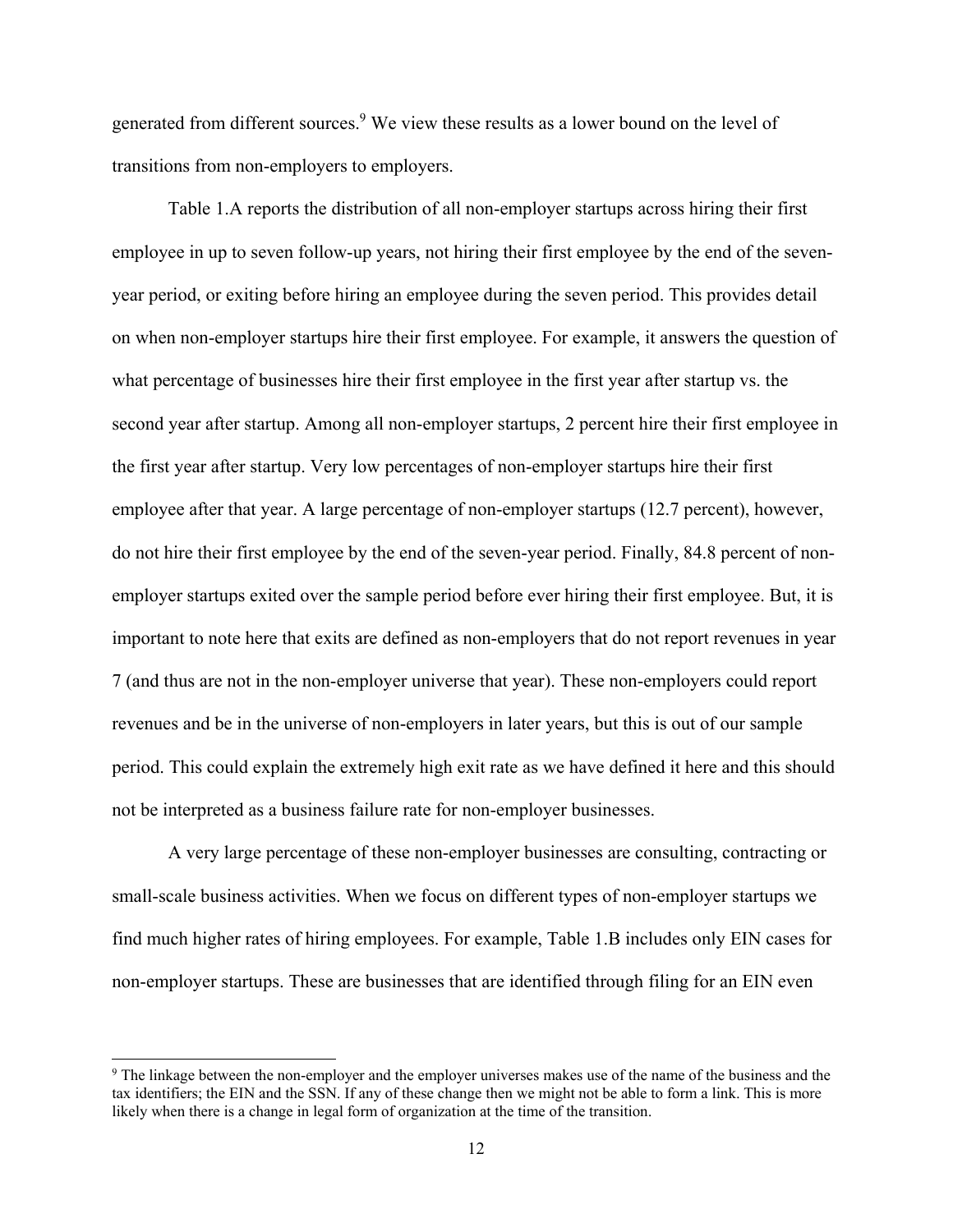generated from different sources.[9] We view these results as a lower bound on the level of transitions from non-employers to employers.

Table 1.A reports the distribution of all non-employer startups across hiring their first employee in up to seven follow-up years, not hiring their first employee by the end of the seven-year period, or exiting before hiring an employee during the seven period. This provides detail on when non-employer startups hire their first employee. For example, it answers the question of what percentage of businesses hire their first employee in the first year after startup vs. the second year after startup. Among all non-employer startups, 2 percent hire their first employee in the first year after startup. Very low percentages of non-employer startups hire their first employee after that year. A large percentage of non-employer startups (12.7 percent), however, do not hire their first employee by the end of the seven-year period. Finally, 84.8 percent of non-employer startups exited over the sample period before ever hiring their first employee. But, it is important to note here that exits are defined as non-employers that do not report revenues in year 7 (and thus are not in the non-employer universe that year). These non-employers could report revenues and be in the universe of non-employers in later years, but this is out of our sample period. This could explain the extremely high exit rate as we have defined it here and this should not be interpreted as a business failure rate for non-employer businesses.

A very large percentage of these non-employer businesses are consulting, contracting or small-scale business activities. When we focus on different types of non-employer startups we find much higher rates of hiring employees. For example, Table 1.B includes only EIN cases for non-employer startups. These are businesses that are identified through filing for an EIN even

[9] The linkage between the non-employer and the employer universes makes use of the name of the business and the tax identifiers; the EIN and the SSN. If any of these change then we might not be able to form a link. This is more likely when there is a change in legal form of organization at the time of the transition.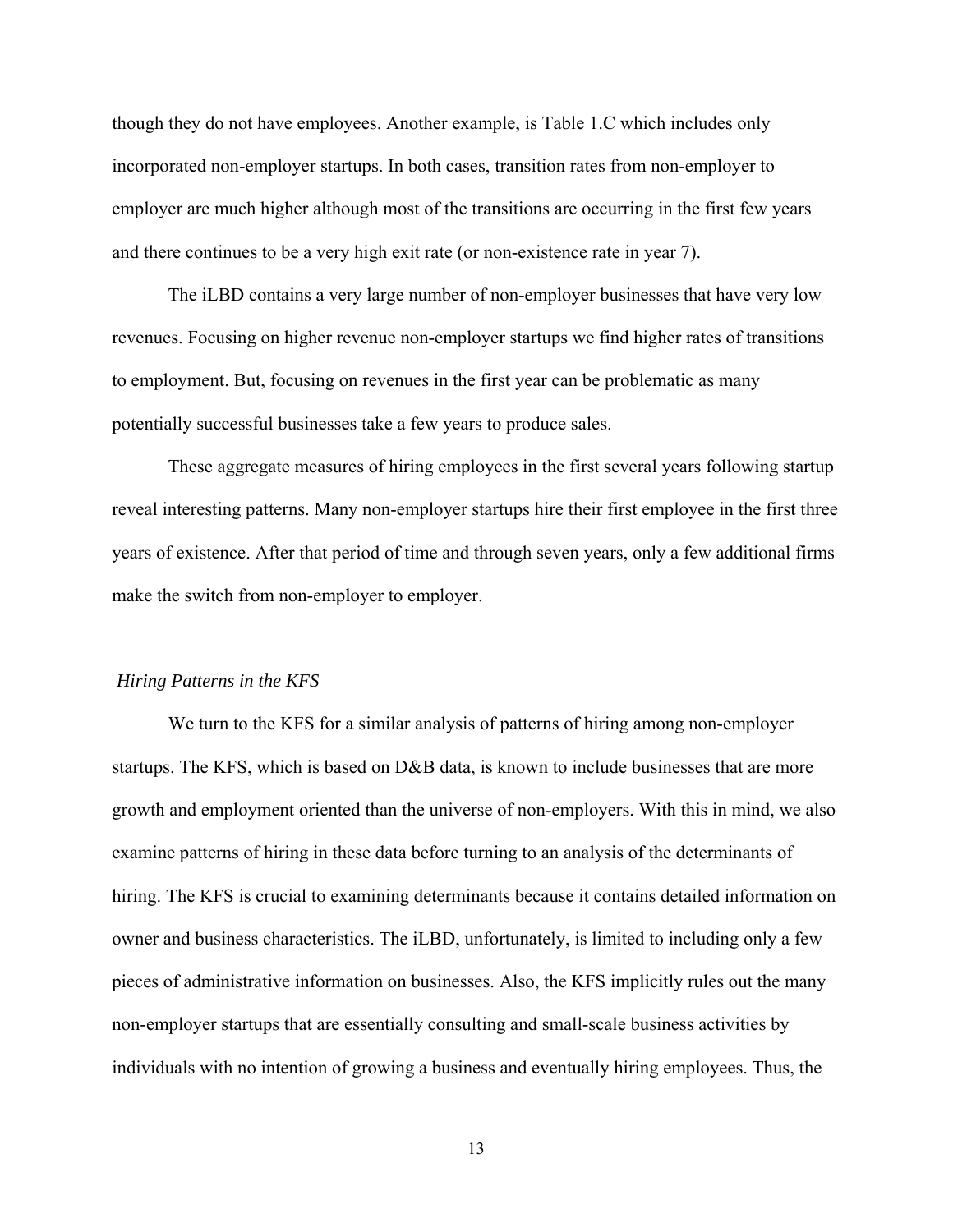though they do not have employees. Another example, is Table 1.C which includes only incorporated non-employer startups. In both cases, transition rates from non-employer to employer are much higher although most of the transitions are occurring in the first few years and there continues to be a very high exit rate (or non-existence rate in year 7).

The iLBD contains a very large number of non-employer businesses that have very low revenues. Focusing on higher revenue non-employer startups we find higher rates of transitions to employment. But, focusing on revenues in the first year can be problematic as many potentially successful businesses take a few years to produce sales.

These aggregate measures of hiring employees in the first several years following startup reveal interesting patterns. Many non-employer startups hire their first employee in the first three years of existence. After that period of time and through seven years, only a few additional firms make the switch from non-employer to employer.

### *Hiring Patterns in the KFS*

We turn to the KFS for a similar analysis of patterns of hiring among non-employer startups. The KFS, which is based on D&B data, is known to include businesses that are more growth and employment oriented than the universe of non-employers. With this in mind, we also examine patterns of hiring in these data before turning to an analysis of the determinants of hiring. The KFS is crucial to examining determinants because it contains detailed information on owner and business characteristics. The iLBD, unfortunately, is limited to including only a few pieces of administrative information on businesses. Also, the KFS implicitly rules out the many non-employer startups that are essentially consulting and small-scale business activities by individuals with no intention of growing a business and eventually hiring employees. Thus, the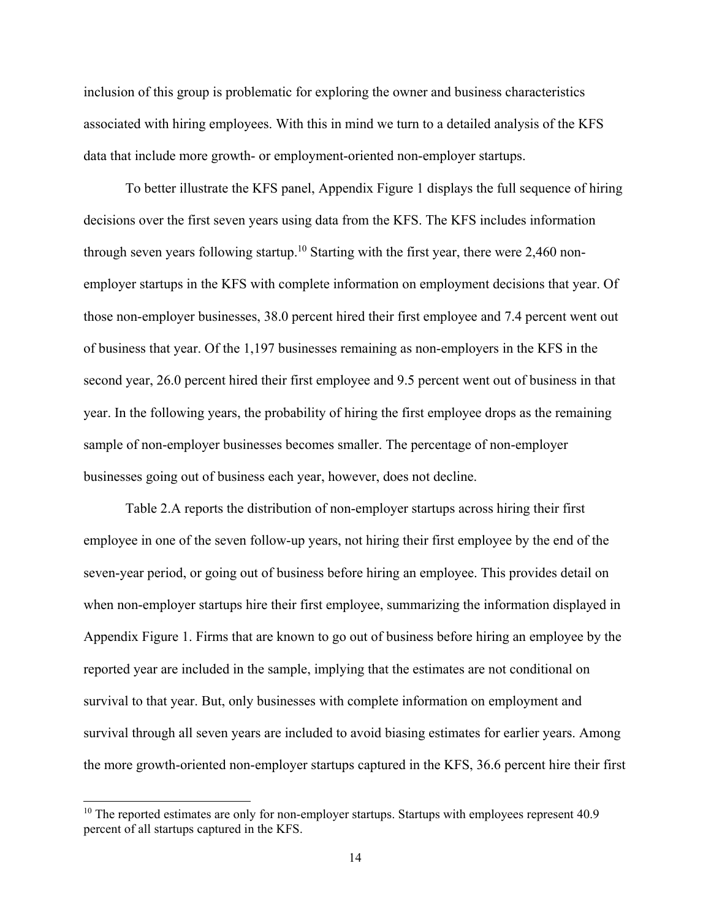inclusion of this group is problematic for exploring the owner and business characteristics associated with hiring employees. With this in mind we turn to a detailed analysis of the KFS data that include more growth- or employment-oriented non-employer startups.

To better illustrate the KFS panel, Appendix Figure 1 displays the full sequence of hiring decisions over the first seven years using data from the KFS. The KFS includes information through seven years following startup.[10] Starting with the first year, there were 2,460 non-employer startups in the KFS with complete information on employment decisions that year. Of those non-employer businesses, 38.0 percent hired their first employee and 7.4 percent went out of business that year. Of the 1,197 businesses remaining as non-employers in the KFS in the second year, 26.0 percent hired their first employee and 9.5 percent went out of business in that year. In the following years, the probability of hiring the first employee drops as the remaining sample of non-employer businesses becomes smaller. The percentage of non-employer businesses going out of business each year, however, does not decline.

Table 2.A reports the distribution of non-employer startups across hiring their first employee in one of the seven follow-up years, not hiring their first employee by the end of the seven-year period, or going out of business before hiring an employee. This provides detail on when non-employer startups hire their first employee, summarizing the information displayed in Appendix Figure 1. Firms that are known to go out of business before hiring an employee by the reported year are included in the sample, implying that the estimates are not conditional on survival to that year. But, only businesses with complete information on employment and survival through all seven years are included to avoid biasing estimates for earlier years. Among the more growth-oriented non-employer startups captured in the KFS, 36.6 percent hire their first

[10] The reported estimates are only for non-employer startups. Startups with employees represent 40.9 percent of all startups captured in the KFS.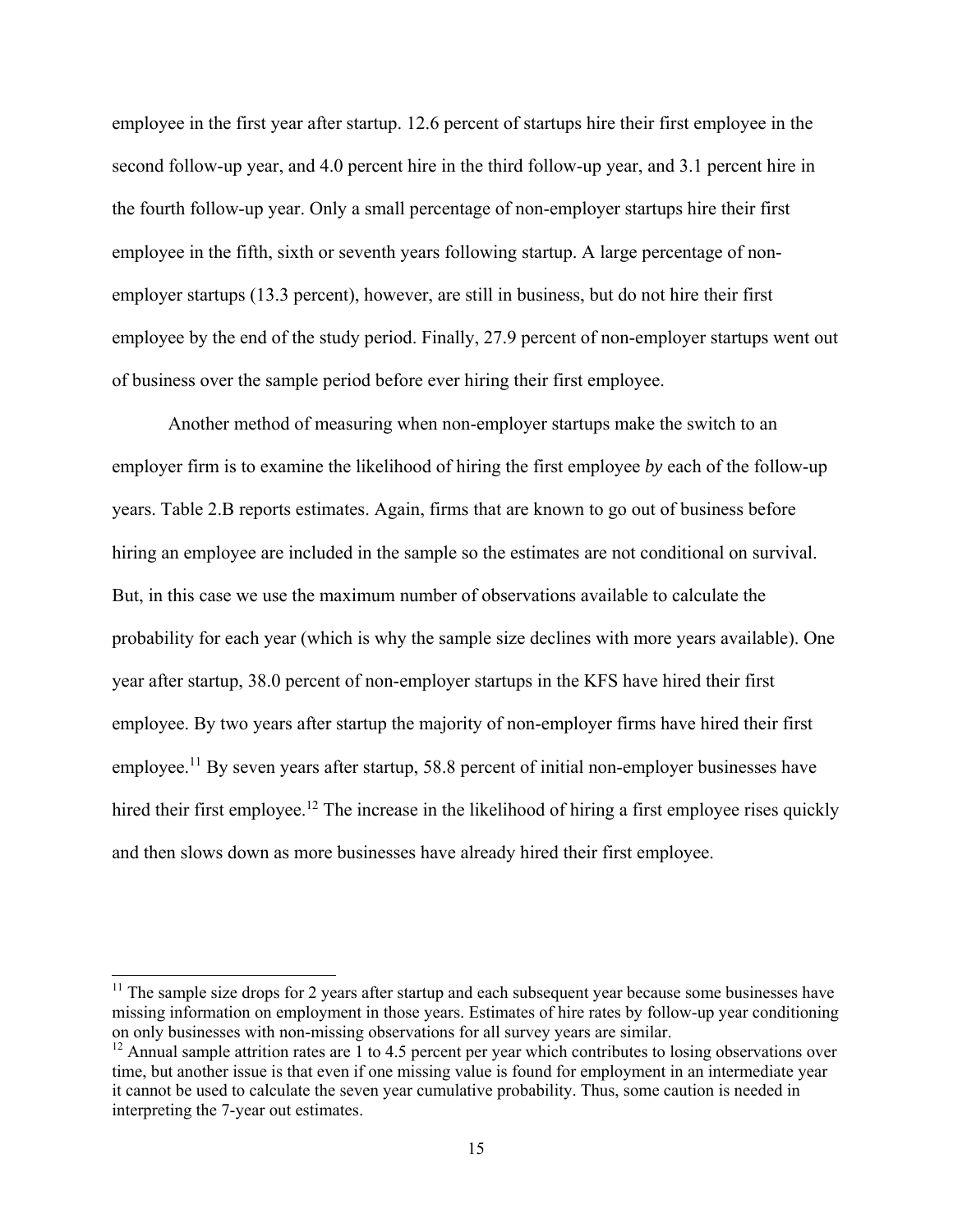employee in the first year after startup. 12.6 percent of startups hire their first employee in the second follow-up year, and 4.0 percent hire in the third follow-up year, and 3.1 percent hire in the fourth follow-up year. Only a small percentage of non-employer startups hire their first employee in the fifth, sixth or seventh years following startup. A large percentage of non-employer startups (13.3 percent), however, are still in business, but do not hire their first employee by the end of the study period. Finally, 27.9 percent of non-employer startups went out of business over the sample period before ever hiring their first employee.

Another method of measuring when non-employer startups make the switch to an employer firm is to examine the likelihood of hiring the first employee *by* each of the follow-up years. Table 2.B reports estimates. Again, firms that are known to go out of business before hiring an employee are included in the sample so the estimates are not conditional on survival. But, in this case we use the maximum number of observations available to calculate the probability for each year (which is why the sample size declines with more years available). One year after startup, 38.0 percent of non-employer startups in the KFS have hired their first employee. By two years after startup the majority of non-employer firms have hired their first employee.[11] By seven years after startup, 58.8 percent of initial non-employer businesses have hired their first employee.[12] The increase in the likelihood of hiring a first employee rises quickly and then slows down as more businesses have already hired their first employee.

---

[11] The sample size drops for 2 years after startup and each subsequent year because some businesses have missing information on employment in those years. Estimates of hire rates by follow-up year conditioning on only businesses with non-missing observations for all survey years are similar.

[12] Annual sample attrition rates are 1 to 4.5 percent per year which contributes to losing observations over time, but another issue is that even if one missing value is found for employment in an intermediate year it cannot be used to calculate the seven year cumulative probability. Thus, some caution is needed in interpreting the 7-year out estimates.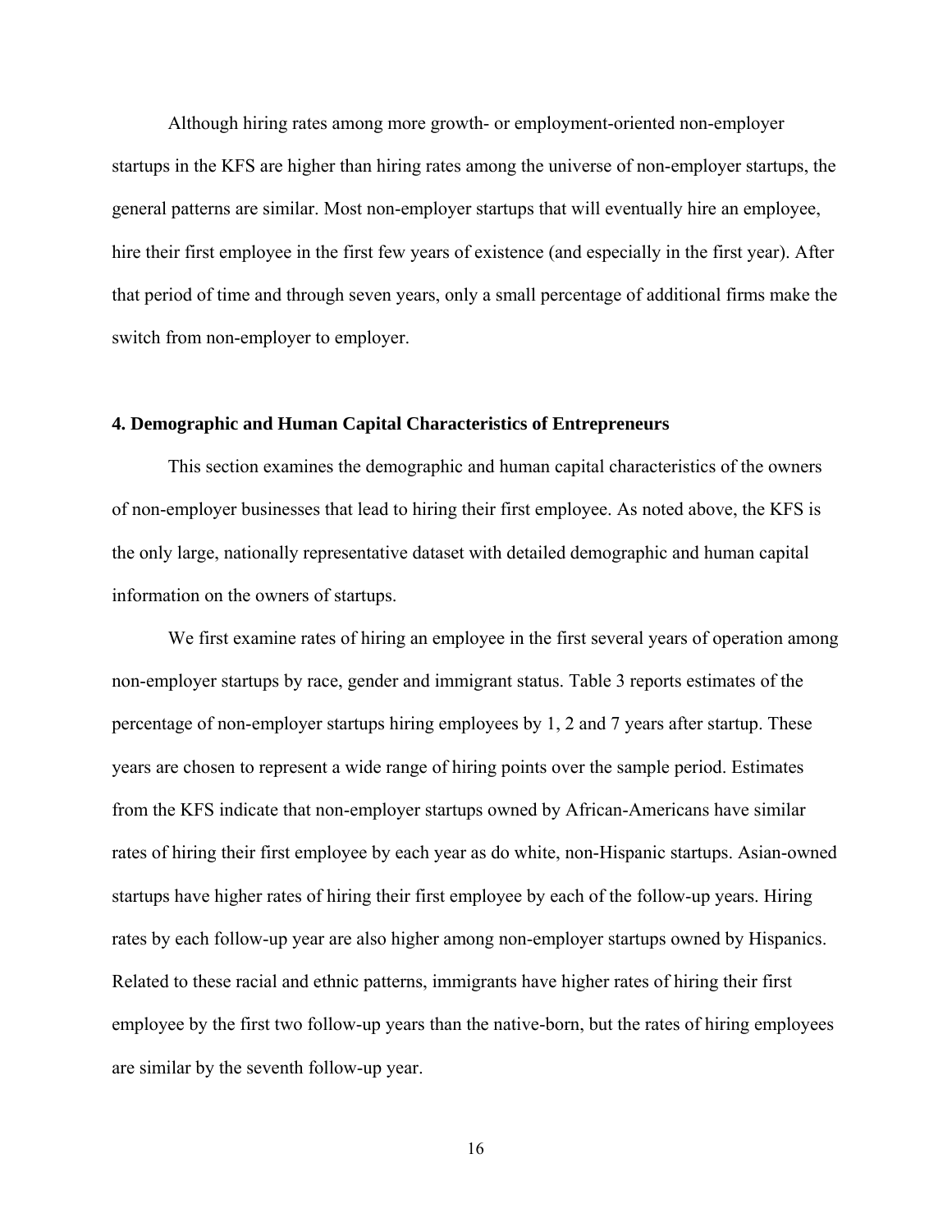Although hiring rates among more growth- or employment-oriented non-employer startups in the KFS are higher than hiring rates among the universe of non-employer startups, the general patterns are similar. Most non-employer startups that will eventually hire an employee, hire their first employee in the first few years of existence (and especially in the first year). After that period of time and through seven years, only a small percentage of additional firms make the switch from non-employer to employer.

## 4. Demographic and Human Capital Characteristics of Entrepreneurs

This section examines the demographic and human capital characteristics of the owners of non-employer businesses that lead to hiring their first employee. As noted above, the KFS is the only large, nationally representative dataset with detailed demographic and human capital information on the owners of startups.

We first examine rates of hiring an employee in the first several years of operation among non-employer startups by race, gender and immigrant status. Table 3 reports estimates of the percentage of non-employer startups hiring employees by 1, 2 and 7 years after startup. These years are chosen to represent a wide range of hiring points over the sample period. Estimates from the KFS indicate that non-employer startups owned by African-Americans have similar rates of hiring their first employee by each year as do white, non-Hispanic startups. Asian-owned startups have higher rates of hiring their first employee by each of the follow-up years. Hiring rates by each follow-up year are also higher among non-employer startups owned by Hispanics. Related to these racial and ethnic patterns, immigrants have higher rates of hiring their first employee by the first two follow-up years than the native-born, but the rates of hiring employees are similar by the seventh follow-up year.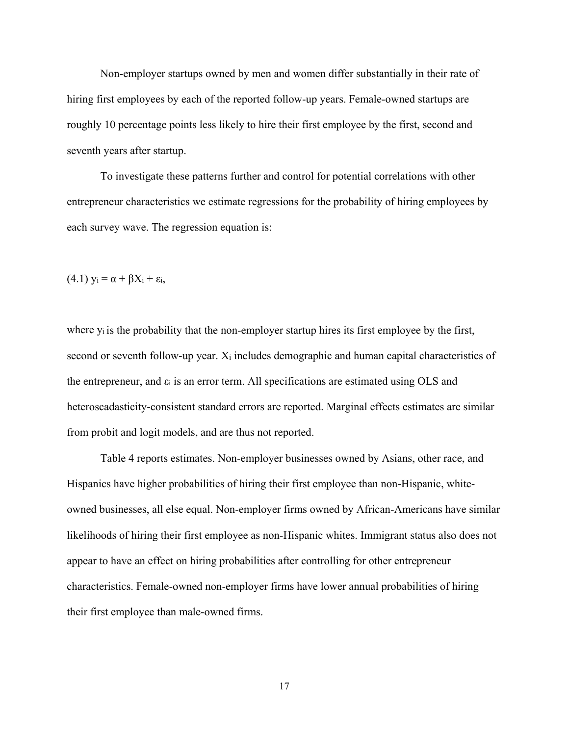Non-employer startups owned by men and women differ substantially in their rate of hiring first employees by each of the reported follow-up years. Female-owned startups are roughly 10 percentage points less likely to hire their first employee by the first, second and seventh years after startup.

To investigate these patterns further and control for potential correlations with other entrepreneur characteristics we estimate regressions for the probability of hiring employees by each survey wave. The regression equation is:

(4.1) $y_i = \alpha + \beta X_i + \varepsilon_i$,

where $y_i$ is the probability that the non-employer startup hires its first employee by the first, second or seventh follow-up year. $X_i$ includes demographic and human capital characteristics of the entrepreneur, and $\varepsilon_i$ is an error term. All specifications are estimated using OLS and heteroscadasticity-consistent standard errors are reported. Marginal effects estimates are similar from probit and logit models, and are thus not reported.

Table 4 reports estimates. Non-employer businesses owned by Asians, other race, and Hispanics have higher probabilities of hiring their first employee than non-Hispanic, white-owned businesses, all else equal. Non-employer firms owned by African-Americans have similar likelihoods of hiring their first employee as non-Hispanic whites. Immigrant status also does not appear to have an effect on hiring probabilities after controlling for other entrepreneur characteristics. Female-owned non-employer firms have lower annual probabilities of hiring their first employee than male-owned firms.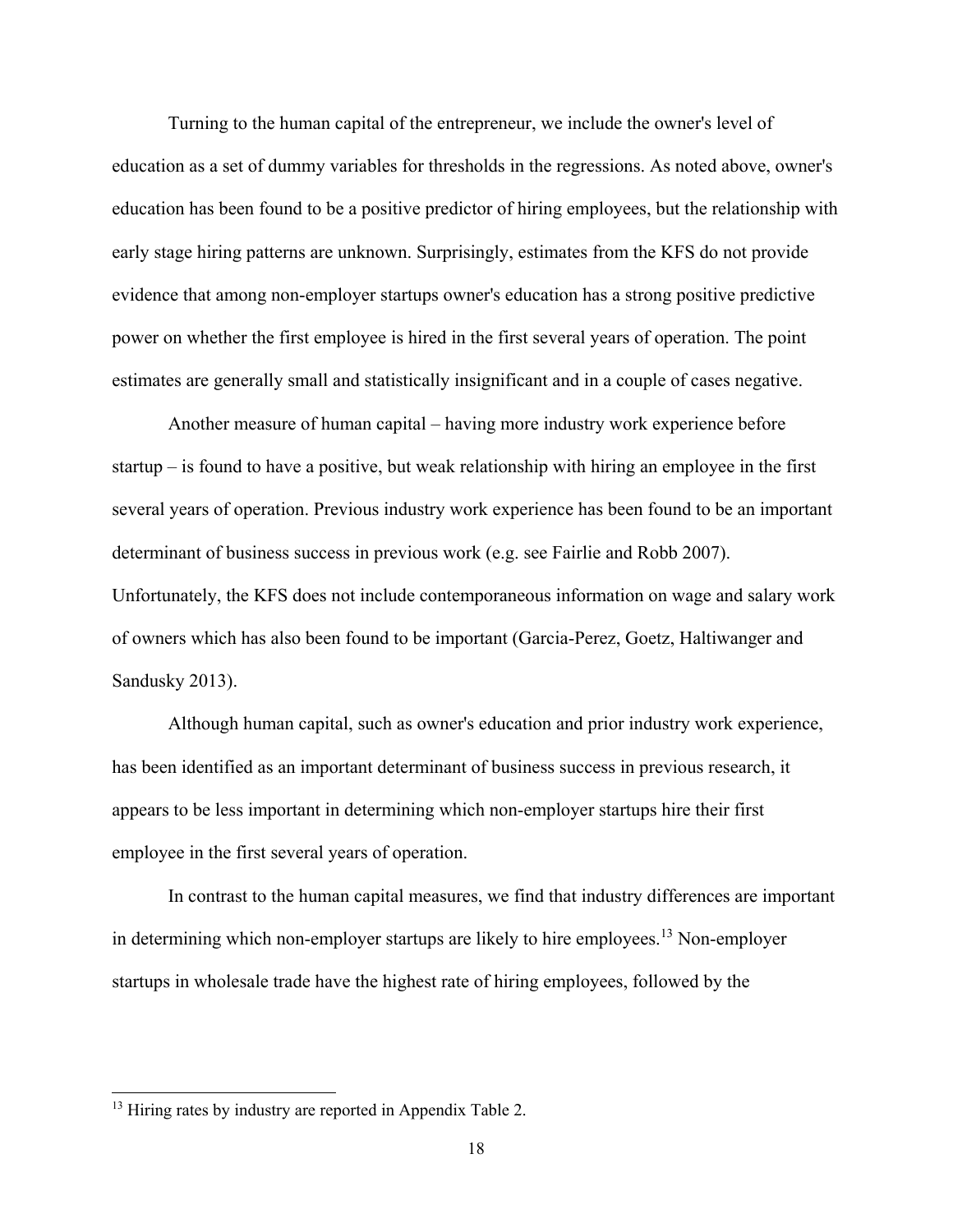Turning to the human capital of the entrepreneur, we include the owner's level of education as a set of dummy variables for thresholds in the regressions. As noted above, owner's education has been found to be a positive predictor of hiring employees, but the relationship with early stage hiring patterns are unknown. Surprisingly, estimates from the KFS do not provide evidence that among non-employer startups owner's education has a strong positive predictive power on whether the first employee is hired in the first several years of operation. The point estimates are generally small and statistically insignificant and in a couple of cases negative.

Another measure of human capital – having more industry work experience before startup – is found to have a positive, but weak relationship with hiring an employee in the first several years of operation. Previous industry work experience has been found to be an important determinant of business success in previous work (e.g. see Fairlie and Robb 2007). Unfortunately, the KFS does not include contemporaneous information on wage and salary work of owners which has also been found to be important (Garcia-Perez, Goetz, Haltiwanger and Sandusky 2013).

Although human capital, such as owner's education and prior industry work experience, has been identified as an important determinant of business success in previous research, it appears to be less important in determining which non-employer startups hire their first employee in the first several years of operation.

In contrast to the human capital measures, we find that industry differences are important in determining which non-employer startups are likely to hire employees.[13] Non-employer startups in wholesale trade have the highest rate of hiring employees, followed by the

[13] Hiring rates by industry are reported in Appendix Table 2.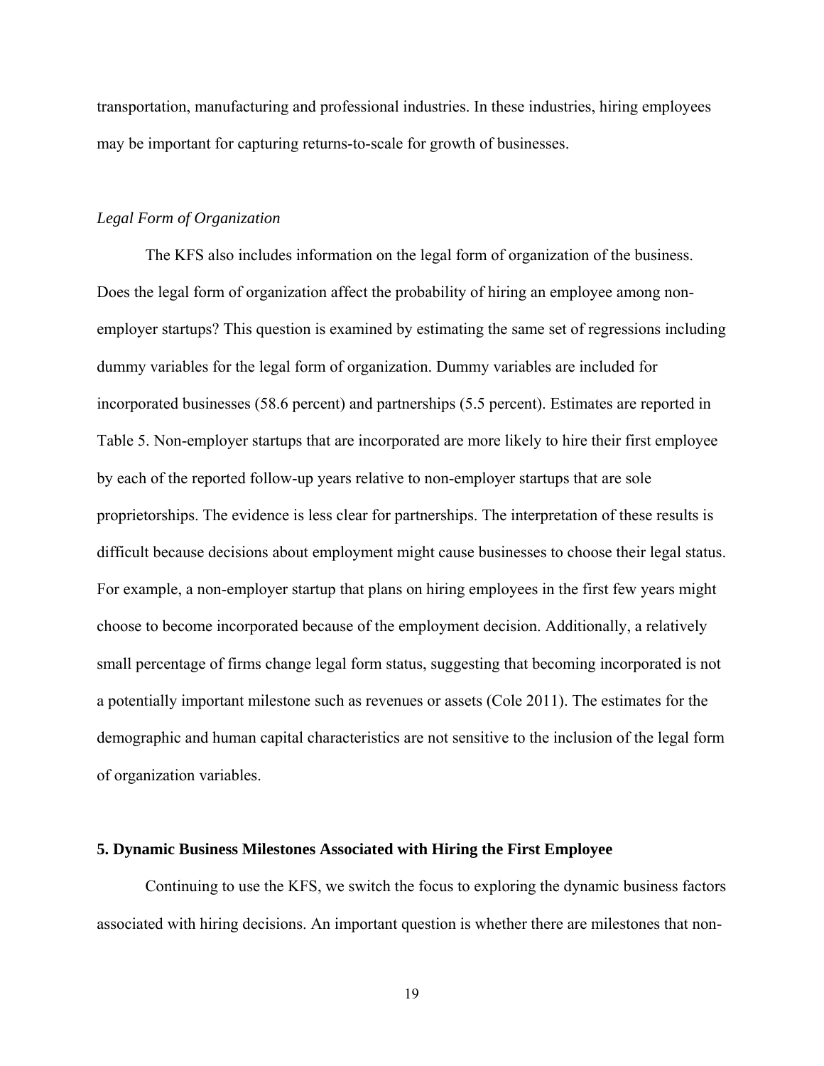transportation, manufacturing and professional industries. In these industries, hiring employees may be important for capturing returns-to-scale for growth of businesses.

*Legal Form of Organization*

The KFS also includes information on the legal form of organization of the business. Does the legal form of organization affect the probability of hiring an employee among non-employer startups? This question is examined by estimating the same set of regressions including dummy variables for the legal form of organization. Dummy variables are included for incorporated businesses (58.6 percent) and partnerships (5.5 percent). Estimates are reported in Table 5. Non-employer startups that are incorporated are more likely to hire their first employee by each of the reported follow-up years relative to non-employer startups that are sole proprietorships. The evidence is less clear for partnerships. The interpretation of these results is difficult because decisions about employment might cause businesses to choose their legal status. For example, a non-employer startup that plans on hiring employees in the first few years might choose to become incorporated because of the employment decision. Additionally, a relatively small percentage of firms change legal form status, suggesting that becoming incorporated is not a potentially important milestone such as revenues or assets (Cole 2011). The estimates for the demographic and human capital characteristics are not sensitive to the inclusion of the legal form of organization variables.

## 5. Dynamic Business Milestones Associated with Hiring the First Employee

Continuing to use the KFS, we switch the focus to exploring the dynamic business factors associated with hiring decisions. An important question is whether there are milestones that non-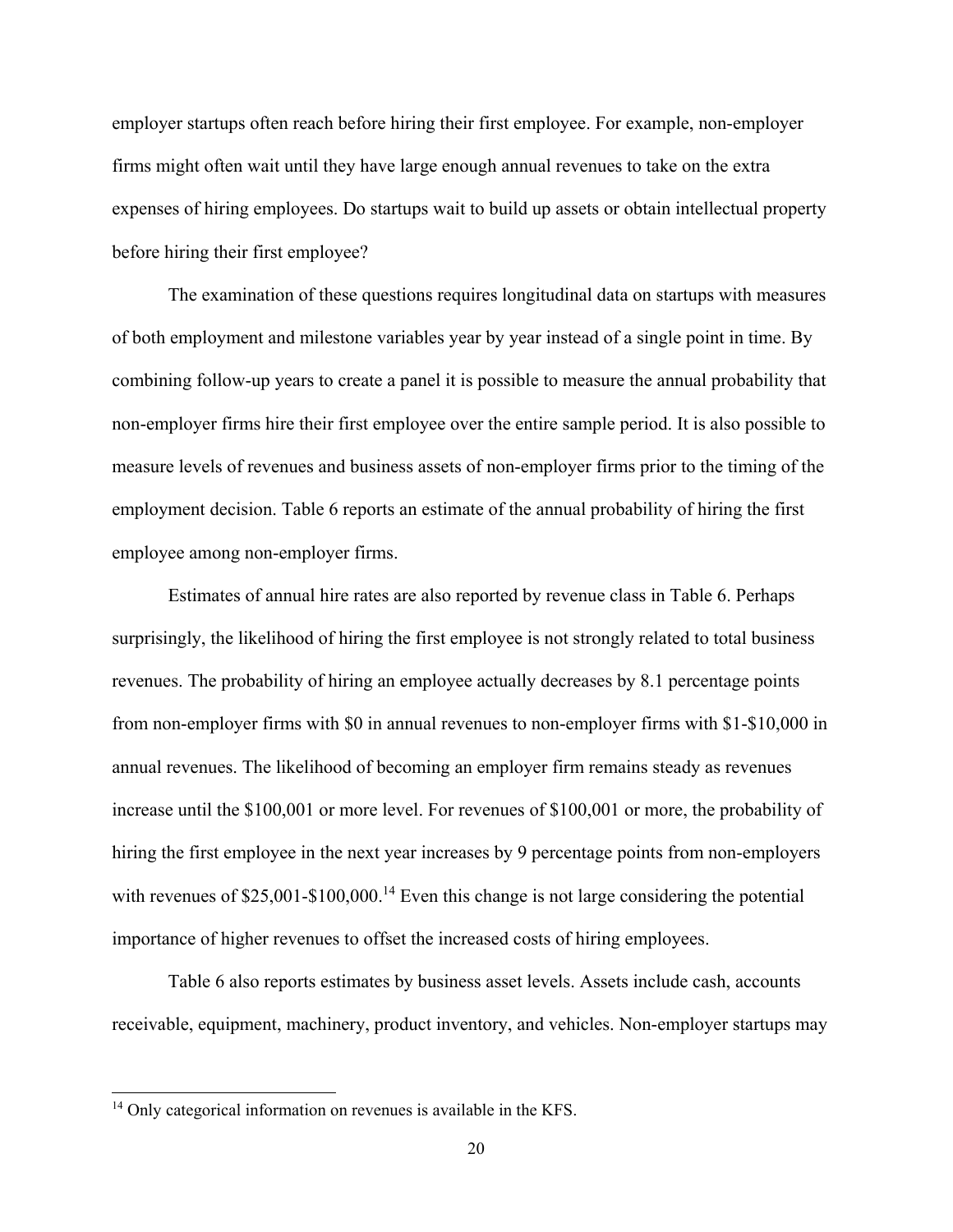employer startups often reach before hiring their first employee. For example, non-employer firms might often wait until they have large enough annual revenues to take on the extra expenses of hiring employees. Do startups wait to build up assets or obtain intellectual property before hiring their first employee?

The examination of these questions requires longitudinal data on startups with measures of both employment and milestone variables year by year instead of a single point in time. By combining follow-up years to create a panel it is possible to measure the annual probability that non-employer firms hire their first employee over the entire sample period. It is also possible to measure levels of revenues and business assets of non-employer firms prior to the timing of the employment decision. Table 6 reports an estimate of the annual probability of hiring the first employee among non-employer firms.

Estimates of annual hire rates are also reported by revenue class in Table 6. Perhaps surprisingly, the likelihood of hiring the first employee is not strongly related to total business revenues. The probability of hiring an employee actually decreases by 8.1 percentage points from non-employer firms with $0 in annual revenues to non-employer firms with $1-$10,000 in annual revenues. The likelihood of becoming an employer firm remains steady as revenues increase until the $100,001 or more level. For revenues of $100,001 or more, the probability of hiring the first employee in the next year increases by 9 percentage points from non-employers with revenues of $25,001-$100,000.[14] Even this change is not large considering the potential importance of higher revenues to offset the increased costs of hiring employees.

Table 6 also reports estimates by business asset levels. Assets include cash, accounts receivable, equipment, machinery, product inventory, and vehicles. Non-employer startups may

---

[14] Only categorical information on revenues is available in the KFS.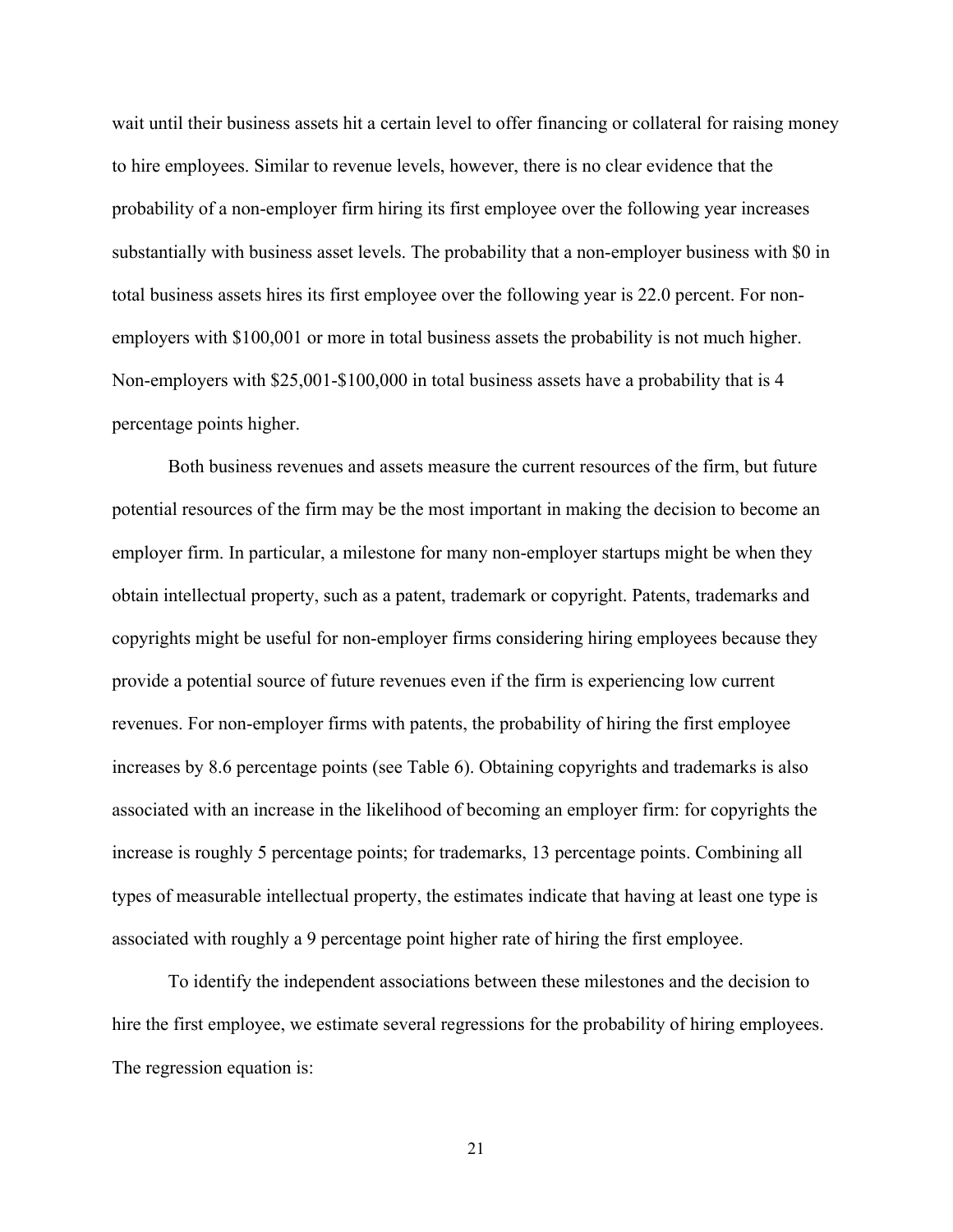wait until their business assets hit a certain level to offer financing or collateral for raising money to hire employees. Similar to revenue levels, however, there is no clear evidence that the probability of a non-employer firm hiring its first employee over the following year increases substantially with business asset levels. The probability that a non-employer business with $0 in total business assets hires its first employee over the following year is 22.0 percent. For non-employers with $100,001 or more in total business assets the probability is not much higher. Non-employers with $25,001-$100,000 in total business assets have a probability that is 4 percentage points higher.

Both business revenues and assets measure the current resources of the firm, but future potential resources of the firm may be the most important in making the decision to become an employer firm. In particular, a milestone for many non-employer startups might be when they obtain intellectual property, such as a patent, trademark or copyright. Patents, trademarks and copyrights might be useful for non-employer firms considering hiring employees because they provide a potential source of future revenues even if the firm is experiencing low current revenues. For non-employer firms with patents, the probability of hiring the first employee increases by 8.6 percentage points (see Table 6). Obtaining copyrights and trademarks is also associated with an increase in the likelihood of becoming an employer firm: for copyrights the increase is roughly 5 percentage points; for trademarks, 13 percentage points. Combining all types of measurable intellectual property, the estimates indicate that having at least one type is associated with roughly a 9 percentage point higher rate of hiring the first employee.

To identify the independent associations between these milestones and the decision to hire the first employee, we estimate several regressions for the probability of hiring employees. The regression equation is: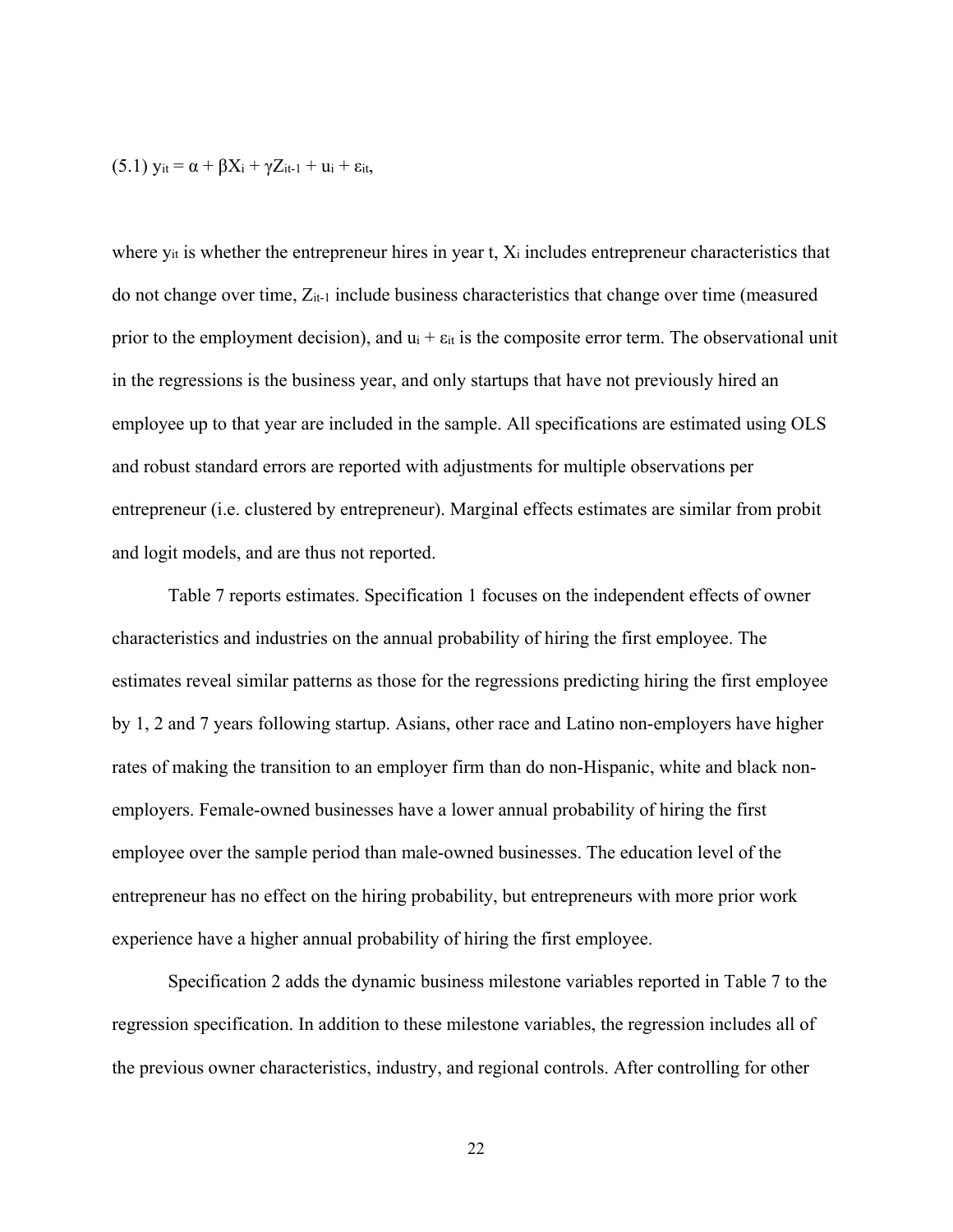(5.1) $y_{it} = \alpha + \beta X_i + \gamma Z_{it-1} + u_i + \varepsilon_{it}$,

where $y_{it}$ is whether the entrepreneur hires in year t, $X_i$ includes entrepreneur characteristics that do not change over time, $Z_{it-1}$ include business characteristics that change over time (measured prior to the employment decision), and $u_i + \varepsilon_{it}$ is the composite error term. The observational unit in the regressions is the business year, and only startups that have not previously hired an employee up to that year are included in the sample. All specifications are estimated using OLS and robust standard errors are reported with adjustments for multiple observations per entrepreneur (i.e. clustered by entrepreneur). Marginal effects estimates are similar from probit and logit models, and are thus not reported.

Table 7 reports estimates. Specification 1 focuses on the independent effects of owner characteristics and industries on the annual probability of hiring the first employee. The estimates reveal similar patterns as those for the regressions predicting hiring the first employee by 1, 2 and 7 years following startup. Asians, other race and Latino non-employers have higher rates of making the transition to an employer firm than do non-Hispanic, white and black non-employers. Female-owned businesses have a lower annual probability of hiring the first employee over the sample period than male-owned businesses. The education level of the entrepreneur has no effect on the hiring probability, but entrepreneurs with more prior work experience have a higher annual probability of hiring the first employee.

Specification 2 adds the dynamic business milestone variables reported in Table 7 to the regression specification. In addition to these milestone variables, the regression includes all of the previous owner characteristics, industry, and regional controls. After controlling for other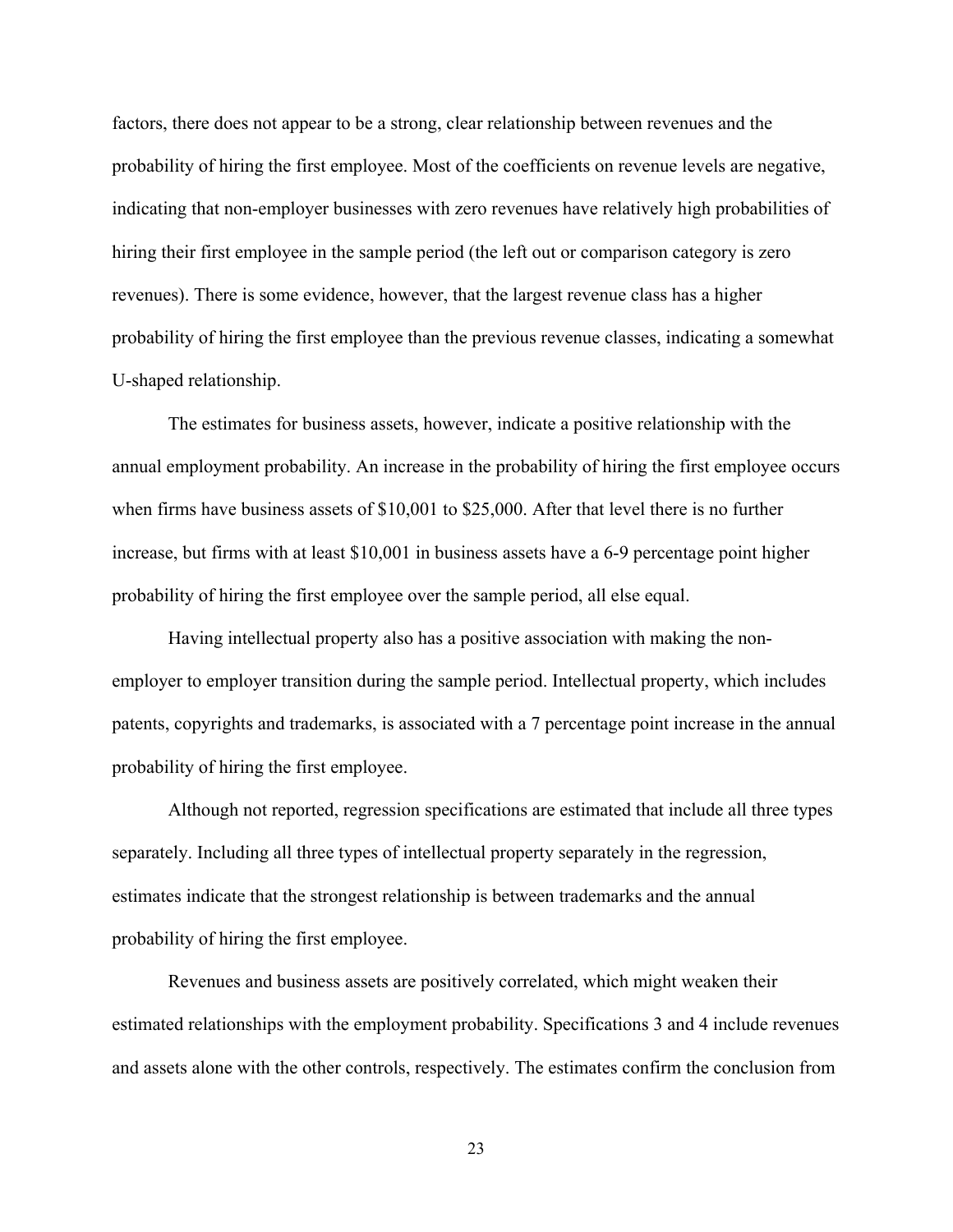factors, there does not appear to be a strong, clear relationship between revenues and the probability of hiring the first employee. Most of the coefficients on revenue levels are negative, indicating that non-employer businesses with zero revenues have relatively high probabilities of hiring their first employee in the sample period (the left out or comparison category is zero revenues). There is some evidence, however, that the largest revenue class has a higher probability of hiring the first employee than the previous revenue classes, indicating a somewhat U-shaped relationship.

The estimates for business assets, however, indicate a positive relationship with the annual employment probability. An increase in the probability of hiring the first employee occurs when firms have business assets of $10,001 to $25,000. After that level there is no further increase, but firms with at least $10,001 in business assets have a 6-9 percentage point higher probability of hiring the first employee over the sample period, all else equal.

Having intellectual property also has a positive association with making the non-employer to employer transition during the sample period. Intellectual property, which includes patents, copyrights and trademarks, is associated with a 7 percentage point increase in the annual probability of hiring the first employee.

Although not reported, regression specifications are estimated that include all three types separately. Including all three types of intellectual property separately in the regression, estimates indicate that the strongest relationship is between trademarks and the annual probability of hiring the first employee.

Revenues and business assets are positively correlated, which might weaken their estimated relationships with the employment probability. Specifications 3 and 4 include revenues and assets alone with the other controls, respectively. The estimates confirm the conclusion from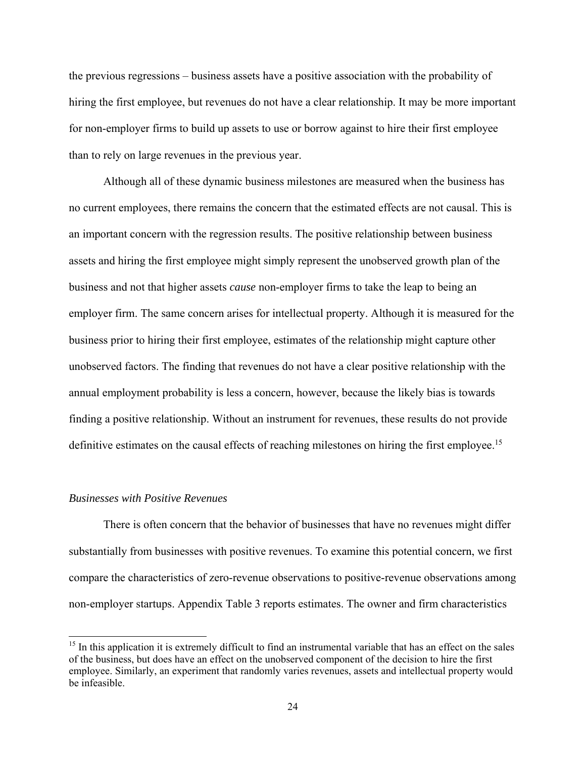the previous regressions – business assets have a positive association with the probability of hiring the first employee, but revenues do not have a clear relationship. It may be more important for non-employer firms to build up assets to use or borrow against to hire their first employee than to rely on large revenues in the previous year.

Although all of these dynamic business milestones are measured when the business has no current employees, there remains the concern that the estimated effects are not causal. This is an important concern with the regression results. The positive relationship between business assets and hiring the first employee might simply represent the unobserved growth plan of the business and not that higher assets *cause* non-employer firms to take the leap to being an employer firm. The same concern arises for intellectual property. Although it is measured for the business prior to hiring their first employee, estimates of the relationship might capture other unobserved factors. The finding that revenues do not have a clear positive relationship with the annual employment probability is less a concern, however, because the likely bias is towards finding a positive relationship. Without an instrument for revenues, these results do not provide definitive estimates on the causal effects of reaching milestones on hiring the first employee.[15]

*Businesses with Positive Revenues*

There is often concern that the behavior of businesses that have no revenues might differ substantially from businesses with positive revenues. To examine this potential concern, we first compare the characteristics of zero-revenue observations to positive-revenue observations among non-employer startups. Appendix Table 3 reports estimates. The owner and firm characteristics

[15] In this application it is extremely difficult to find an instrumental variable that has an effect on the sales of the business, but does have an effect on the unobserved component of the decision to hire the first employee. Similarly, an experiment that randomly varies revenues, assets and intellectual property would be infeasible.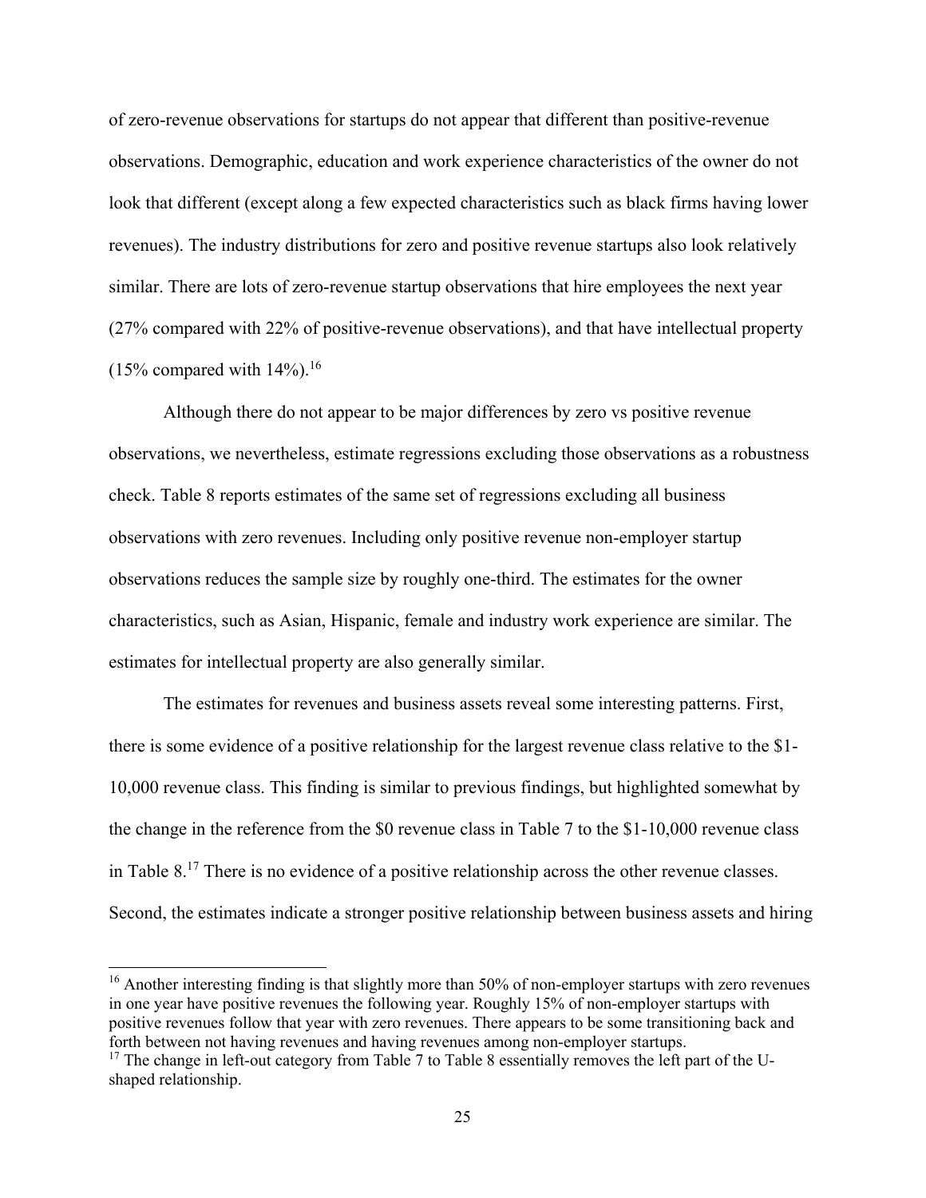of zero-revenue observations for startups do not appear that different than positive-revenue observations. Demographic, education and work experience characteristics of the owner do not look that different (except along a few expected characteristics such as black firms having lower revenues). The industry distributions for zero and positive revenue startups also look relatively similar. There are lots of zero-revenue startup observations that hire employees the next year (27% compared with 22% of positive-revenue observations), and that have intellectual property (15% compared with 14%).[16]

Although there do not appear to be major differences by zero vs positive revenue observations, we nevertheless, estimate regressions excluding those observations as a robustness check. Table 8 reports estimates of the same set of regressions excluding all business observations with zero revenues. Including only positive revenue non-employer startup observations reduces the sample size by roughly one-third. The estimates for the owner characteristics, such as Asian, Hispanic, female and industry work experience are similar. The estimates for intellectual property are also generally similar.

The estimates for revenues and business assets reveal some interesting patterns. First, there is some evidence of a positive relationship for the largest revenue class relative to the $1-10,000 revenue class. This finding is similar to previous findings, but highlighted somewhat by the change in the reference from the $0 revenue class in Table 7 to the $1-10,000 revenue class in Table 8.[17] There is no evidence of a positive relationship across the other revenue classes. Second, the estimates indicate a stronger positive relationship between business assets and hiring

---

[16] Another interesting finding is that slightly more than 50% of non-employer startups with zero revenues in one year have positive revenues the following year. Roughly 15% of non-employer startups with positive revenues follow that year with zero revenues. There appears to be some transitioning back and forth between not having revenues and having revenues among non-employer startups.

[17] The change in left-out category from Table 7 to Table 8 essentially removes the left part of the U-shaped relationship.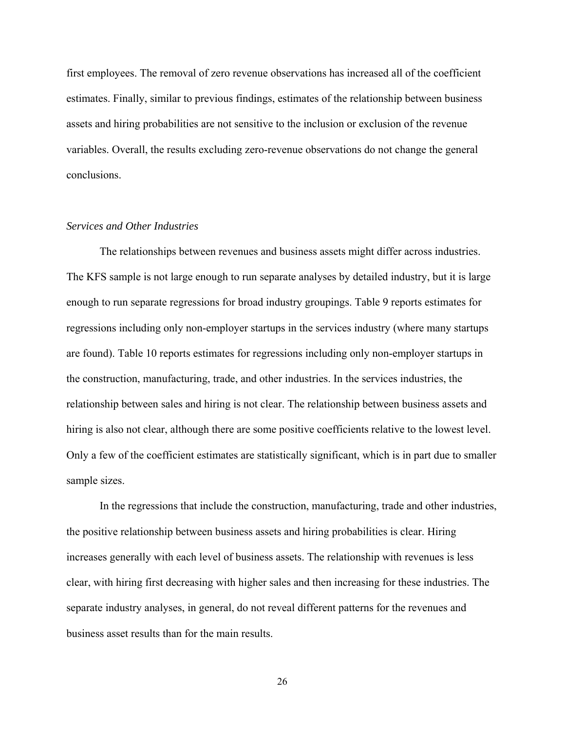first employees. The removal of zero revenue observations has increased all of the coefficient estimates. Finally, similar to previous findings, estimates of the relationship between business assets and hiring probabilities are not sensitive to the inclusion or exclusion of the revenue variables. Overall, the results excluding zero-revenue observations do not change the general conclusions.

*Services and Other Industries*

The relationships between revenues and business assets might differ across industries. The KFS sample is not large enough to run separate analyses by detailed industry, but it is large enough to run separate regressions for broad industry groupings. Table 9 reports estimates for regressions including only non-employer startups in the services industry (where many startups are found). Table 10 reports estimates for regressions including only non-employer startups in the construction, manufacturing, trade, and other industries. In the services industries, the relationship between sales and hiring is not clear. The relationship between business assets and hiring is also not clear, although there are some positive coefficients relative to the lowest level. Only a few of the coefficient estimates are statistically significant, which is in part due to smaller sample sizes.

In the regressions that include the construction, manufacturing, trade and other industries, the positive relationship between business assets and hiring probabilities is clear. Hiring increases generally with each level of business assets. The relationship with revenues is less clear, with hiring first decreasing with higher sales and then increasing for these industries. The separate industry analyses, in general, do not reveal different patterns for the revenues and business asset results than for the main results.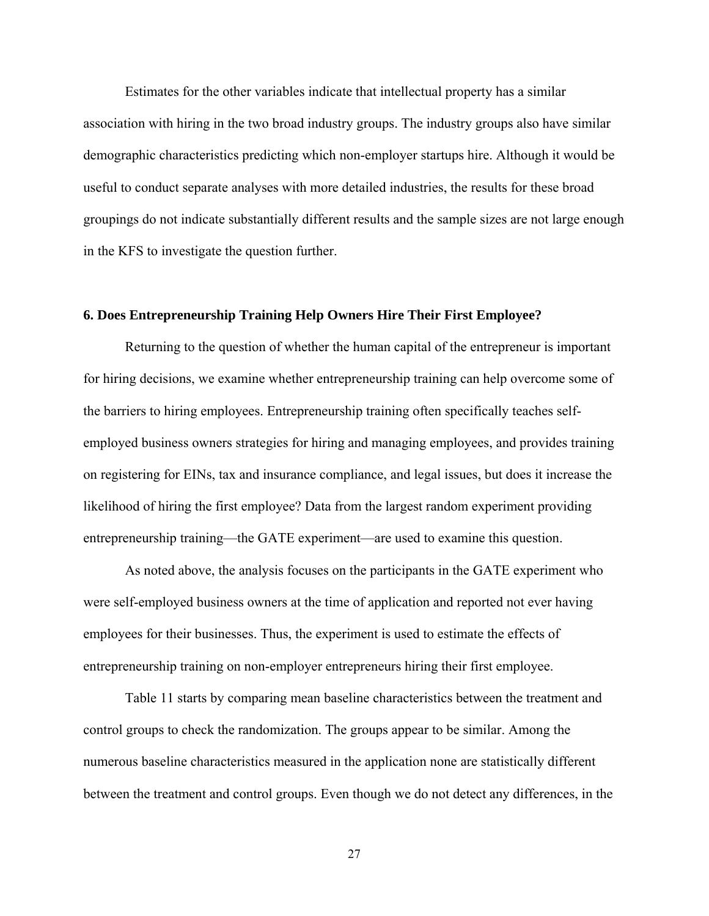Estimates for the other variables indicate that intellectual property has a similar association with hiring in the two broad industry groups. The industry groups also have similar demographic characteristics predicting which non-employer startups hire. Although it would be useful to conduct separate analyses with more detailed industries, the results for these broad groupings do not indicate substantially different results and the sample sizes are not large enough in the KFS to investigate the question further.

## 6. Does Entrepreneurship Training Help Owners Hire Their First Employee?

Returning to the question of whether the human capital of the entrepreneur is important for hiring decisions, we examine whether entrepreneurship training can help overcome some of the barriers to hiring employees. Entrepreneurship training often specifically teaches self-employed business owners strategies for hiring and managing employees, and provides training on registering for EINs, tax and insurance compliance, and legal issues, but does it increase the likelihood of hiring the first employee? Data from the largest random experiment providing entrepreneurship training—the GATE experiment—are used to examine this question.

As noted above, the analysis focuses on the participants in the GATE experiment who were self-employed business owners at the time of application and reported not ever having employees for their businesses. Thus, the experiment is used to estimate the effects of entrepreneurship training on non-employer entrepreneurs hiring their first employee.

Table 11 starts by comparing mean baseline characteristics between the treatment and control groups to check the randomization. The groups appear to be similar. Among the numerous baseline characteristics measured in the application none are statistically different between the treatment and control groups. Even though we do not detect any differences, in the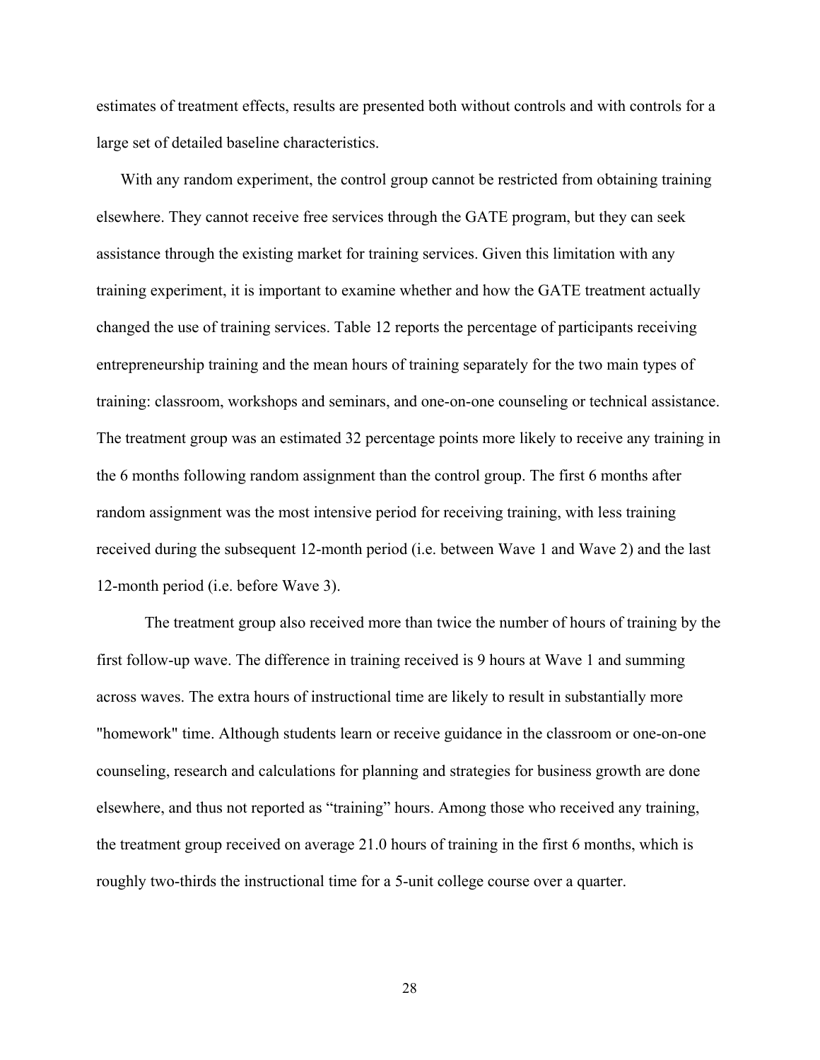estimates of treatment effects, results are presented both without controls and with controls for a large set of detailed baseline characteristics.

With any random experiment, the control group cannot be restricted from obtaining training elsewhere. They cannot receive free services through the GATE program, but they can seek assistance through the existing market for training services. Given this limitation with any training experiment, it is important to examine whether and how the GATE treatment actually changed the use of training services. Table 12 reports the percentage of participants receiving entrepreneurship training and the mean hours of training separately for the two main types of training: classroom, workshops and seminars, and one-on-one counseling or technical assistance. The treatment group was an estimated 32 percentage points more likely to receive any training in the 6 months following random assignment than the control group. The first 6 months after random assignment was the most intensive period for receiving training, with less training received during the subsequent 12-month period (i.e. between Wave 1 and Wave 2) and the last 12-month period (i.e. before Wave 3).

The treatment group also received more than twice the number of hours of training by the first follow-up wave. The difference in training received is 9 hours at Wave 1 and summing across waves. The extra hours of instructional time are likely to result in substantially more "homework" time. Although students learn or receive guidance in the classroom or one-on-one counseling, research and calculations for planning and strategies for business growth are done elsewhere, and thus not reported as “training” hours. Among those who received any training, the treatment group received on average 21.0 hours of training in the first 6 months, which is roughly two-thirds the instructional time for a 5-unit college course over a quarter.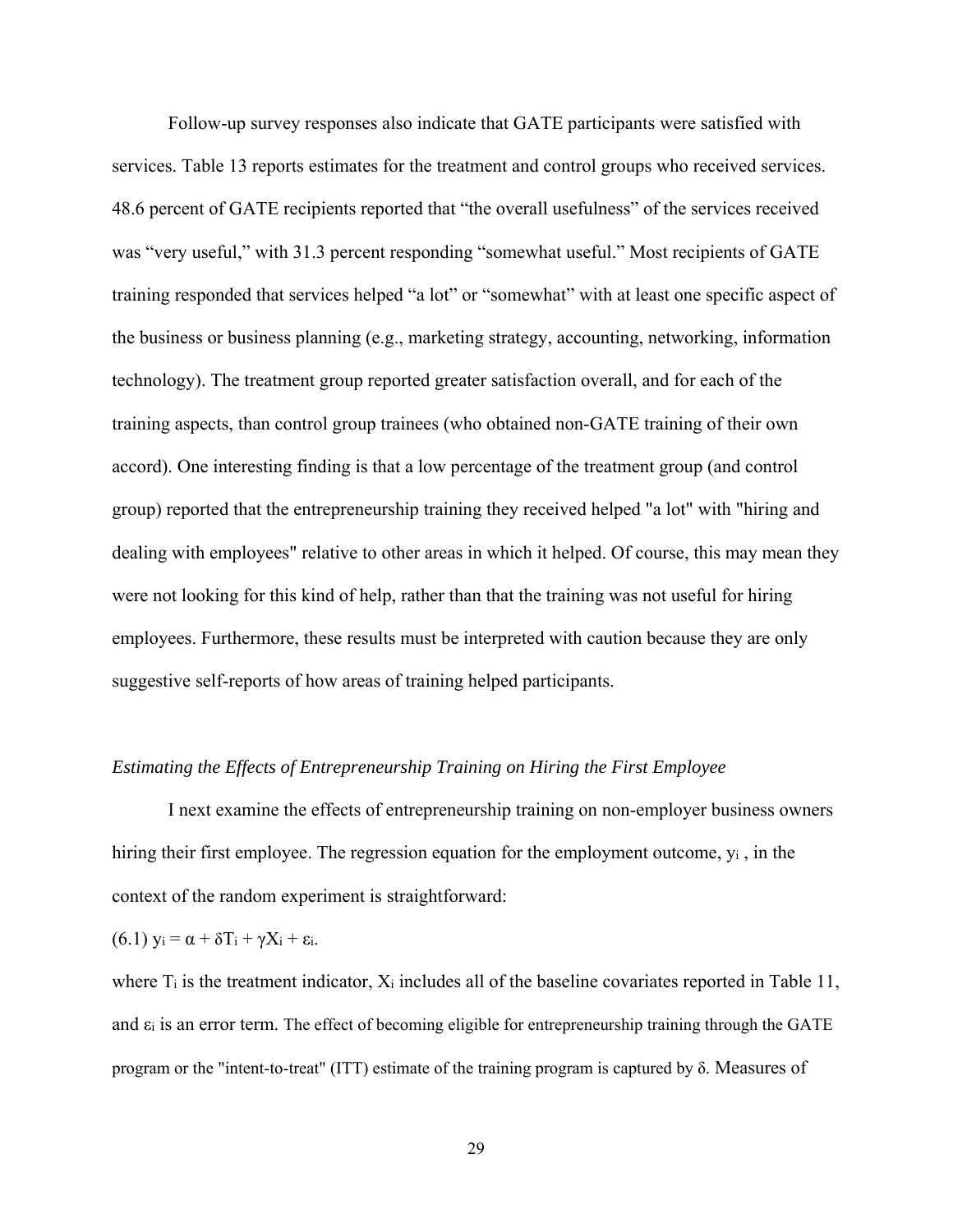Follow-up survey responses also indicate that GATE participants were satisfied with services. Table 13 reports estimates for the treatment and control groups who received services. 48.6 percent of GATE recipients reported that "the overall usefulness" of the services received was "very useful," with 31.3 percent responding "somewhat useful." Most recipients of GATE training responded that services helped "a lot" or "somewhat" with at least one specific aspect of the business or business planning (e.g., marketing strategy, accounting, networking, information technology). The treatment group reported greater satisfaction overall, and for each of the training aspects, than control group trainees (who obtained non-GATE training of their own accord). One interesting finding is that a low percentage of the treatment group (and control group) reported that the entrepreneurship training they received helped "a lot" with "hiring and dealing with employees" relative to other areas in which it helped. Of course, this may mean they were not looking for this kind of help, rather than that the training was not useful for hiring employees. Furthermore, these results must be interpreted with caution because they are only suggestive self-reports of how areas of training helped participants.

*Estimating the Effects of Entrepreneurship Training on Hiring the First Employee*

I next examine the effects of entrepreneurship training on non-employer business owners hiring their first employee. The regression equation for the employment outcome, $y_i$ , in the context of the random experiment is straightforward:

(6.1) $y_i = \alpha + \delta T_i + \gamma X_i + \varepsilon_i$.

where $T_i$ is the treatment indicator, $X_i$ includes all of the baseline covariates reported in Table 11, and $\varepsilon_i$ is an error term. The effect of becoming eligible for entrepreneurship training through the GATE program or the "intent-to-treat" (ITT) estimate of the training program is captured by $\delta$. Measures of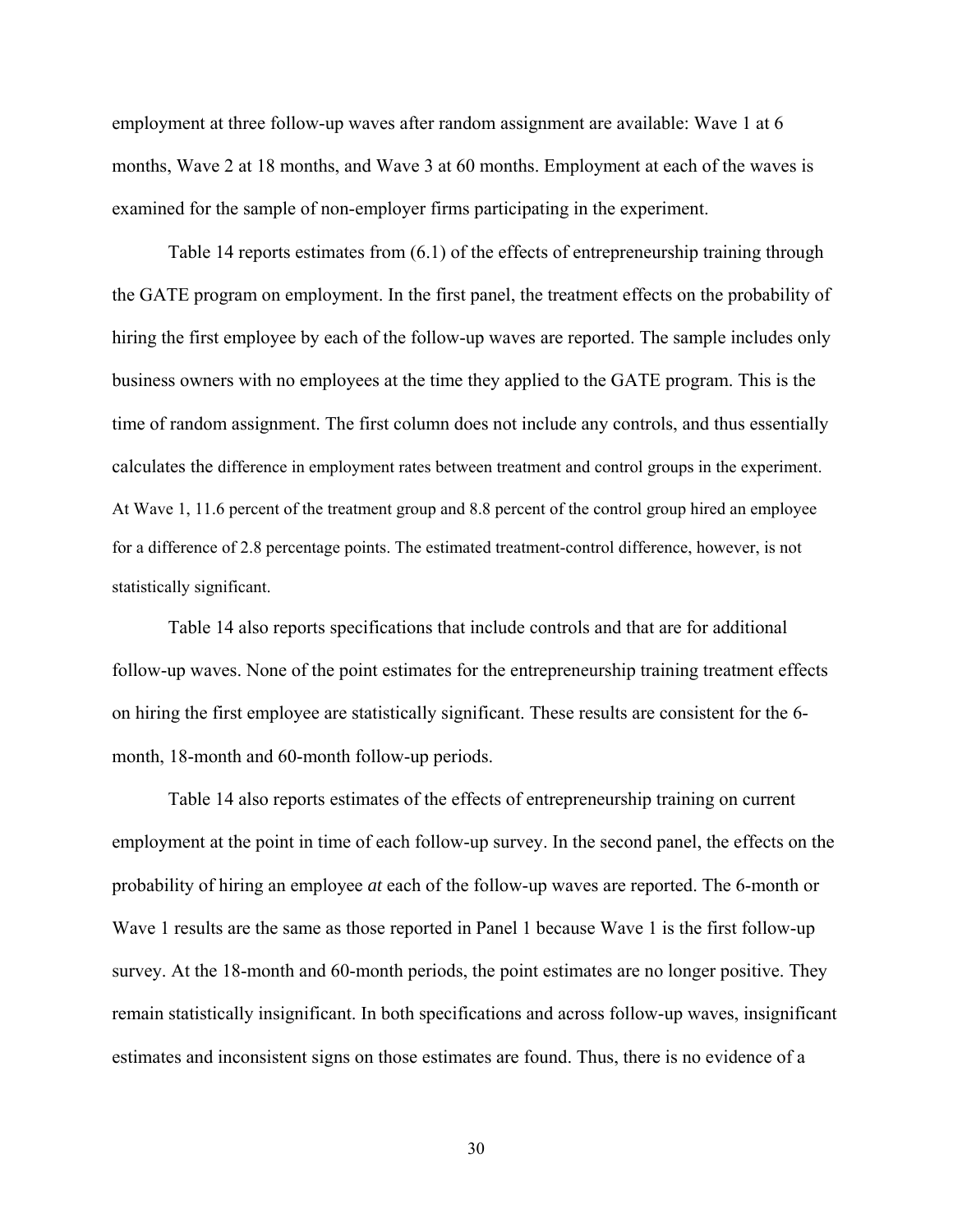employment at three follow-up waves after random assignment are available: Wave 1 at 6 months, Wave 2 at 18 months, and Wave 3 at 60 months. Employment at each of the waves is examined for the sample of non-employer firms participating in the experiment.

Table 14 reports estimates from (6.1) of the effects of entrepreneurship training through the GATE program on employment. In the first panel, the treatment effects on the probability of hiring the first employee by each of the follow-up waves are reported. The sample includes only business owners with no employees at the time they applied to the GATE program. This is the time of random assignment. The first column does not include any controls, and thus essentially calculates the difference in employment rates between treatment and control groups in the experiment. At Wave 1, 11.6 percent of the treatment group and 8.8 percent of the control group hired an employee for a difference of 2.8 percentage points. The estimated treatment-control difference, however, is not statistically significant.

Table 14 also reports specifications that include controls and that are for additional follow-up waves. None of the point estimates for the entrepreneurship training treatment effects on hiring the first employee are statistically significant. These results are consistent for the 6-month, 18-month and 60-month follow-up periods.

Table 14 also reports estimates of the effects of entrepreneurship training on current employment at the point in time of each follow-up survey. In the second panel, the effects on the probability of hiring an employee *at* each of the follow-up waves are reported. The 6-month or Wave 1 results are the same as those reported in Panel 1 because Wave 1 is the first follow-up survey. At the 18-month and 60-month periods, the point estimates are no longer positive. They remain statistically insignificant. In both specifications and across follow-up waves, insignificant estimates and inconsistent signs on those estimates are found. Thus, there is no evidence of a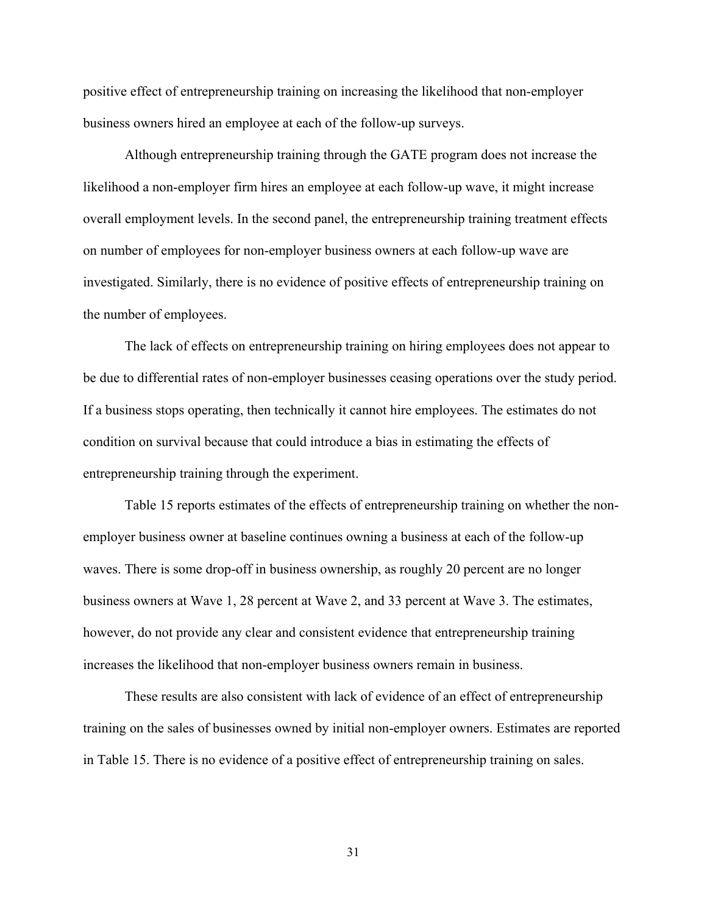positive effect of entrepreneurship training on increasing the likelihood that non-employer business owners hired an employee at each of the follow-up surveys.

Although entrepreneurship training through the GATE program does not increase the likelihood a non-employer firm hires an employee at each follow-up wave, it might increase overall employment levels. In the second panel, the entrepreneurship training treatment effects on number of employees for non-employer business owners at each follow-up wave are investigated. Similarly, there is no evidence of positive effects of entrepreneurship training on the number of employees.

The lack of effects on entrepreneurship training on hiring employees does not appear to be due to differential rates of non-employer businesses ceasing operations over the study period. If a business stops operating, then technically it cannot hire employees. The estimates do not condition on survival because that could introduce a bias in estimating the effects of entrepreneurship training through the experiment.

Table 15 reports estimates of the effects of entrepreneurship training on whether the non-employer business owner at baseline continues owning a business at each of the follow-up waves. There is some drop-off in business ownership, as roughly 20 percent are no longer business owners at Wave 1, 28 percent at Wave 2, and 33 percent at Wave 3. The estimates, however, do not provide any clear and consistent evidence that entrepreneurship training increases the likelihood that non-employer business owners remain in business.

These results are also consistent with lack of evidence of an effect of entrepreneurship training on the sales of businesses owned by initial non-employer owners. Estimates are reported in Table 15. There is no evidence of a positive effect of entrepreneurship training on sales.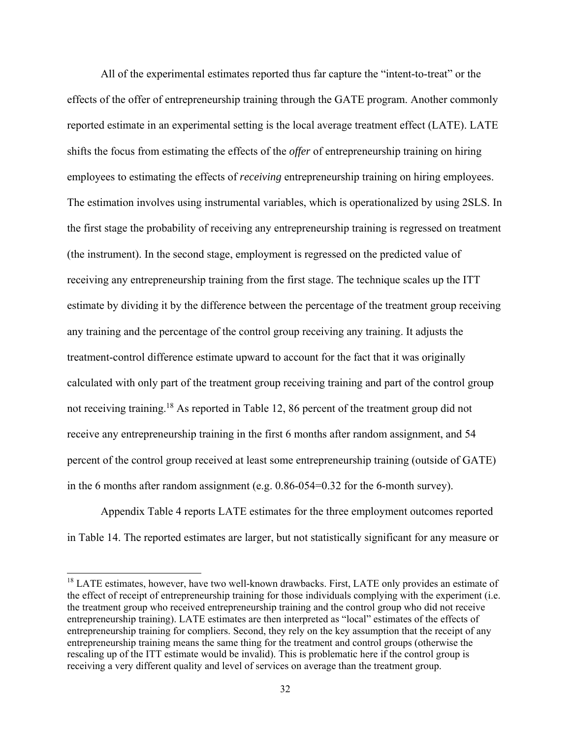All of the experimental estimates reported thus far capture the "intent-to-treat" or the effects of the offer of entrepreneurship training through the GATE program. Another commonly reported estimate in an experimental setting is the local average treatment effect (LATE). LATE shifts the focus from estimating the effects of the *offer* of entrepreneurship training on hiring employees to estimating the effects of *receiving* entrepreneurship training on hiring employees. The estimation involves using instrumental variables, which is operationalized by using 2SLS. In the first stage the probability of receiving any entrepreneurship training is regressed on treatment (the instrument). In the second stage, employment is regressed on the predicted value of receiving any entrepreneurship training from the first stage. The technique scales up the ITT estimate by dividing it by the difference between the percentage of the treatment group receiving any training and the percentage of the control group receiving any training. It adjusts the treatment-control difference estimate upward to account for the fact that it was originally calculated with only part of the treatment group receiving training and part of the control group not receiving training.[18] As reported in Table 12, 86 percent of the treatment group did not receive any entrepreneurship training in the first 6 months after random assignment, and 54 percent of the control group received at least some entrepreneurship training (outside of GATE) in the 6 months after random assignment (e.g. 0.86-054=0.32 for the 6-month survey).

Appendix Table 4 reports LATE estimates for the three employment outcomes reported in Table 14. The reported estimates are larger, but not statistically significant for any measure or

[18] LATE estimates, however, have two well-known drawbacks. First, LATE only provides an estimate of the effect of receipt of entrepreneurship training for those individuals complying with the experiment (i.e. the treatment group who received entrepreneurship training and the control group who did not receive entrepreneurship training). LATE estimates are then interpreted as "local" estimates of the effects of entrepreneurship training for compliers. Second, they rely on the key assumption that the receipt of any entrepreneurship training means the same thing for the treatment and control groups (otherwise the rescaling up of the ITT estimate would be invalid). This is problematic here if the control group is receiving a very different quality and level of services on average than the treatment group.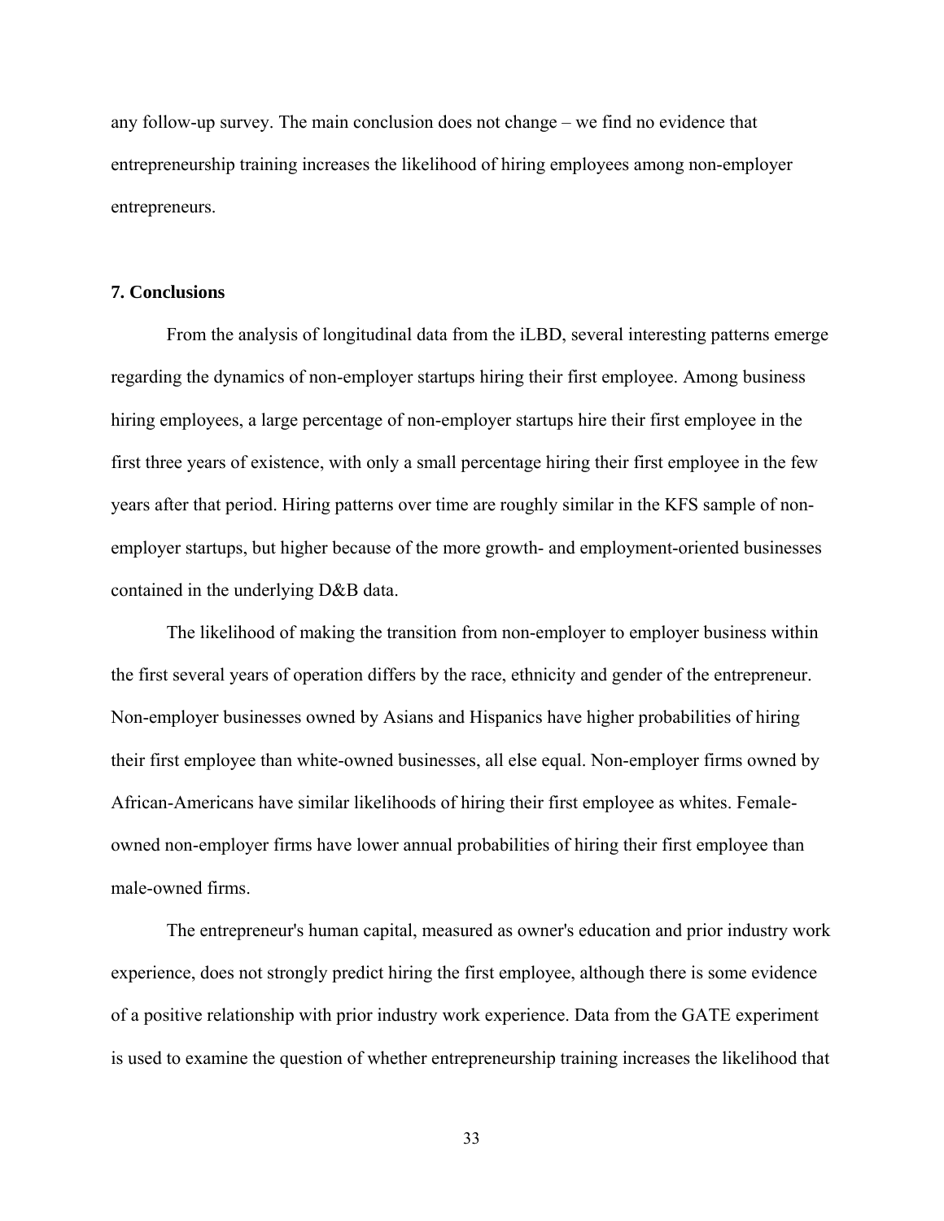any follow-up survey. The main conclusion does not change – we find no evidence that entrepreneurship training increases the likelihood of hiring employees among non-employer entrepreneurs.

**7. Conclusions**

From the analysis of longitudinal data from the iLBD, several interesting patterns emerge regarding the dynamics of non-employer startups hiring their first employee. Among business hiring employees, a large percentage of non-employer startups hire their first employee in the first three years of existence, with only a small percentage hiring their first employee in the few years after that period. Hiring patterns over time are roughly similar in the KFS sample of non-employer startups, but higher because of the more growth- and employment-oriented businesses contained in the underlying D&B data.

The likelihood of making the transition from non-employer to employer business within the first several years of operation differs by the race, ethnicity and gender of the entrepreneur. Non-employer businesses owned by Asians and Hispanics have higher probabilities of hiring their first employee than white-owned businesses, all else equal. Non-employer firms owned by African-Americans have similar likelihoods of hiring their first employee as whites. Female-owned non-employer firms have lower annual probabilities of hiring their first employee than male-owned firms.

The entrepreneur's human capital, measured as owner's education and prior industry work experience, does not strongly predict hiring the first employee, although there is some evidence of a positive relationship with prior industry work experience. Data from the GATE experiment is used to examine the question of whether entrepreneurship training increases the likelihood that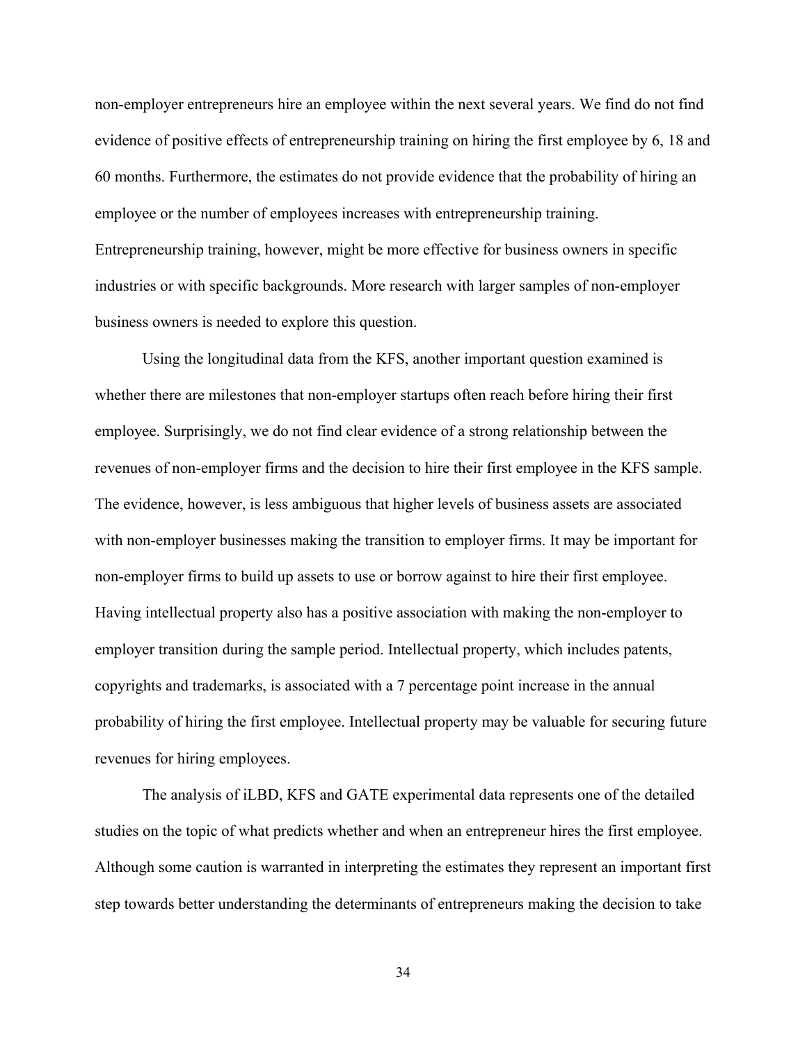non-employer entrepreneurs hire an employee within the next several years. We find do not find evidence of positive effects of entrepreneurship training on hiring the first employee by 6, 18 and 60 months. Furthermore, the estimates do not provide evidence that the probability of hiring an employee or the number of employees increases with entrepreneurship training. Entrepreneurship training, however, might be more effective for business owners in specific industries or with specific backgrounds. More research with larger samples of non-employer business owners is needed to explore this question.

Using the longitudinal data from the KFS, another important question examined is whether there are milestones that non-employer startups often reach before hiring their first employee. Surprisingly, we do not find clear evidence of a strong relationship between the revenues of non-employer firms and the decision to hire their first employee in the KFS sample. The evidence, however, is less ambiguous that higher levels of business assets are associated with non-employer businesses making the transition to employer firms. It may be important for non-employer firms to build up assets to use or borrow against to hire their first employee. Having intellectual property also has a positive association with making the non-employer to employer transition during the sample period. Intellectual property, which includes patents, copyrights and trademarks, is associated with a 7 percentage point increase in the annual probability of hiring the first employee. Intellectual property may be valuable for securing future revenues for hiring employees.

The analysis of iLBD, KFS and GATE experimental data represents one of the detailed studies on the topic of what predicts whether and when an entrepreneur hires the first employee. Although some caution is warranted in interpreting the estimates they represent an important first step towards better understanding the determinants of entrepreneurs making the decision to take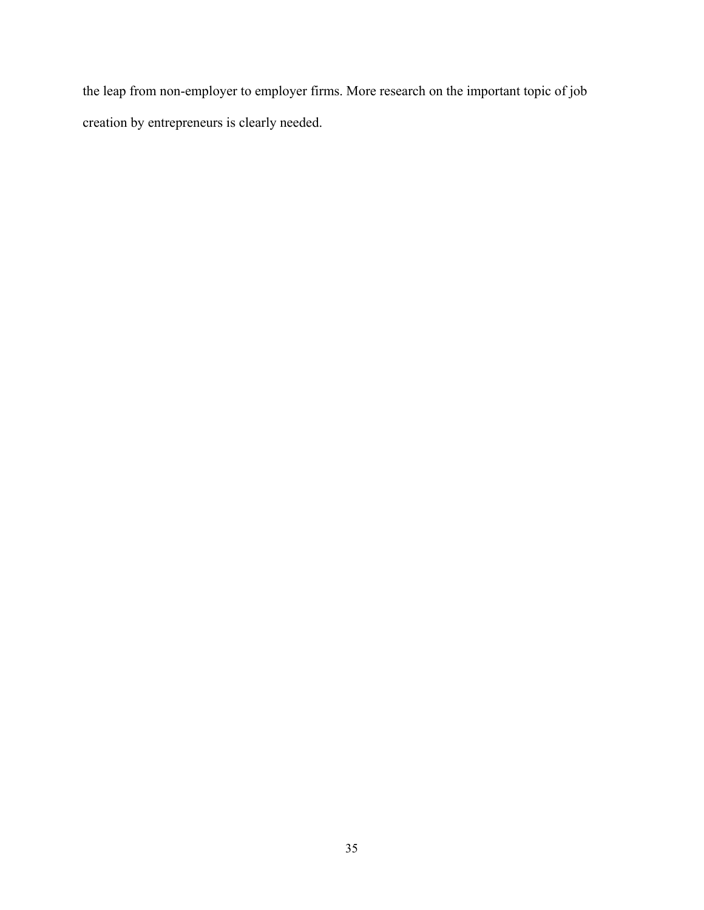the leap from non-employer to employer firms. More research on the important topic of job creation by entrepreneurs is clearly needed.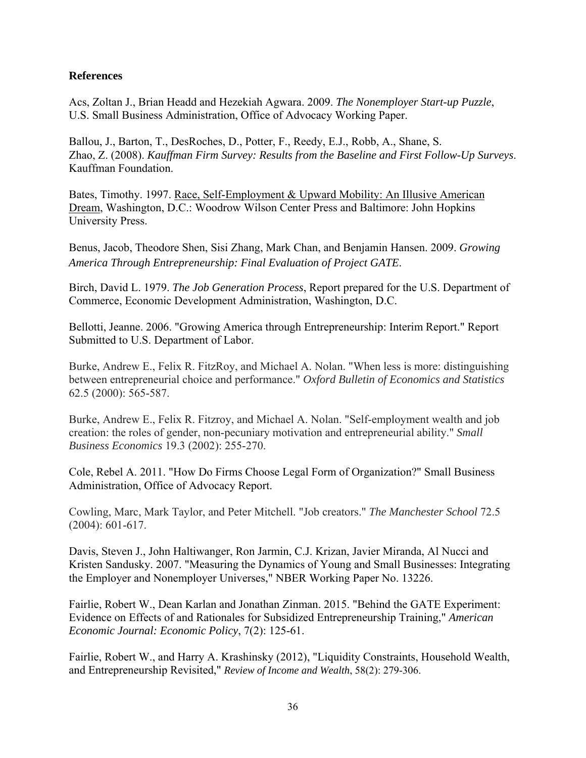**References**

Acs, Zoltan J., Brian Headd and Hezekiah Agwara. 2009. *The Nonemployer Start-up Puzzle*, U.S. Small Business Administration, Office of Advocacy Working Paper.

Ballou, J., Barton, T., DesRoches, D., Potter, F., Reedy, E.J., Robb, A., Shane, S. Zhao, Z. (2008). *Kauffman Firm Survey: Results from the Baseline and First Follow-Up Surveys*. Kauffman Foundation.

Bates, Timothy. 1997. Race, Self-Employment & Upward Mobility: An Illusive American Dream, Washington, D.C.: Woodrow Wilson Center Press and Baltimore: John Hopkins University Press.

Benus, Jacob, Theodore Shen, Sisi Zhang, Mark Chan, and Benjamin Hansen. 2009. *Growing America Through Entrepreneurship: Final Evaluation of Project GATE*.

Birch, David L. 1979. *The Job Generation Process*, Report prepared for the U.S. Department of Commerce, Economic Development Administration, Washington, D.C.

Bellotti, Jeanne. 2006. "Growing America through Entrepreneurship: Interim Report." Report Submitted to U.S. Department of Labor.

Burke, Andrew E., Felix R. FitzRoy, and Michael A. Nolan. "When less is more: distinguishing between entrepreneurial choice and performance." *Oxford Bulletin of Economics and Statistics* 62.5 (2000): 565-587.

Burke, Andrew E., Felix R. Fitzroy, and Michael A. Nolan. "Self-employment wealth and job creation: the roles of gender, non-pecuniary motivation and entrepreneurial ability." *Small Business Economics* 19.3 (2002): 255-270.

Cole, Rebel A. 2011. "How Do Firms Choose Legal Form of Organization?" Small Business Administration, Office of Advocacy Report.

Cowling, Marc, Mark Taylor, and Peter Mitchell. "Job creators." *The Manchester School* 72.5 (2004): 601-617.

Davis, Steven J., John Haltiwanger, Ron Jarmin, C.J. Krizan, Javier Miranda, Al Nucci and Kristen Sandusky. 2007. "Measuring the Dynamics of Young and Small Businesses: Integrating the Employer and Nonemployer Universes," NBER Working Paper No. 13226.

Fairlie, Robert W., Dean Karlan and Jonathan Zinman. 2015. "Behind the GATE Experiment: Evidence on Effects of and Rationales for Subsidized Entrepreneurship Training," *American Economic Journal: Economic Policy*, 7(2): 125-61.

Fairlie, Robert W., and Harry A. Krashinsky (2012), "Liquidity Constraints, Household Wealth, and Entrepreneurship Revisited," *Review of Income and Wealth*, 58(2): 279-306.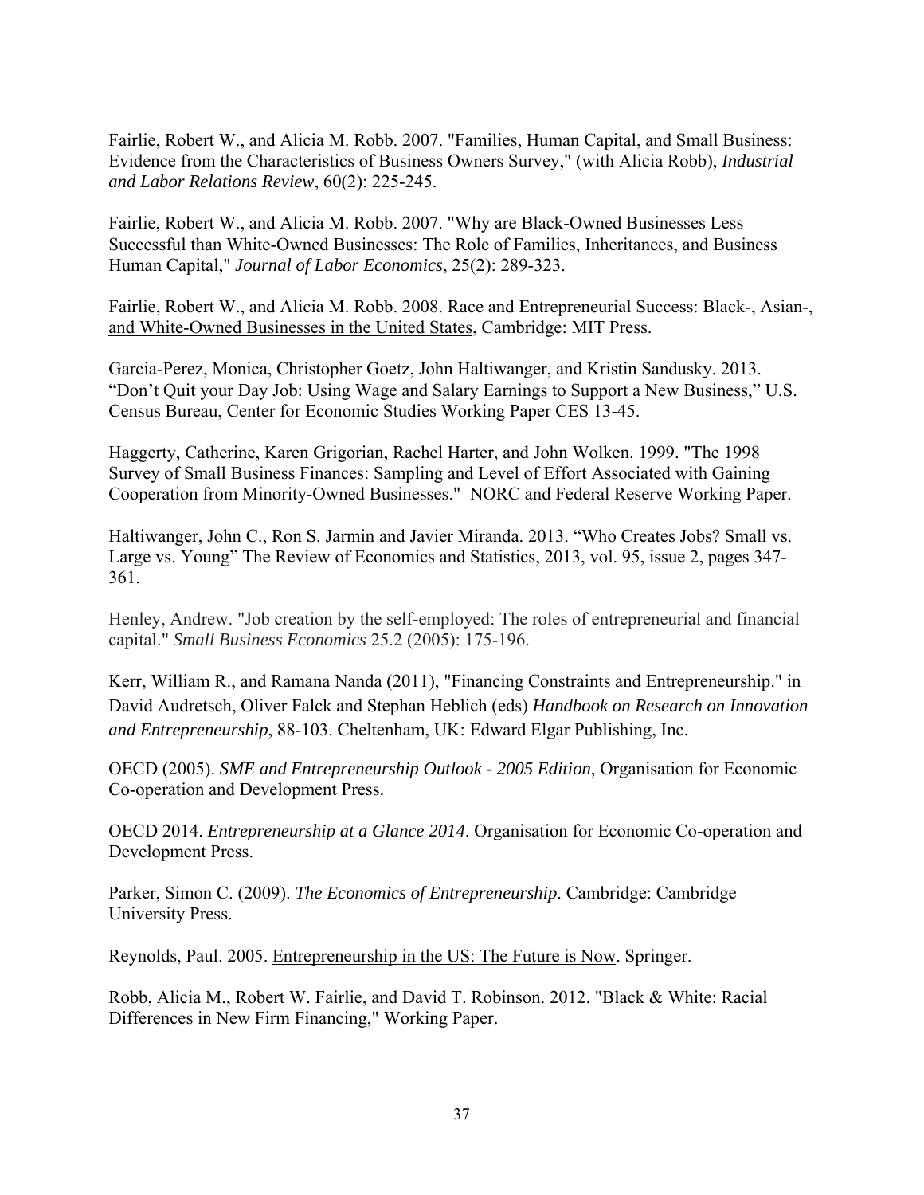Fairlie, Robert W., and Alicia M. Robb. 2007. "Families, Human Capital, and Small Business: Evidence from the Characteristics of Business Owners Survey," (with Alicia Robb), *Industrial and Labor Relations Review*, 60(2): 225-245.

Fairlie, Robert W., and Alicia M. Robb. 2007. "Why are Black-Owned Businesses Less Successful than White-Owned Businesses: The Role of Families, Inheritances, and Business Human Capital," *Journal of Labor Economics*, 25(2): 289-323.

Fairlie, Robert W., and Alicia M. Robb. 2008. Race and Entrepreneurial Success: Black-, Asian-, and White-Owned Businesses in the United States, Cambridge: MIT Press.

Garcia-Perez, Monica, Christopher Goetz, John Haltiwanger, and Kristin Sandusky. 2013. "Don't Quit your Day Job: Using Wage and Salary Earnings to Support a New Business," U.S. Census Bureau, Center for Economic Studies Working Paper CES 13-45.

Haggerty, Catherine, Karen Grigorian, Rachel Harter, and John Wolken. 1999. "The 1998 Survey of Small Business Finances: Sampling and Level of Effort Associated with Gaining Cooperation from Minority-Owned Businesses." NORC and Federal Reserve Working Paper.

Haltiwanger, John C., Ron S. Jarmin and Javier Miranda. 2013. "Who Creates Jobs? Small vs. Large vs. Young" The Review of Economics and Statistics, 2013, vol. 95, issue 2, pages 347-361.

Henley, Andrew. "Job creation by the self-employed: The roles of entrepreneurial and financial capital." *Small Business Economics* 25.2 (2005): 175-196.

Kerr, William R., and Ramana Nanda (2011), "Financing Constraints and Entrepreneurship." in David Audretsch, Oliver Falck and Stephan Heblich (eds) *Handbook on Research on Innovation and Entrepreneurship*, 88-103. Cheltenham, UK: Edward Elgar Publishing, Inc.

OECD (2005). *SME and Entrepreneurship Outlook - 2005 Edition*, Organisation for Economic Co-operation and Development Press.

OECD 2014. *Entrepreneurship at a Glance 2014*. Organisation for Economic Co-operation and Development Press.

Parker, Simon C. (2009). *The Economics of Entrepreneurship*. Cambridge: Cambridge University Press.

Reynolds, Paul. 2005. Entrepreneurship in the US: The Future is Now. Springer.

Robb, Alicia M., Robert W. Fairlie, and David T. Robinson. 2012. "Black & White: Racial Differences in New Firm Financing," Working Paper.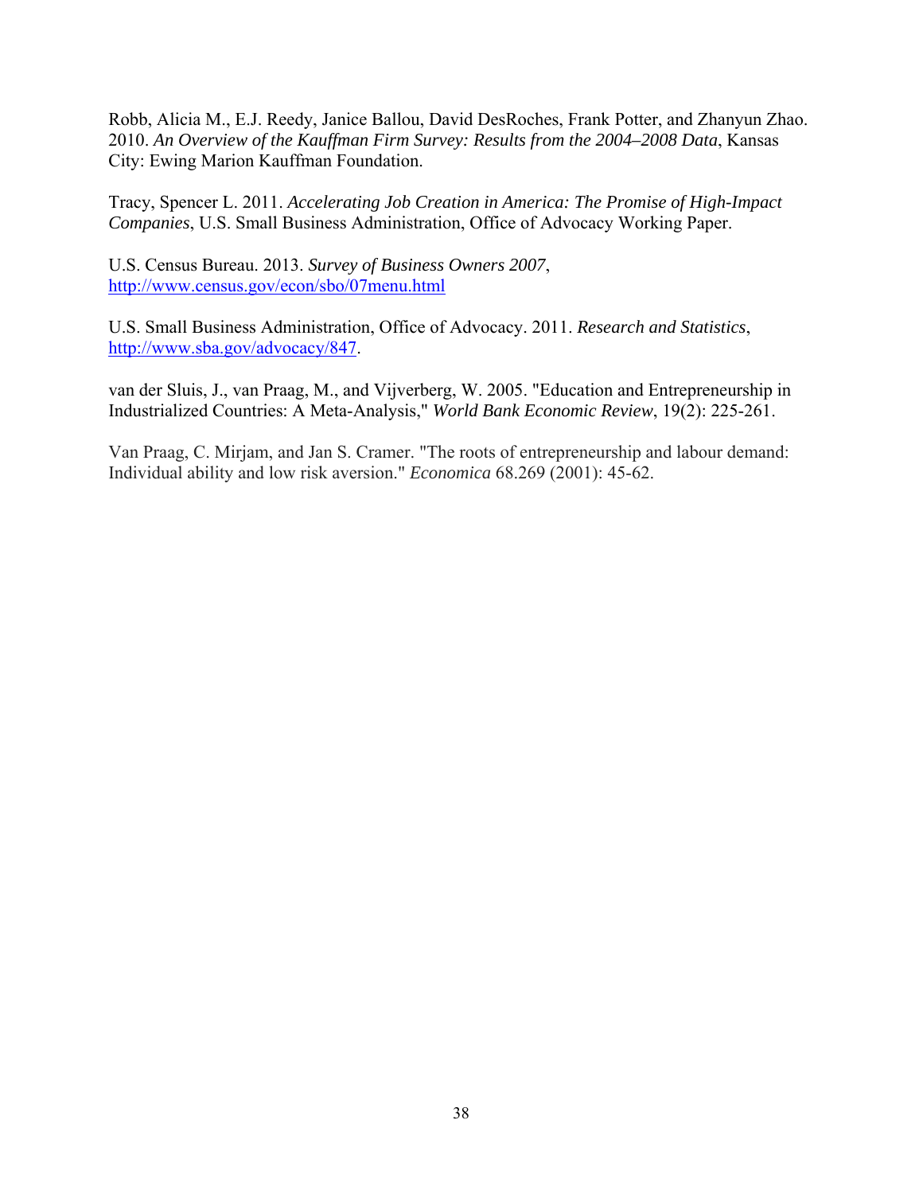Robb, Alicia M., E.J. Reedy, Janice Ballou, David DesRoches, Frank Potter, and Zhanyun Zhao. 2010. *An Overview of the Kauffman Firm Survey: Results from the 2004–2008 Data*, Kansas City: Ewing Marion Kauffman Foundation.

Tracy, Spencer L. 2011. *Accelerating Job Creation in America: The Promise of High-Impact Companies*, U.S. Small Business Administration, Office of Advocacy Working Paper.

U.S. Census Bureau. 2013. *Survey of Business Owners 2007*, http://www.census.gov/econ/sbo/07menu.html

U.S. Small Business Administration, Office of Advocacy. 2011. *Research and Statistics*, http://www.sba.gov/advocacy/847.

van der Sluis, J., van Praag, M., and Vijverberg, W. 2005. "Education and Entrepreneurship in Industrialized Countries: A Meta-Analysis," *World Bank Economic Review*, 19(2): 225-261.

Van Praag, C. Mirjam, and Jan S. Cramer. "The roots of entrepreneurship and labour demand: Individual ability and low risk aversion." *Economica* 68.269 (2001): 45-62.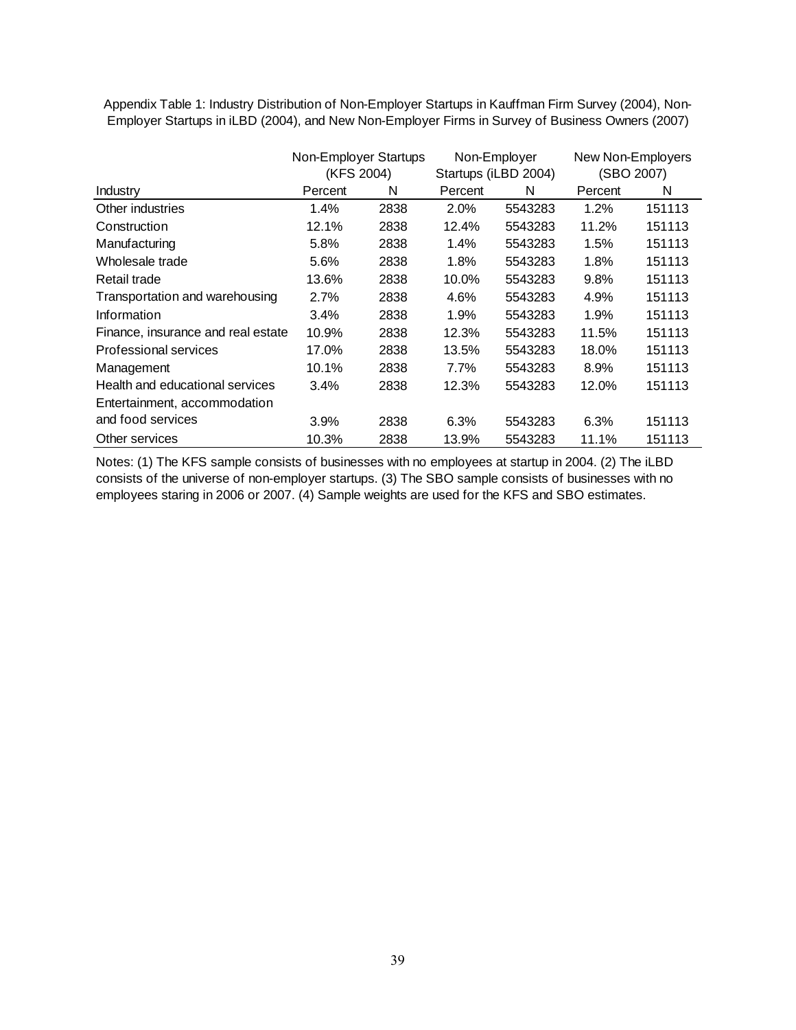Appendix Table 1: Industry Distribution of Non-Employer Startups in Kauffman Firm Survey (2004), Non-Employer Startups in iLBD (2004), and New Non-Employer Firms in Survey of Business Owners (2007)

| | Non-Employer Startups (KFS 2004) | | Non-Employer Startups (iLBD 2004) | | New Non-Employers (SBO 2007) | |
|---|---|---|---|---|---|---|
| Industry | Percent | N | Percent | N | Percent | N |
| Other industries | 1.4% | 2838 | 2.0% | 5543283 | 1.2% | 151113 |
| Construction | 12.1% | 2838 | 12.4% | 5543283 | 11.2% | 151113 |
| Manufacturing | 5.8% | 2838 | 1.4% | 5543283 | 1.5% | 151113 |
| Wholesale trade | 5.6% | 2838 | 1.8% | 5543283 | 1.8% | 151113 |
| Retail trade | 13.6% | 2838 | 10.0% | 5543283 | 9.8% | 151113 |
| Transportation and warehousing | 2.7% | 2838 | 4.6% | 5543283 | 4.9% | 151113 |
| Information | 3.4% | 2838 | 1.9% | 5543283 | 1.9% | 151113 |
| Finance, insurance and real estate | 10.9% | 2838 | 12.3% | 5543283 | 11.5% | 151113 |
| Professional services | 17.0% | 2838 | 13.5% | 5543283 | 18.0% | 151113 |
| Management | 10.1% | 2838 | 7.7% | 5543283 | 8.9% | 151113 |
| Health and educational services | 3.4% | 2838 | 12.3% | 5543283 | 12.0% | 151113 |
| Entertainment, accommodation and food services | 3.9% | 2838 | 6.3% | 5543283 | 6.3% | 151113 |
| Other services | 10.3% | 2838 | 13.9% | 5543283 | 11.1% | 151113 |

Notes: (1) The KFS sample consists of businesses with no employees at startup in 2004. (2) The iLBD consists of the universe of non-employer startups. (3) The SBO sample consists of businesses with no employees staring in 2006 or 2007. (4) Sample weights are used for the KFS and SBO estimates.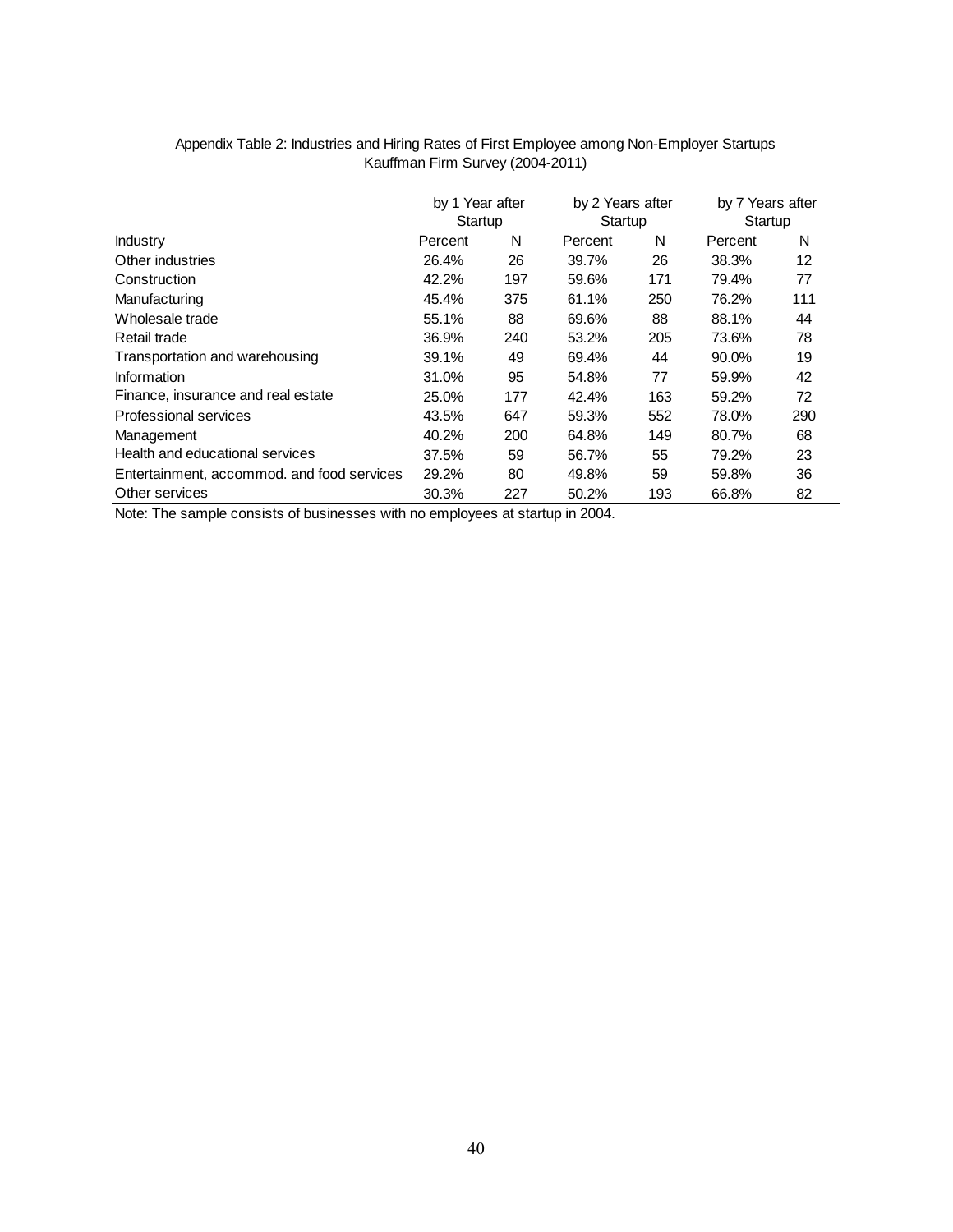Appendix Table 2: Industries and Hiring Rates of First Employee among Non-Employer Startups
Kauffman Firm Survey (2004-2011)

| | by 1 Year after Startup | | by 2 Years after Startup | | by 7 Years after Startup | |
|---|---|---|---|---|---|---|
| Industry | Percent | N | Percent | N | Percent | N |
| Other industries | 26.4% | 26 | 39.7% | 26 | 38.3% | 12 |
| Construction | 42.2% | 197 | 59.6% | 171 | 79.4% | 77 |
| Manufacturing | 45.4% | 375 | 61.1% | 250 | 76.2% | 111 |
| Wholesale trade | 55.1% | 88 | 69.6% | 88 | 88.1% | 44 |
| Retail trade | 36.9% | 240 | 53.2% | 205 | 73.6% | 78 |
| Transportation and warehousing | 39.1% | 49 | 69.4% | 44 | 90.0% | 19 |
| Information | 31.0% | 95 | 54.8% | 77 | 59.9% | 42 |
| Finance, insurance and real estate | 25.0% | 177 | 42.4% | 163 | 59.2% | 72 |
| Professional services | 43.5% | 647 | 59.3% | 552 | 78.0% | 290 |
| Management | 40.2% | 200 | 64.8% | 149 | 80.7% | 68 |
| Health and educational services | 37.5% | 59 | 56.7% | 55 | 79.2% | 23 |
| Entertainment, accommod. and food services | 29.2% | 80 | 49.8% | 59 | 59.8% | 36 |
| Other services | 30.3% | 227 | 50.2% | 193 | 66.8% | 82 |

Note: The sample consists of businesses with no employees at startup in 2004.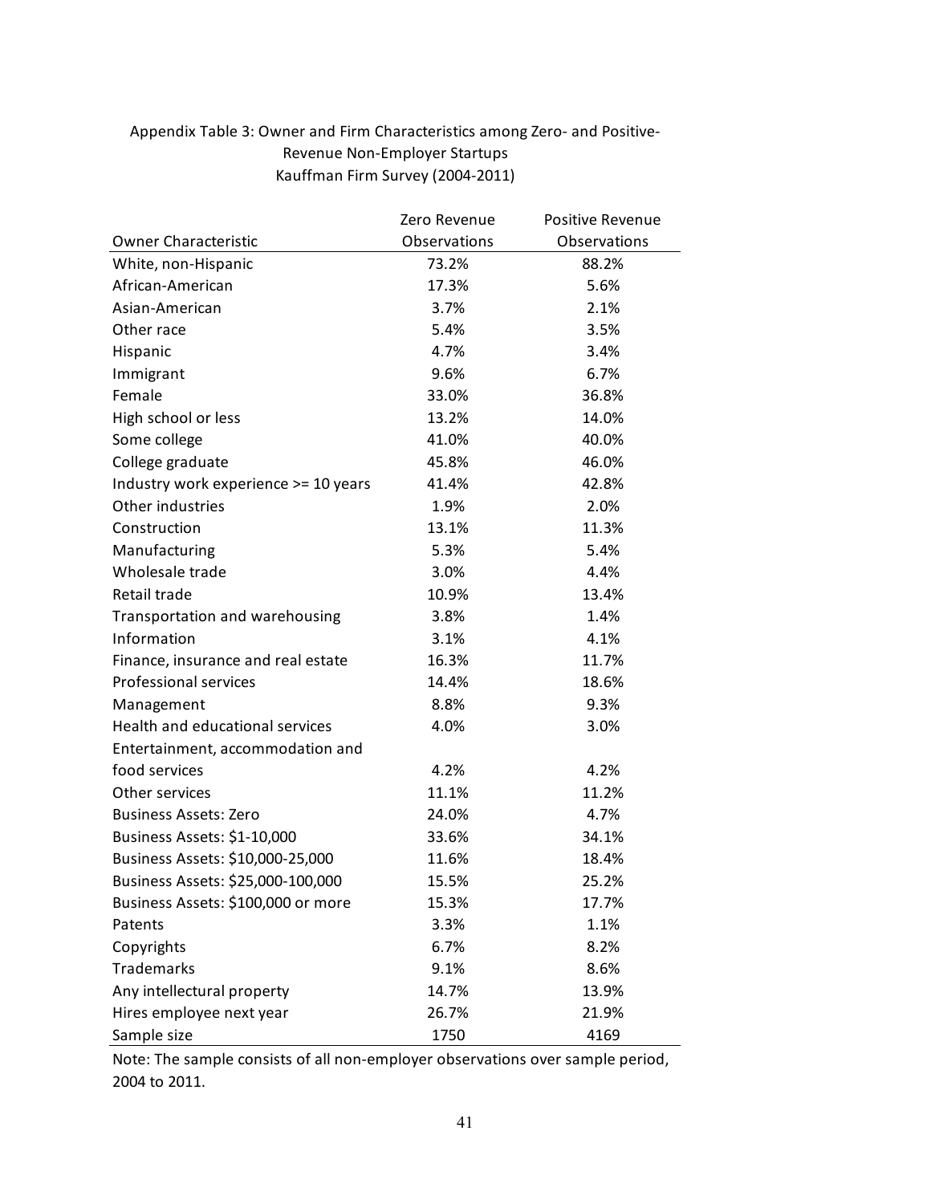Appendix Table 3: Owner and Firm Characteristics among Zero- and Positive-Revenue Non-Employer Startups
Kauffman Firm Survey (2004-2011)

| Owner Characteristic | Zero Revenue Observations | Positive Revenue Observations |
|---|---|---|
| White, non-Hispanic | 73.2% | 88.2% |
| African-American | 17.3% | 5.6% |
| Asian-American | 3.7% | 2.1% |
| Other race | 5.4% | 3.5% |
| Hispanic | 4.7% | 3.4% |
| Immigrant | 9.6% | 6.7% |
| Female | 33.0% | 36.8% |
| High school or less | 13.2% | 14.0% |
| Some college | 41.0% | 40.0% |
| College graduate | 45.8% | 46.0% |
| Industry work experience >= 10 years | 41.4% | 42.8% |
| Other industries | 1.9% | 2.0% |
| Construction | 13.1% | 11.3% |
| Manufacturing | 5.3% | 5.4% |
| Wholesale trade | 3.0% | 4.4% |
| Retail trade | 10.9% | 13.4% |
| Transportation and warehousing | 3.8% | 1.4% |
| Information | 3.1% | 4.1% |
| Finance, insurance and real estate | 16.3% | 11.7% |
| Professional services | 14.4% | 18.6% |
| Management | 8.8% | 9.3% |
| Health and educational services | 4.0% | 3.0% |
| Entertainment, accommodation and food services | 4.2% | 4.2% |
| Other services | 11.1% | 11.2% |
| Business Assets: Zero | 24.0% | 4.7% |
| Business Assets: $1-10,000 | 33.6% | 34.1% |
| Business Assets: $10,000-25,000 | 11.6% | 18.4% |
| Business Assets: $25,000-100,000 | 15.5% | 25.2% |
| Business Assets: $100,000 or more | 15.3% | 17.7% |
| Patents | 3.3% | 1.1% |
| Copyrights | 6.7% | 8.2% |
| Trademarks | 9.1% | 8.6% |
| Any intellectual property | 14.7% | 13.9% |
| Hires employee next year | 26.7% | 21.9% |
| Sample size | 1750 | 4169 |

Note: The sample consists of all non-employer observations over sample period, 2004 to 2011.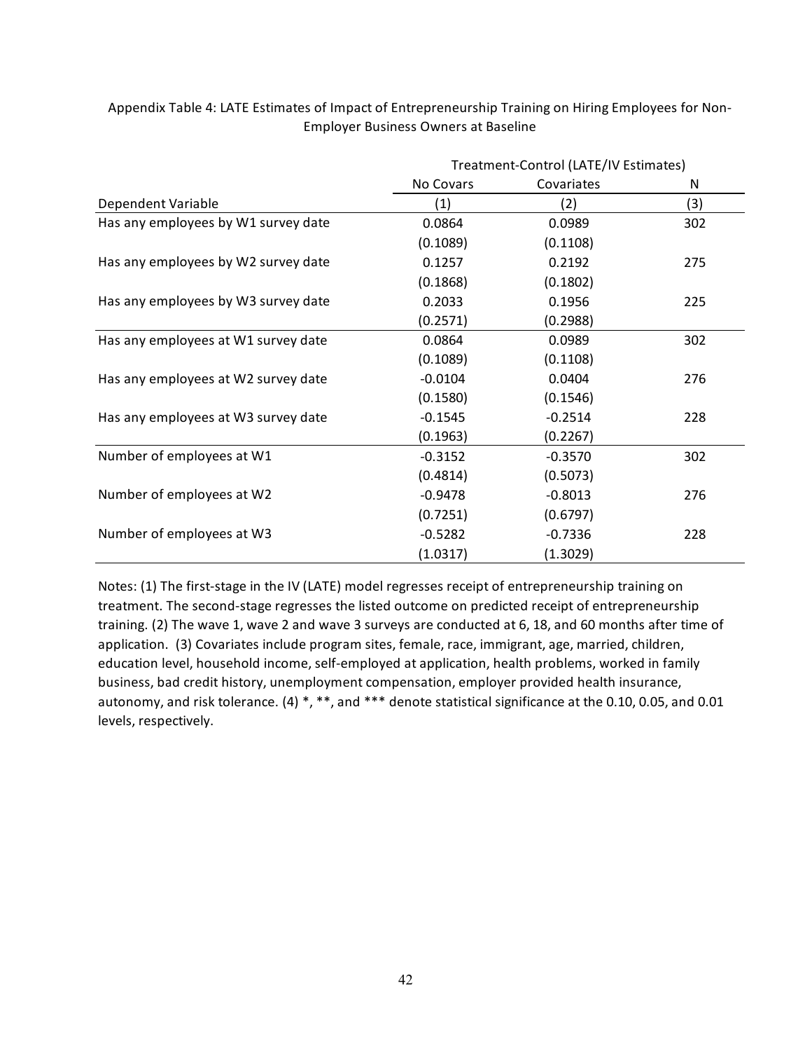Appendix Table 4: LATE Estimates of Impact of Entrepreneurship Training on Hiring Employees for Non-Employer Business Owners at Baseline

| | Treatment-Control (LATE/IV Estimates) | | |
|---|---|---|---|
| | No Covars | Covariates | N |
| Dependent Variable | (1) | (2) | (3) |
| Has any employees by W1 survey date | 0.0864 | 0.0989 | 302 |
| | (0.1089) | (0.1108) | |
| Has any employees by W2 survey date | 0.1257 | 0.2192 | 275 |
| | (0.1868) | (0.1802) | |
| Has any employees by W3 survey date | 0.2033 | 0.1956 | 225 |
| | (0.2571) | (0.2988) | |
| Has any employees at W1 survey date | 0.0864 | 0.0989 | 302 |
| | (0.1089) | (0.1108) | |
| Has any employees at W2 survey date | -0.0104 | 0.0404 | 276 |
| | (0.1580) | (0.1546) | |
| Has any employees at W3 survey date | -0.1545 | -0.2514 | 228 |
| | (0.1963) | (0.2267) | |
| Number of employees at W1 | -0.3152 | -0.3570 | 302 |
| | (0.4814) | (0.5073) | |
| Number of employees at W2 | -0.9478 | -0.8013 | 276 |
| | (0.7251) | (0.6797) | |
| Number of employees at W3 | -0.5282 | -0.7336 | 228 |
| | (1.0317) | (1.3029) | |

Notes: (1) The first-stage in the IV (LATE) model regresses receipt of entrepreneurship training on treatment. The second-stage regresses the listed outcome on predicted receipt of entrepreneurship training. (2) The wave 1, wave 2 and wave 3 surveys are conducted at 6, 18, and 60 months after time of application. (3) Covariates include program sites, female, race, immigrant, age, married, children, education level, household income, self-employed at application, health problems, worked in family business, bad credit history, unemployment compensation, employer provided health insurance, autonomy, and risk tolerance. (4) *, **, and *** denote statistical significance at the 0.10, 0.05, and 0.01 levels, respectively.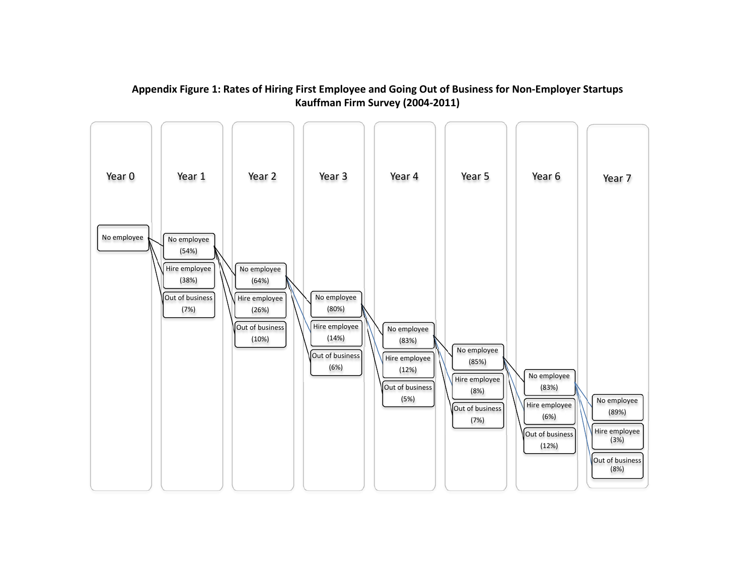**Appendix Figure 1: Rates of Hiring First Employee and Going Out of Business for Non-Employer Startups Kauffman Firm Survey (2004-2011)**

| Year 0 | Year 1 | Year 2 | Year 3 | Year 4 | Year 5 | Year 6 | Year 7 |
|---|---|---|---|---|---|---|---|
| No employee | No employee (54%) | No employee (64%) | No employee (80%) | No employee (83%) | No employee (85%) | No employee (83%) | No employee (89%) |
| | Hire employee (38%) | Hire employee (26%) | Hire employee (14%) | Hire employee (12%) | Hire employee (8%) | Hire employee (6%) | Hire employee (3%) |
| | Out of business (7%) | Out of business (10%) | Out of business (6%) | Out of business (5%) | Out of business (7%) | Out of business (12%) | Out of business (8%) |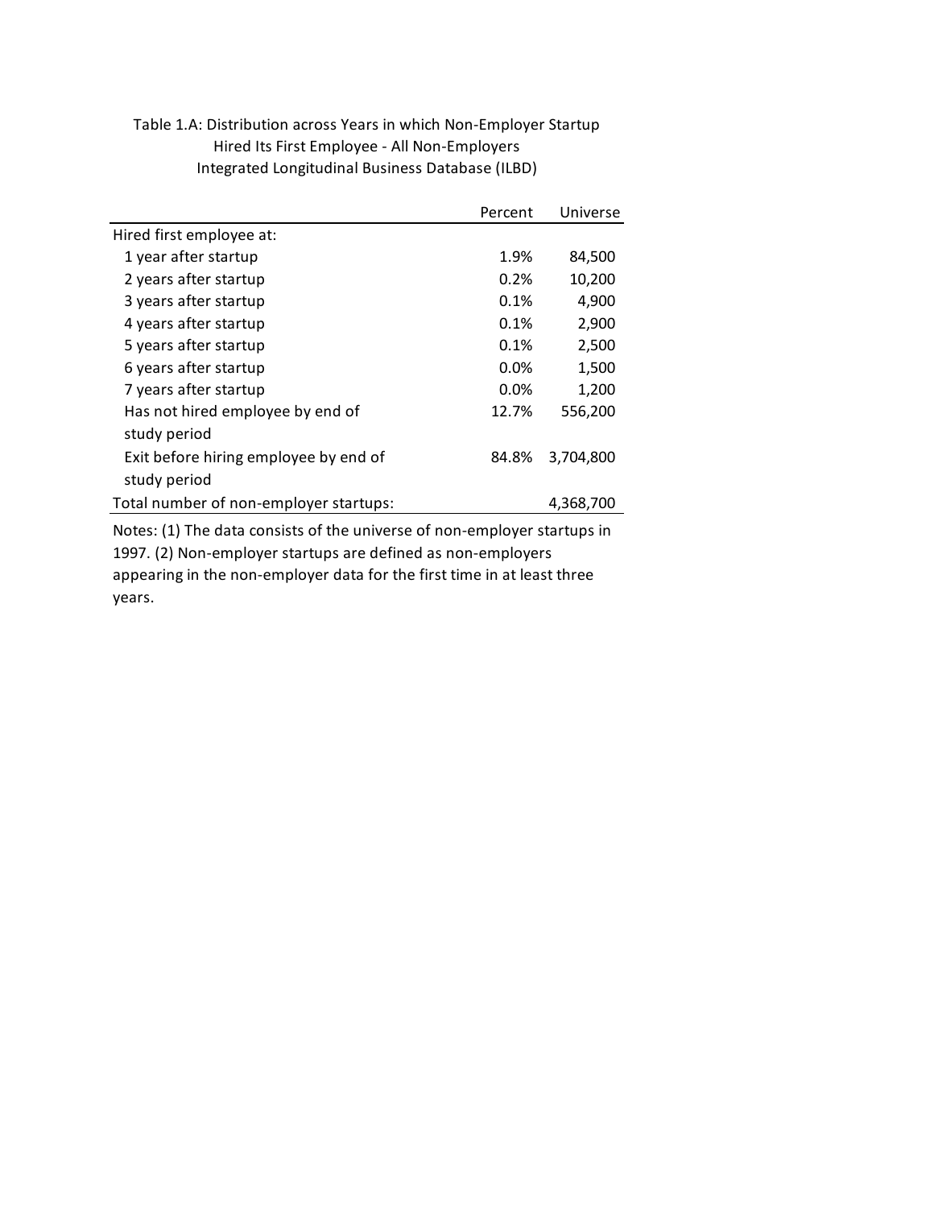Table 1.A: Distribution across Years in which Non-Employer Startup Hired Its First Employee - All Non-Employers
Integrated Longitudinal Business Database (ILBD)

| | Percent | Universe |
|---|---|---|
| Hired first employee at: | | |
| 1 year after startup | 1.9% | 84,500 |
| 2 years after startup | 0.2% | 10,200 |
| 3 years after startup | 0.1% | 4,900 |
| 4 years after startup | 0.1% | 2,900 |
| 5 years after startup | 0.1% | 2,500 |
| 6 years after startup | 0.0% | 1,500 |
| 7 years after startup | 0.0% | 1,200 |
| Has not hired employee by end of study period | 12.7% | 556,200 |
| Exit before hiring employee by end of study period | 84.8% | 3,704,800 |
| Total number of non-employer startups: | | 4,368,700 |

Notes: (1) The data consists of the universe of non-employer startups in 1997. (2) Non-employer startups are defined as non-employers appearing in the non-employer data for the first time in at least three years.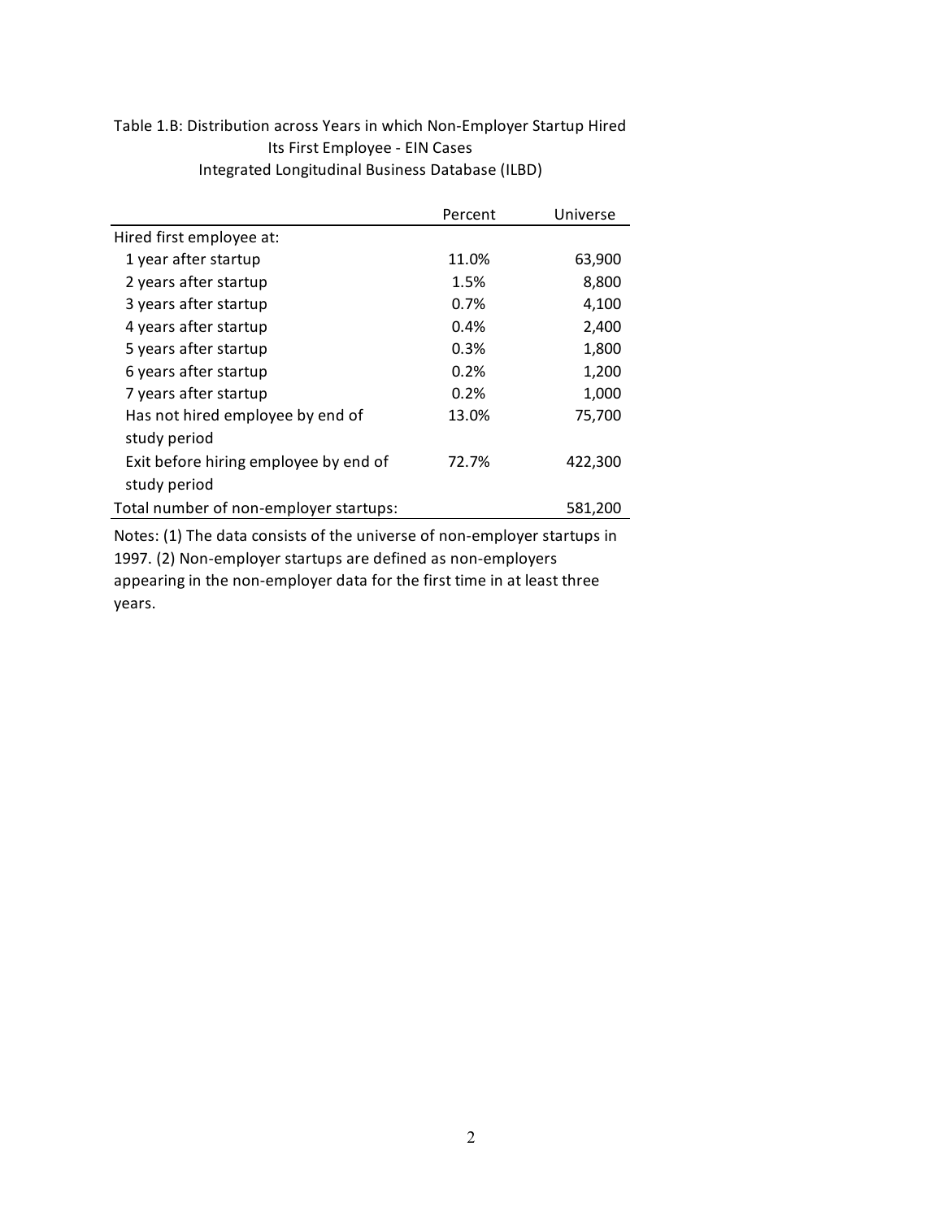Table 1.B: Distribution across Years in which Non-Employer Startup Hired Its First Employee - EIN Cases
Integrated Longitudinal Business Database (ILBD)

| | Percent | Universe |
|---|---|---|
| Hired first employee at: | | |
| 1 year after startup | 11.0% | 63,900 |
| 2 years after startup | 1.5% | 8,800 |
| 3 years after startup | 0.7% | 4,100 |
| 4 years after startup | 0.4% | 2,400 |
| 5 years after startup | 0.3% | 1,800 |
| 6 years after startup | 0.2% | 1,200 |
| 7 years after startup | 0.2% | 1,000 |
| Has not hired employee by end of study period | 13.0% | 75,700 |
| Exit before hiring employee by end of study period | 72.7% | 422,300 |
| Total number of non-employer startups: | | 581,200 |

Notes: (1) The data consists of the universe of non-employer startups in 1997. (2) Non-employer startups are defined as non-employers appearing in the non-employer data for the first time in at least three years.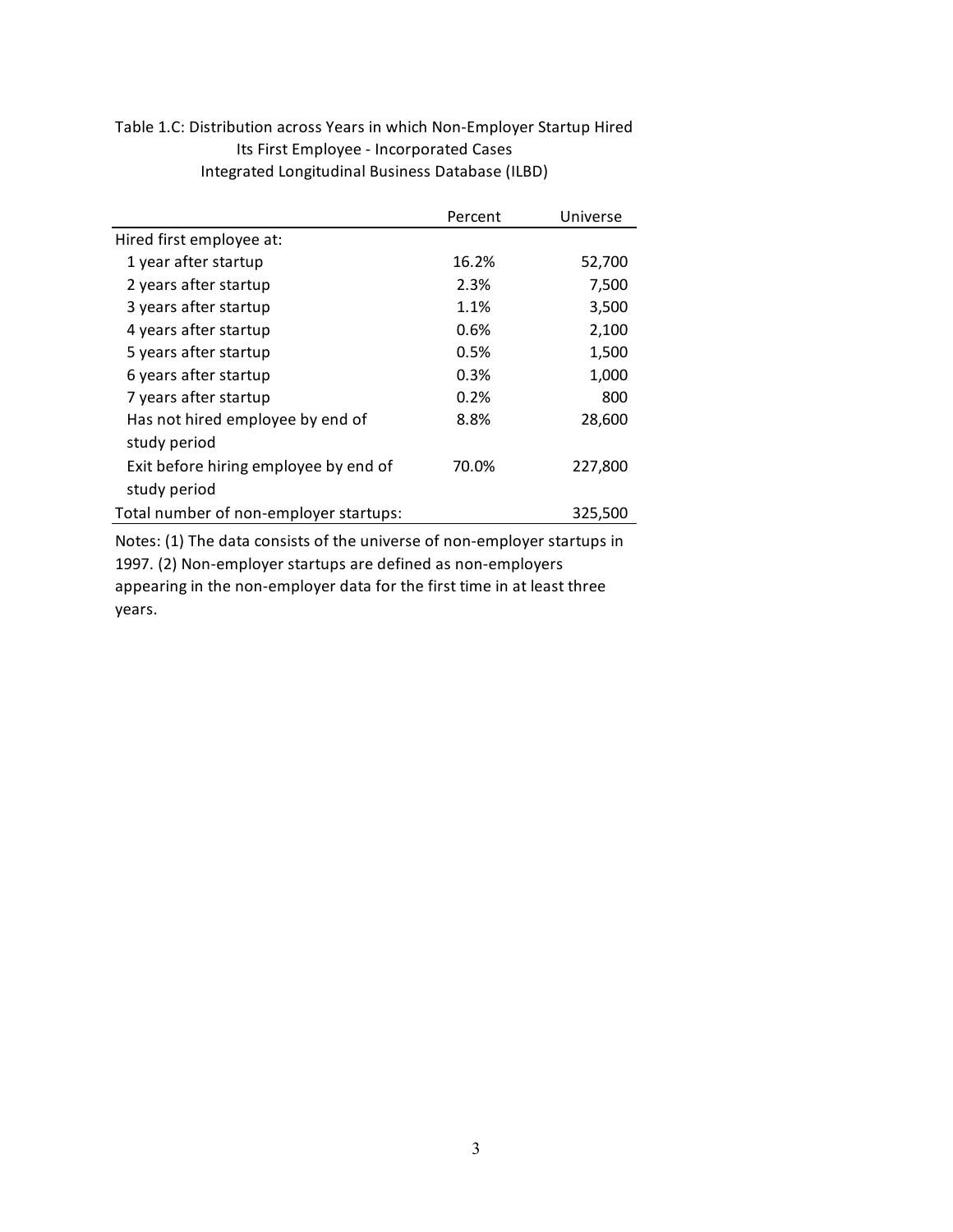Table 1.C: Distribution across Years in which Non-Employer Startup Hired Its First Employee - Incorporated Cases
Integrated Longitudinal Business Database (ILBD)

| | Percent | Universe |
|---|---|---|
| Hired first employee at: | | |
| 1 year after startup | 16.2% | 52,700 |
| 2 years after startup | 2.3% | 7,500 |
| 3 years after startup | 1.1% | 3,500 |
| 4 years after startup | 0.6% | 2,100 |
| 5 years after startup | 0.5% | 1,500 |
| 6 years after startup | 0.3% | 1,000 |
| 7 years after startup | 0.2% | 800 |
| Has not hired employee by end of study period | 8.8% | 28,600 |
| Exit before hiring employee by end of study period | 70.0% | 227,800 |
| Total number of non-employer startups: | | 325,500 |

Notes: (1) The data consists of the universe of non-employer startups in 1997. (2) Non-employer startups are defined as non-employers appearing in the non-employer data for the first time in at least three years.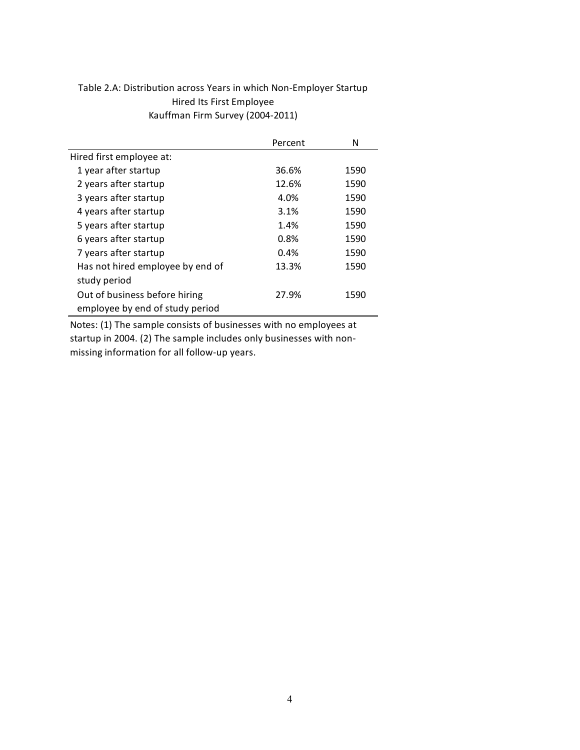Table 2.A: Distribution across Years in which Non-Employer Startup Hired Its First Employee
Kauffman Firm Survey (2004-2011)

| | Percent | N |
|---|---|---|
| Hired first employee at: | | |
| 1 year after startup | 36.6% | 1590 |
| 2 years after startup | 12.6% | 1590 |
| 3 years after startup | 4.0% | 1590 |
| 4 years after startup | 3.1% | 1590 |
| 5 years after startup | 1.4% | 1590 |
| 6 years after startup | 0.8% | 1590 |
| 7 years after startup | 0.4% | 1590 |
| Has not hired employee by end of study period | 13.3% | 1590 |
| Out of business before hiring employee by end of study period | 27.9% | 1590 |

Notes: (1) The sample consists of businesses with no employees at startup in 2004. (2) The sample includes only businesses with non-missing information for all follow-up years.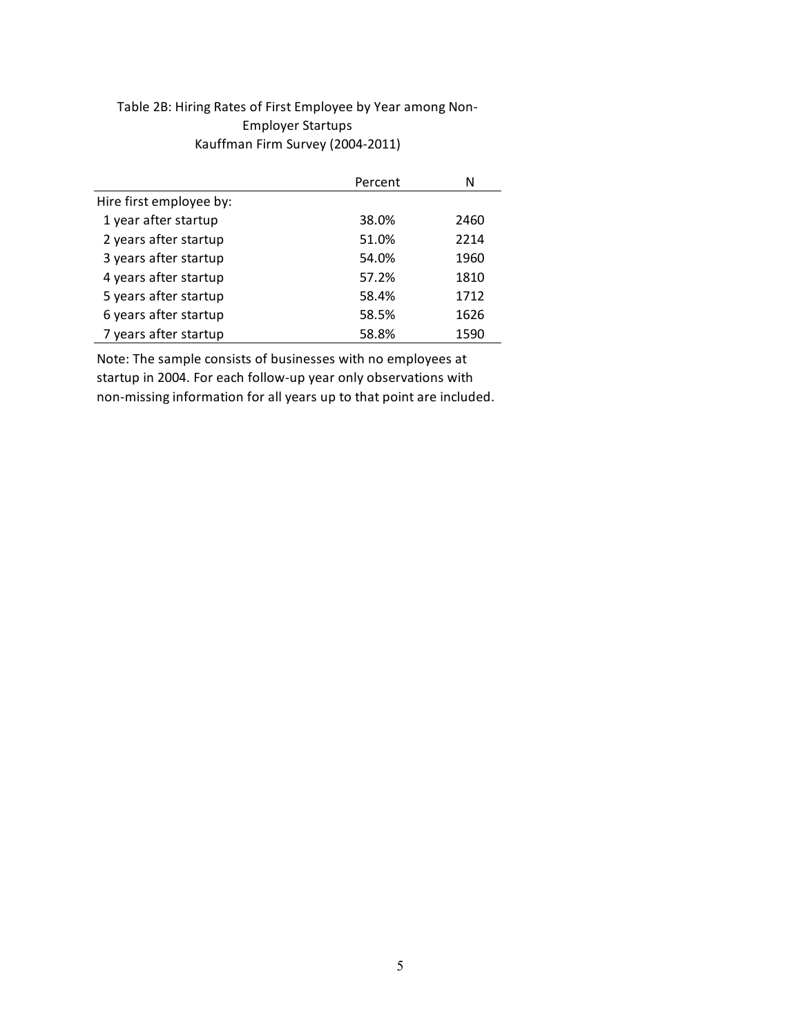Table 2B: Hiring Rates of First Employee by Year among Non-Employer Startups
Kauffman Firm Survey (2004-2011)

| | Percent | N |
|---|---|---|
| Hire first employee by: | | |
| 1 year after startup | 38.0% | 2460 |
| 2 years after startup | 51.0% | 2214 |
| 3 years after startup | 54.0% | 1960 |
| 4 years after startup | 57.2% | 1810 |
| 5 years after startup | 58.4% | 1712 |
| 6 years after startup | 58.5% | 1626 |
| 7 years after startup | 58.8% | 1590 |

Note: The sample consists of businesses with no employees at startup in 2004. For each follow-up year only observations with non-missing information for all years up to that point are included.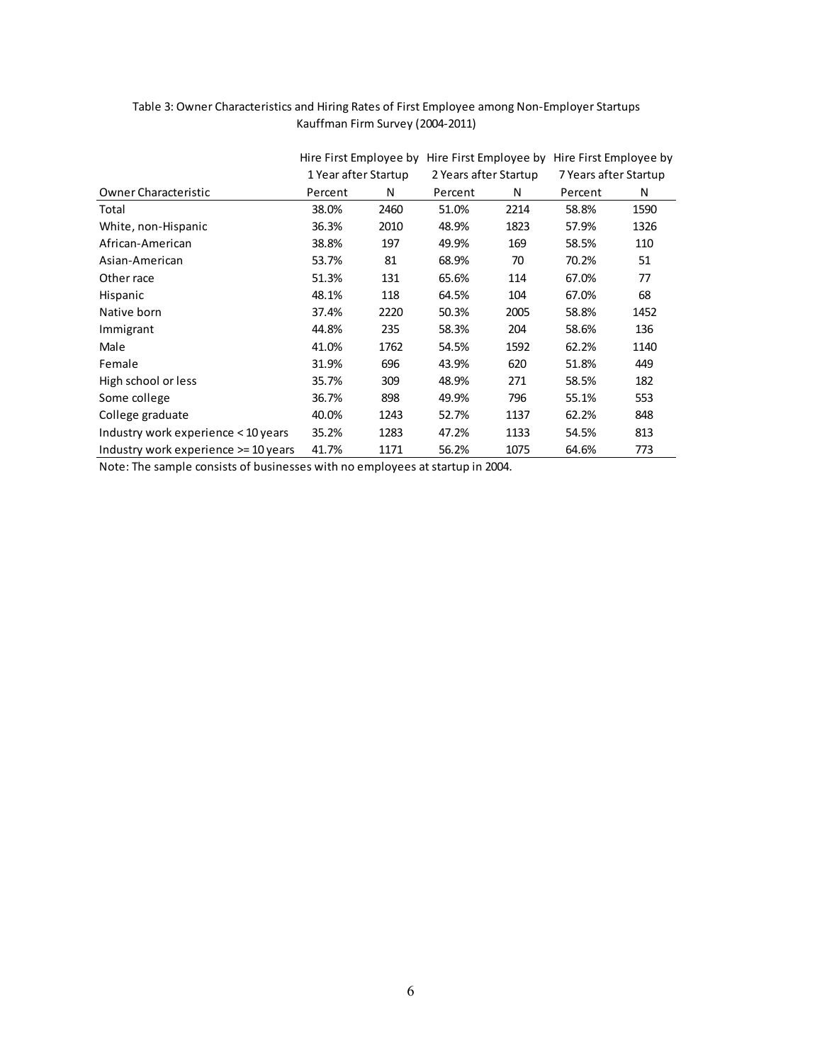Table 3: Owner Characteristics and Hiring Rates of First Employee among Non-Employer Startups
Kauffman Firm Survey (2004-2011)

| | Hire First Employee by 1 Year after Startup | | Hire First Employee by 2 Years after Startup | | Hire First Employee by 7 Years after Startup | |
|---|---|---|---|---|---|---|
| Owner Characteristic | Percent | N | Percent | N | Percent | N |
| Total | 38.0% | 2460 | 51.0% | 2214 | 58.8% | 1590 |
| White, non-Hispanic | 36.3% | 2010 | 48.9% | 1823 | 57.9% | 1326 |
| African-American | 38.8% | 197 | 49.9% | 169 | 58.5% | 110 |
| Asian-American | 53.7% | 81 | 68.9% | 70 | 70.2% | 51 |
| Other race | 51.3% | 131 | 65.6% | 114 | 67.0% | 77 |
| Hispanic | 48.1% | 118 | 64.5% | 104 | 67.0% | 68 |
| Native born | 37.4% | 2220 | 50.3% | 2005 | 58.8% | 1452 |
| Immigrant | 44.8% | 235 | 58.3% | 204 | 58.6% | 136 |
| Male | 41.0% | 1762 | 54.5% | 1592 | 62.2% | 1140 |
| Female | 31.9% | 696 | 43.9% | 620 | 51.8% | 449 |
| High school or less | 35.7% | 309 | 48.9% | 271 | 58.5% | 182 |
| Some college | 36.7% | 898 | 49.9% | 796 | 55.1% | 553 |
| College graduate | 40.0% | 1243 | 52.7% | 1137 | 62.2% | 848 |
| Industry work experience < 10 years | 35.2% | 1283 | 47.2% | 1133 | 54.5% | 813 |
| Industry work experience >= 10 years | 41.7% | 1171 | 56.2% | 1075 | 64.6% | 773 |

Note: The sample consists of businesses with no employees at startup in 2004.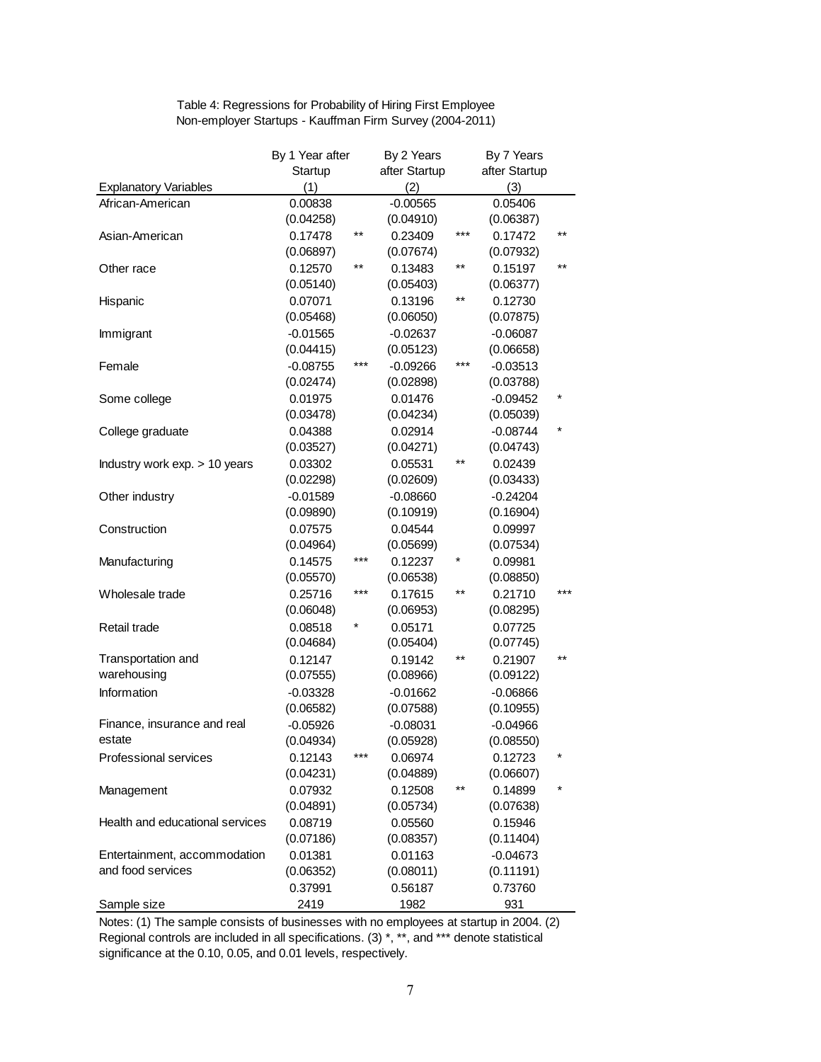Table 4: Regressions for Probability of Hiring First Employee
Non-employer Startups - Kauffman Firm Survey (2004-2011)

| Explanatory Variables | By 1 Year after Startup (1) | | By 2 Years after Startup (2) | | By 7 Years after Startup (3) | |
|---|---|---|---|---|---|---|
| African-American | 0.00838 | | -0.00565 | | 0.05406 | |
| | (0.04258) | | (0.04910) | | (0.06387) | |
| Asian-American | 0.17478 | ** | 0.23409 | *** | 0.17472 | ** |
| | (0.06897) | | (0.07674) | | (0.07932) | |
| Other race | 0.12570 | ** | 0.13483 | ** | 0.15197 | ** |
| | (0.05140) | | (0.05403) | | (0.06377) | |
| Hispanic | 0.07071 | | 0.13196 | ** | 0.12730 | |
| | (0.05468) | | (0.06050) | | (0.07875) | |
| Immigrant | -0.01565 | | -0.02637 | | -0.06087 | |
| | (0.04415) | | (0.05123) | | (0.06658) | |
| Female | -0.08755 | *** | -0.09266 | *** | -0.03513 | |
| | (0.02474) | | (0.02898) | | (0.03788) | |
| Some college | 0.01975 | | 0.01476 | | -0.09452 | * |
| | (0.03478) | | (0.04234) | | (0.05039) | |
| College graduate | 0.04388 | | 0.02914 | | -0.08744 | * |
| | (0.03527) | | (0.04271) | | (0.04743) | |
| Industry work exp. > 10 years | 0.03302 | | 0.05531 | ** | 0.02439 | |
| | (0.02298) | | (0.02609) | | (0.03433) | |
| Other industry | -0.01589 | | -0.08660 | | -0.24204 | |
| | (0.09890) | | (0.10919) | | (0.16904) | |
| Construction | 0.07575 | | 0.04544 | | 0.09997 | |
| | (0.04964) | | (0.05699) | | (0.07534) | |
| Manufacturing | 0.14575 | *** | 0.12237 | * | 0.09981 | |
| | (0.05570) | | (0.06538) | | (0.08850) | |
| Wholesale trade | 0.25716 | *** | 0.17615 | ** | 0.21710 | *** |
| | (0.06048) | | (0.06953) | | (0.08295) | |
| Retail trade | 0.08518 | * | 0.05171 | | 0.07725 | |
| | (0.04684) | | (0.05404) | | (0.07745) | |
| Transportation and warehousing | 0.12147 | | 0.19142 | ** | 0.21907 | ** |
| | (0.07555) | | (0.08966) | | (0.09122) | |
| Information | -0.03328 | | -0.01662 | | -0.06866 | |
| | (0.06582) | | (0.07588) | | (0.10955) | |
| Finance, insurance and real estate | -0.05926 | | -0.08031 | | -0.04966 | |
| | (0.04934) | | (0.05928) | | (0.08550) | |
| Professional services | 0.12143 | *** | 0.06974 | | 0.12723 | * |
| | (0.04231) | | (0.04889) | | (0.06607) | |
| Management | 0.07932 | | 0.12508 | ** | 0.14899 | * |
| | (0.04891) | | (0.05734) | | (0.07638) | |
| Health and educational services | 0.08719 | | 0.05560 | | 0.15946 | |
| | (0.07186) | | (0.08357) | | (0.11404) | |
| Entertainment, accommodation and food services | 0.01381 | | 0.01163 | | -0.04673 | |
| | (0.06352) | | (0.08011) | | (0.11191) | |
| | 0.37991 | | 0.56187 | | 0.73760 | |
| Sample size | 2419 | | 1982 | | 931 | |

Notes: (1) The sample consists of businesses with no employees at startup in 2004. (2) Regional controls are included in all specifications. (3) *, **, and *** denote statistical significance at the 0.10, 0.05, and 0.01 levels, respectively.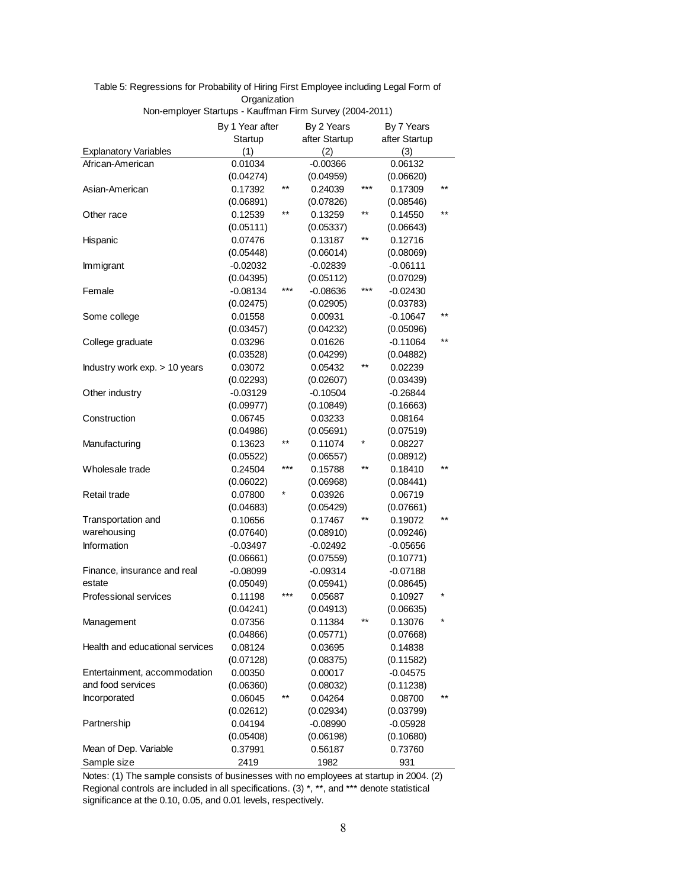Table 5: Regressions for Probability of Hiring First Employee including Legal Form of Organization
Non-employer Startups - Kauffman Firm Survey (2004-2011)

| Explanatory Variables | By 1 Year after Startup (1) | | By 2 Years after Startup (2) | | By 7 Years after Startup (3) | |
|---|---|---|---|---|---|---|
| African-American | 0.01034 | | -0.00366 | | 0.06132 | |
| | (0.04274) | | (0.04959) | | (0.06620) | |
| Asian-American | 0.17392 | ** | 0.24039 | *** | 0.17309 | ** |
| | (0.06891) | | (0.07826) | | (0.08546) | |
| Other race | 0.12539 | ** | 0.13259 | ** | 0.14550 | ** |
| | (0.05111) | | (0.05337) | | (0.06643) | |
| Hispanic | 0.07476 | | 0.13187 | ** | 0.12716 | |
| | (0.05448) | | (0.06014) | | (0.08069) | |
| Immigrant | -0.02032 | | -0.02839 | | -0.06111 | |
| | (0.04395) | | (0.05112) | | (0.07029) | |
| Female | -0.08134 | *** | -0.08636 | *** | -0.02430 | |
| | (0.02475) | | (0.02905) | | (0.03783) | |
| Some college | 0.01558 | | 0.00931 | | -0.10647 | ** |
| | (0.03457) | | (0.04232) | | (0.05096) | |
| College graduate | 0.03296 | | 0.01626 | | -0.11064 | ** |
| | (0.03528) | | (0.04299) | | (0.04882) | |
| Industry work exp. > 10 years | 0.03072 | | 0.05432 | ** | 0.02239 | |
| | (0.02293) | | (0.02607) | | (0.03439) | |
| Other industry | -0.03129 | | -0.10504 | | -0.26844 | |
| | (0.09977) | | (0.10849) | | (0.16663) | |
| Construction | 0.06745 | | 0.03233 | | 0.08164 | |
| | (0.04986) | | (0.05691) | | (0.07519) | |
| Manufacturing | 0.13623 | ** | 0.11074 | * | 0.08227 | |
| | (0.05522) | | (0.06557) | | (0.08912) | |
| Wholesale trade | 0.24504 | *** | 0.15788 | ** | 0.18410 | ** |
| | (0.06022) | | (0.06968) | | (0.08441) | |
| Retail trade | 0.07800 | * | 0.03926 | | 0.06719 | |
| | (0.04683) | | (0.05429) | | (0.07661) | |
| Transportation and warehousing | 0.10656 | | 0.17467 | ** | 0.19072 | ** |
| | (0.07640) | | (0.08910) | | (0.09246) | |
| Information | -0.03497 | | -0.02492 | | -0.05656 | |
| | (0.06661) | | (0.07559) | | (0.10771) | |
| Finance, insurance and real estate | -0.08099 | | -0.09314 | | -0.07188 | |
| | (0.05049) | | (0.05941) | | (0.08645) | |
| Professional services | 0.11198 | *** | 0.05687 | | 0.10927 | * |
| | (0.04241) | | (0.04913) | | (0.06635) | |
| Management | 0.07356 | | 0.11384 | ** | 0.13076 | * |
| | (0.04866) | | (0.05771) | | (0.07668) | |
| Health and educational services | 0.08124 | | 0.03695 | | 0.14838 | |
| | (0.07128) | | (0.08375) | | (0.11582) | |
| Entertainment, accommodation and food services | 0.00350 | | 0.00017 | | -0.04575 | |
| | (0.06360) | | (0.08032) | | (0.11238) | |
| Incorporated | 0.06045 | ** | 0.04264 | | 0.08700 | ** |
| | (0.02612) | | (0.02934) | | (0.03799) | |
| Partnership | 0.04194 | | -0.08990 | | -0.05928 | |
| | (0.05408) | | (0.06198) | | (0.10680) | |
| Mean of Dep. Variable | 0.37991 | | 0.56187 | | 0.73760 | |
| Sample size | 2419 | | 1982 | | 931 | |

Notes: (1) The sample consists of businesses with no employees at startup in 2004. (2) Regional controls are included in all specifications. (3) *, **, and *** denote statistical significance at the 0.10, 0.05, and 0.01 levels, respectively.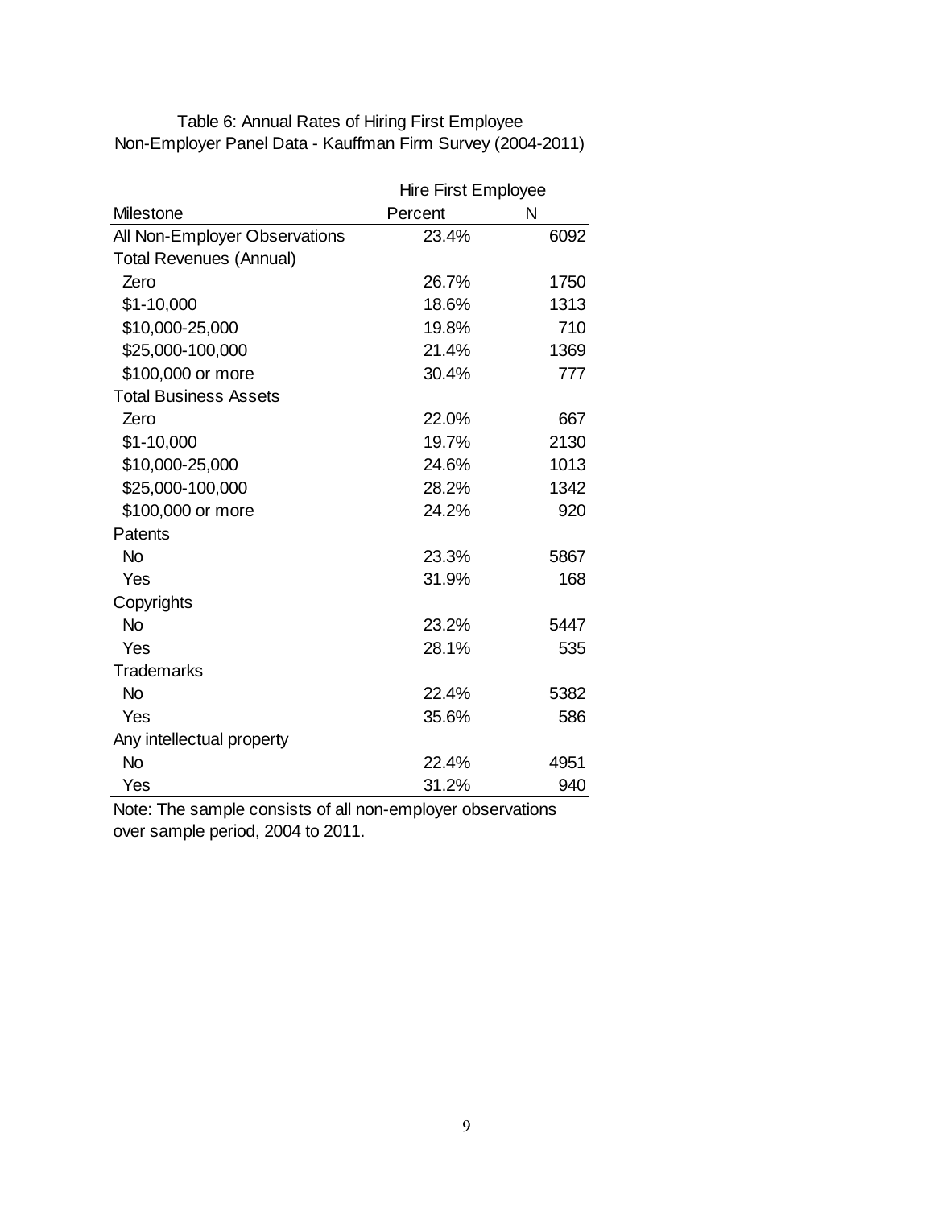Table 6: Annual Rates of Hiring First Employee
Non-Employer Panel Data - Kauffman Firm Survey (2004-2011)

| | Hire First Employee | |
|---|---|---|
| Milestone | Percent | N |
| All Non-Employer Observations | 23.4% | 6092 |
| Total Revenues (Annual) | | |
| Zero | 26.7% | 1750 |
| $1-10,000 | 18.6% | 1313 |
| $10,000-25,000 | 19.8% | 710 |
| $25,000-100,000 | 21.4% | 1369 |
| $100,000 or more | 30.4% | 777 |
| Total Business Assets | | |
| Zero | 22.0% | 667 |
| $1-10,000 | 19.7% | 2130 |
| $10,000-25,000 | 24.6% | 1013 |
| $25,000-100,000 | 28.2% | 1342 |
| $100,000 or more | 24.2% | 920 |
| Patents | | |
| No | 23.3% | 5867 |
| Yes | 31.9% | 168 |
| Copyrights | | |
| No | 23.2% | 5447 |
| Yes | 28.1% | 535 |
| Trademarks | | |
| No | 22.4% | 5382 |
| Yes | 35.6% | 586 |
| Any intellectual property | | |
| No | 22.4% | 4951 |
| Yes | 31.2% | 940 |

Note: The sample consists of all non-employer observations over sample period, 2004 to 2011.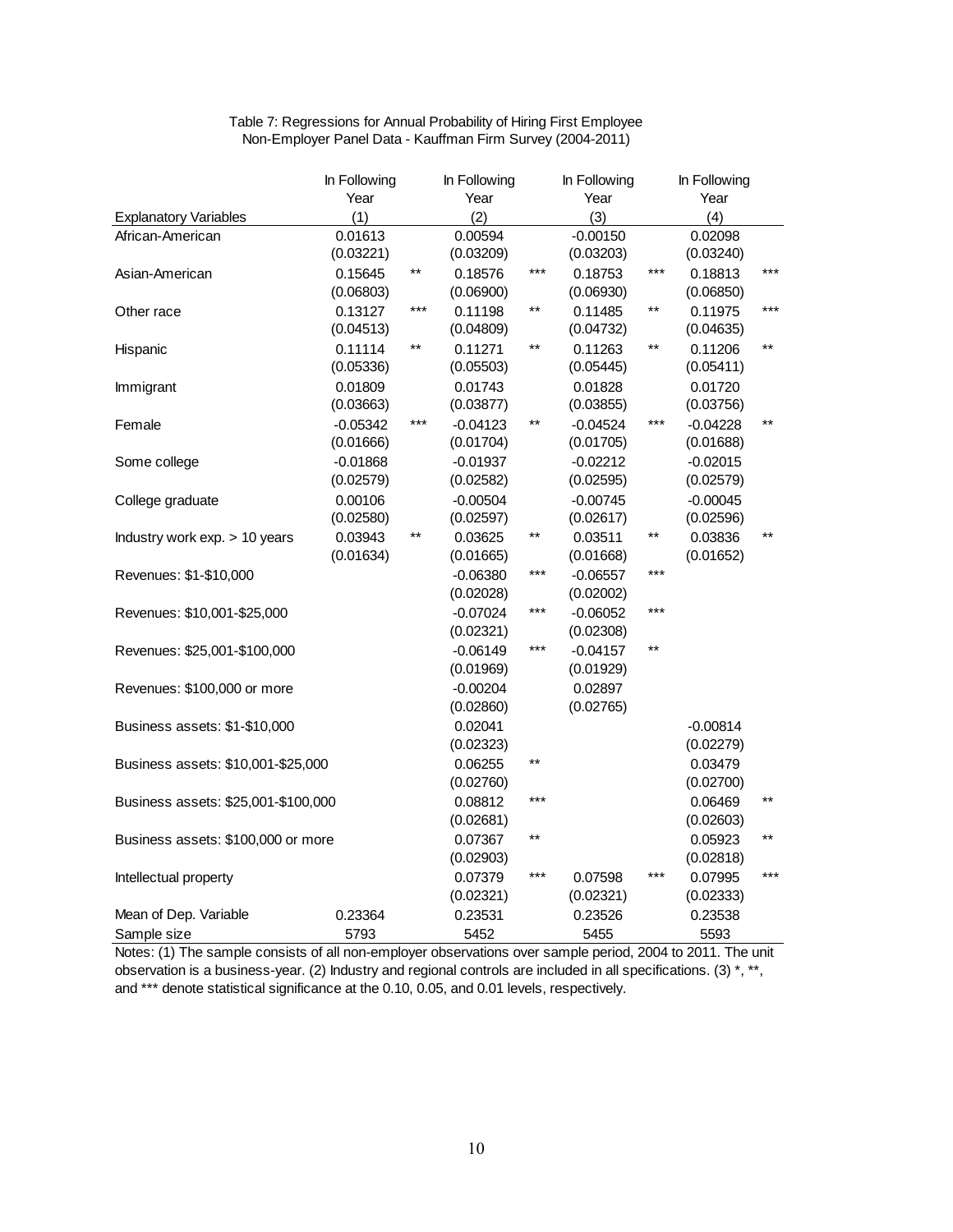Table 7: Regressions for Annual Probability of Hiring First Employee
Non-Employer Panel Data - Kauffman Firm Survey (2004-2011)

| Explanatory Variables | In Following Year (1) | | In Following Year (2) | | In Following Year (3) | | In Following Year (4) | |
|---|---|---|---|---|---|---|---|---|
| African-American | 0.01613 | | 0.00594 | | -0.00150 | | 0.02098 | |
| | (0.03221) | | (0.03209) | | (0.03203) | | (0.03240) | |
| Asian-American | 0.15645 | ** | 0.18576 | *** | 0.18753 | *** | 0.18813 | *** |
| | (0.06803) | | (0.06900) | | (0.06930) | | (0.06850) | |
| Other race | 0.13127 | *** | 0.11198 | ** | 0.11485 | ** | 0.11975 | *** |
| | (0.04513) | | (0.04809) | | (0.04732) | | (0.04635) | |
| Hispanic | 0.11114 | ** | 0.11271 | ** | 0.11263 | ** | 0.11206 | ** |
| | (0.05336) | | (0.05503) | | (0.05445) | | (0.05411) | |
| Immigrant | 0.01809 | | 0.01743 | | 0.01828 | | 0.01720 | |
| | (0.03663) | | (0.03877) | | (0.03855) | | (0.03756) | |
| Female | -0.05342 | *** | -0.04123 | ** | -0.04524 | *** | -0.04228 | ** |
| | (0.01666) | | (0.01704) | | (0.01705) | | (0.01688) | |
| Some college | -0.01868 | | -0.01937 | | -0.02212 | | -0.02015 | |
| | (0.02579) | | (0.02582) | | (0.02595) | | (0.02579) | |
| College graduate | 0.00106 | | -0.00504 | | -0.00745 | | -0.00045 | |
| | (0.02580) | | (0.02597) | | (0.02617) | | (0.02596) | |
| Industry work exp. > 10 years | 0.03943 | ** | 0.03625 | ** | 0.03511 | ** | 0.03836 | ** |
| | (0.01634) | | (0.01665) | | (0.01668) | | (0.01652) | |
| Revenues: $1-$10,000 | | | -0.06380 | *** | -0.06557 | *** | | |
| | | | (0.02028) | | (0.02002) | | | |
| Revenues: $10,001-$25,000 | | | -0.07024 | *** | -0.06052 | *** | | |
| | | | (0.02321) | | (0.02308) | | | |
| Revenues: $25,001-$100,000 | | | -0.06149 | *** | -0.04157 | ** | | |
| | | | (0.01969) | | (0.01929) | | | |
| Revenues: $100,000 or more | | | -0.00204 | | 0.02897 | | | |
| | | | (0.02860) | | (0.02765) | | | |
| Business assets: $1-$10,000 | | | 0.02041 | | | | -0.00814 | |
| | | | (0.02323) | | | | (0.02279) | |
| Business assets: $10,001-$25,000 | | | 0.06255 | ** | | | 0.03479 | |
| | | | (0.02760) | | | | (0.02700) | |
| Business assets: $25,001-$100,000 | | | 0.08812 | *** | | | 0.06469 | ** |
| | | | (0.02681) | | | | (0.02603) | |
| Business assets: $100,000 or more | | | 0.07367 | ** | | | 0.05923 | ** |
| | | | (0.02903) | | | | (0.02818) | |
| Intellectual property | | | 0.07379 | *** | 0.07598 | *** | 0.07995 | *** |
| | | | (0.02321) | | (0.02321) | | (0.02333) | |
| Mean of Dep. Variable | 0.23364 | | 0.23531 | | 0.23526 | | 0.23538 | |
| Sample size | 5793 | | 5452 | | 5455 | | 5593 | |

Notes: (1) The sample consists of all non-employer observations over sample period, 2004 to 2011. The unit observation is a business-year. (2) Industry and regional controls are included in all specifications. (3) *, **, and *** denote statistical significance at the 0.10, 0.05, and 0.01 levels, respectively.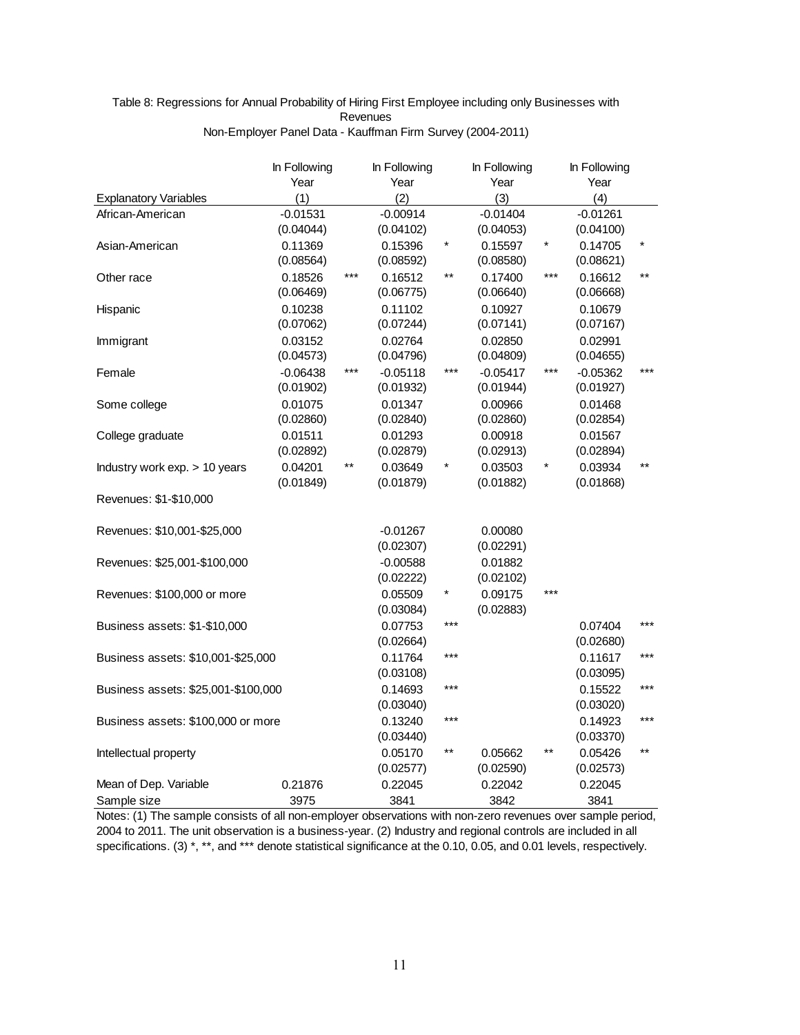Table 8: Regressions for Annual Probability of Hiring First Employee including only Businesses with Revenues

Non-Employer Panel Data - Kauffman Firm Survey (2004-2011)

| Explanatory Variables | In Following Year (1) | | In Following Year (2) | | In Following Year (3) | | In Following Year (4) | |
|---|---|---|---|---|---|---|---|---|
| African-American | -0.01531 | | -0.00914 | | -0.01404 | | -0.01261 | |
| | (0.04044) | | (0.04102) | | (0.04053) | | (0.04100) | |
| Asian-American | 0.11369 | | 0.15396 | * | 0.15597 | * | 0.14705 | * |
| | (0.08564) | | (0.08592) | | (0.08580) | | (0.08621) | |
| Other race | 0.18526 | *** | 0.16512 | ** | 0.17400 | *** | 0.16612 | ** |
| | (0.06469) | | (0.06775) | | (0.06640) | | (0.06668) | |
| Hispanic | 0.10238 | | 0.11102 | | 0.10927 | | 0.10679 | |
| | (0.07062) | | (0.07244) | | (0.07141) | | (0.07167) | |
| Immigrant | 0.03152 | | 0.02764 | | 0.02850 | | 0.02991 | |
| | (0.04573) | | (0.04796) | | (0.04809) | | (0.04655) | |
| Female | -0.06438 | *** | -0.05118 | *** | -0.05417 | *** | -0.05362 | *** |
| | (0.01902) | | (0.01932) | | (0.01944) | | (0.01927) | |
| Some college | 0.01075 | | 0.01347 | | 0.00966 | | 0.01468 | |
| | (0.02860) | | (0.02840) | | (0.02860) | | (0.02854) | |
| College graduate | 0.01511 | | 0.01293 | | 0.00918 | | 0.01567 | |
| | (0.02892) | | (0.02879) | | (0.02913) | | (0.02894) | |
| Industry work exp. > 10 years | 0.04201 | ** | 0.03649 | * | 0.03503 | * | 0.03934 | ** |
| | (0.01849) | | (0.01879) | | (0.01882) | | (0.01868) | |
| Revenues: $1-$10,000 | | | | | | | | |
| Revenues: $10,001-$25,000 | | | -0.01267 | | 0.00080 | | | |
| | | | (0.02307) | | (0.02291) | | | |
| Revenues: $25,001-$100,000 | | | -0.00588 | | 0.01882 | | | |
| | | | (0.02222) | | (0.02102) | | | |
| Revenues: $100,000 or more | | | 0.05509 | * | 0.09175 | *** | | |
| | | | (0.03084) | | (0.02883) | | | |
| Business assets: $1-$10,000 | | | 0.07753 | *** | | | 0.07404 | *** |
| | | | (0.02664) | | | | (0.02680) | |
| Business assets: $10,001-$25,000 | | | 0.11764 | *** | | | 0.11617 | *** |
| | | | (0.03108) | | | | (0.03095) | |
| Business assets: $25,001-$100,000 | | | 0.14693 | *** | | | 0.15522 | *** |
| | | | (0.03040) | | | | (0.03020) | |
| Business assets: $100,000 or more | | | 0.13240 | *** | | | 0.14923 | *** |
| | | | (0.03440) | | | | (0.03370) | |
| Intellectual property | | | 0.05170 | ** | 0.05662 | ** | 0.05426 | ** |
| | | | (0.02577) | | (0.02590) | | (0.02573) | |
| Mean of Dep. Variable | 0.21876 | | 0.22045 | | 0.22042 | | 0.22045 | |
| Sample size | 3975 | | 3841 | | 3842 | | 3841 | |

Notes: (1) The sample consists of all non-employer observations with non-zero revenues over sample period, 2004 to 2011. The unit observation is a business-year. (2) Industry and regional controls are included in all specifications. (3) *, **, and *** denote statistical significance at the 0.10, 0.05, and 0.01 levels, respectively.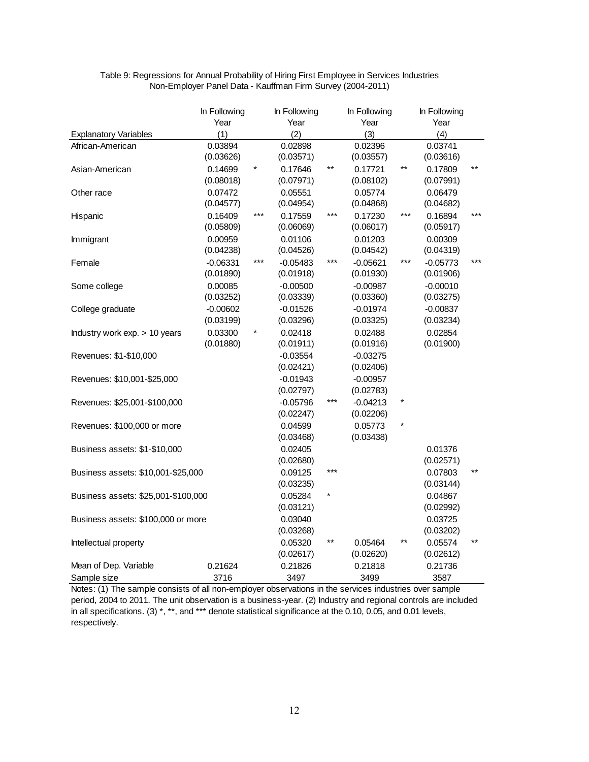Table 9: Regressions for Annual Probability of Hiring First Employee in Services Industries
Non-Employer Panel Data - Kauffman Firm Survey (2004-2011)

| Explanatory Variables | In Following Year (1) | | In Following Year (2) | | In Following Year (3) | | In Following Year (4) | |
|---|---|---|---|---|---|---|---|---|
| African-American | 0.03894 | | 0.02898 | | 0.02396 | | 0.03741 | |
| | (0.03626) | | (0.03571) | | (0.03557) | | (0.03616) | |
| Asian-American | 0.14699 | * | 0.17646 | ** | 0.17721 | ** | 0.17809 | ** |
| | (0.08018) | | (0.07971) | | (0.08102) | | (0.07991) | |
| Other race | 0.07472 | | 0.05551 | | 0.05774 | | 0.06479 | |
| | (0.04577) | | (0.04954) | | (0.04868) | | (0.04682) | |
| Hispanic | 0.16409 | *** | 0.17559 | *** | 0.17230 | *** | 0.16894 | *** |
| | (0.05809) | | (0.06069) | | (0.06017) | | (0.05917) | |
| Immigrant | 0.00959 | | 0.01106 | | 0.01203 | | 0.00309 | |
| | (0.04238) | | (0.04526) | | (0.04542) | | (0.04319) | |
| Female | -0.06331 | *** | -0.05483 | *** | -0.05621 | *** | -0.05773 | *** |
| | (0.01890) | | (0.01918) | | (0.01930) | | (0.01906) | |
| Some college | 0.00085 | | -0.00500 | | -0.00987 | | -0.00010 | |
| | (0.03252) | | (0.03339) | | (0.03360) | | (0.03275) | |
| College graduate | -0.00602 | | -0.01526 | | -0.01974 | | -0.00837 | |
| | (0.03199) | | (0.03296) | | (0.03325) | | (0.03234) | |
| Industry work exp. > 10 years | 0.03300 | * | 0.02418 | | 0.02488 | | 0.02854 | |
| | (0.01880) | | (0.01911) | | (0.01916) | | (0.01900) | |
| Revenues: $1-$10,000 | | | -0.03554 | | -0.03275 | | | |
| | | | (0.02421) | | (0.02406) | | | |
| Revenues: $10,001-$25,000 | | | -0.01943 | | -0.00957 | | | |
| | | | (0.02797) | | (0.02783) | | | |
| Revenues: $25,001-$100,000 | | | -0.05796 | *** | -0.04213 | * | | |
| | | | (0.02247) | | (0.02206) | | | |
| Revenues: $100,000 or more | | | 0.04599 | | 0.05773 | * | | |
| | | | (0.03468) | | (0.03438) | | | |
| Business assets: $1-$10,000 | | | 0.02405 | | | | 0.01376 | |
| | | | (0.02680) | | | | (0.02571) | |
| Business assets: $10,001-$25,000 | | | 0.09125 | *** | | | 0.07803 | ** |
| | | | (0.03235) | | | | (0.03144) | |
| Business assets: $25,001-$100,000 | | | 0.05284 | * | | | 0.04867 | |
| | | | (0.03121) | | | | (0.02992) | |
| Business assets: $100,000 or more | | | 0.03040 | | | | 0.03725 | |
| | | | (0.03268) | | | | (0.03202) | |
| Intellectual property | | | 0.05320 | ** | 0.05464 | ** | 0.05574 | ** |
| | | | (0.02617) | | (0.02620) | | (0.02612) | |
| Mean of Dep. Variable | 0.21624 | | 0.21826 | | 0.21818 | | 0.21736 | |
| Sample size | 3716 | | 3497 | | 3499 | | 3587 | |

Notes: (1) The sample consists of all non-employer observations in the services industries over sample period, 2004 to 2011. The unit observation is a business-year. (2) Industry and regional controls are included in all specifications. (3) *, **, and *** denote statistical significance at the 0.10, 0.05, and 0.01 levels, respectively.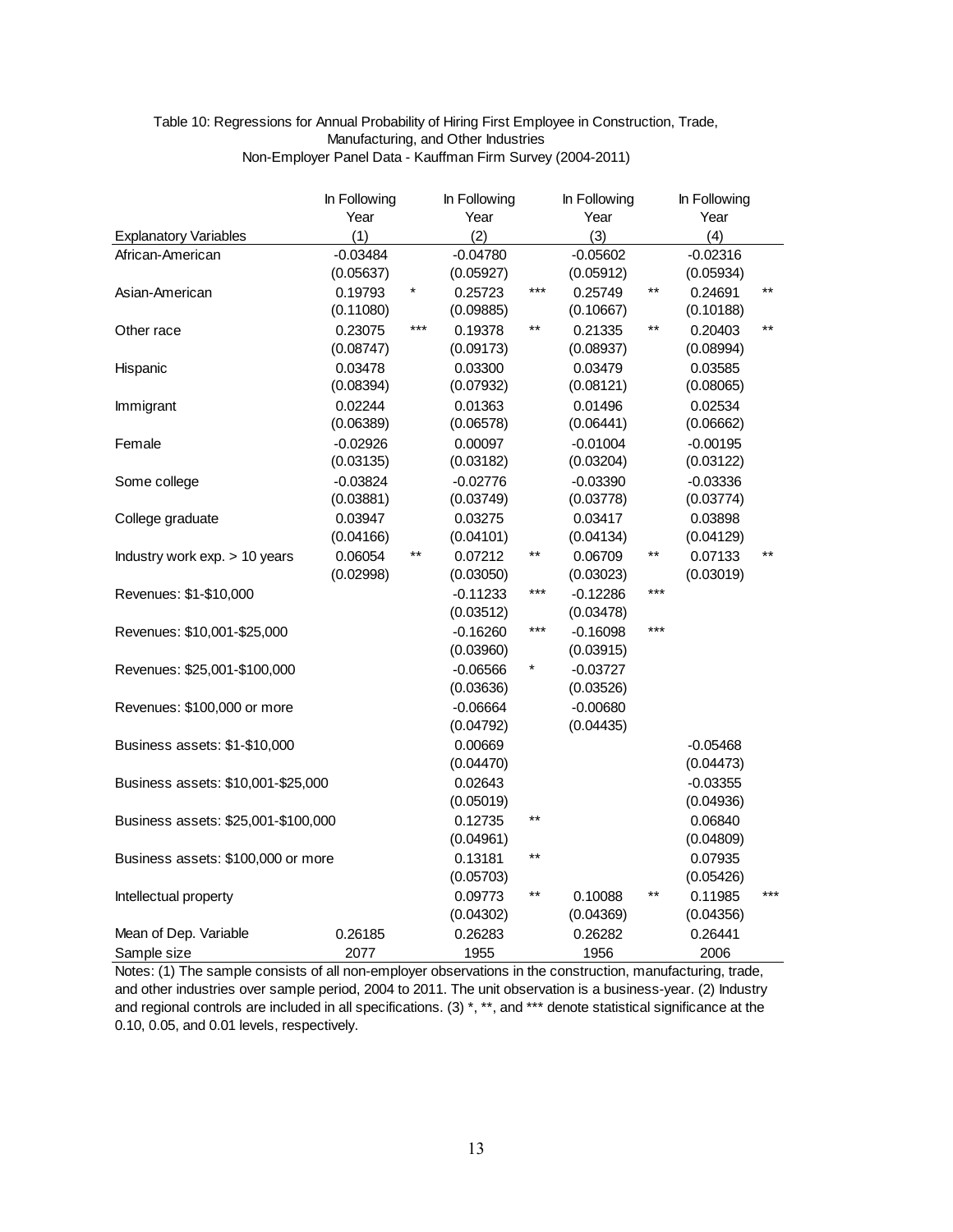Table 10: Regressions for Annual Probability of Hiring First Employee in Construction, Trade, Manufacturing, and Other Industries
Non-Employer Panel Data - Kauffman Firm Survey (2004-2011)

| Explanatory Variables | In Following Year (1) | | In Following Year (2) | | In Following Year (3) | | In Following Year (4) | |
|---|---|---|---|---|---|---|---|---|
| African-American | -0.03484 | | -0.04780 | | -0.05602 | | -0.02316 | |
| | (0.05637) | | (0.05927) | | (0.05912) | | (0.05934) | |
| Asian-American | 0.19793 | * | 0.25723 | *** | 0.25749 | ** | 0.24691 | ** |
| | (0.11080) | | (0.09885) | | (0.10667) | | (0.10188) | |
| Other race | 0.23075 | *** | 0.19378 | ** | 0.21335 | ** | 0.20403 | ** |
| | (0.08747) | | (0.09173) | | (0.08937) | | (0.08994) | |
| Hispanic | 0.03478 | | 0.03300 | | 0.03479 | | 0.03585 | |
| | (0.08394) | | (0.07932) | | (0.08121) | | (0.08065) | |
| Immigrant | 0.02244 | | 0.01363 | | 0.01496 | | 0.02534 | |
| | (0.06389) | | (0.06578) | | (0.06441) | | (0.06662) | |
| Female | -0.02926 | | 0.00097 | | -0.01004 | | -0.00195 | |
| | (0.03135) | | (0.03182) | | (0.03204) | | (0.03122) | |
| Some college | -0.03824 | | -0.02776 | | -0.03390 | | -0.03336 | |
| | (0.03881) | | (0.03749) | | (0.03778) | | (0.03774) | |
| College graduate | 0.03947 | | 0.03275 | | 0.03417 | | 0.03898 | |
| | (0.04166) | | (0.04101) | | (0.04134) | | (0.04129) | |
| Industry work exp. > 10 years | 0.06054 | ** | 0.07212 | ** | 0.06709 | ** | 0.07133 | ** |
| | (0.02998) | | (0.03050) | | (0.03023) | | (0.03019) | |
| Revenues: $1-$10,000 | | | -0.11233 | *** | -0.12286 | *** | | |
| | | | (0.03512) | | (0.03478) | | | |
| Revenues: $10,001-$25,000 | | | -0.16260 | *** | -0.16098 | *** | | |
| | | | (0.03960) | | (0.03915) | | | |
| Revenues: $25,001-$100,000 | | | -0.06566 | * | -0.03727 | | | |
| | | | (0.03636) | | (0.03526) | | | |
| Revenues: $100,000 or more | | | -0.06664 | | -0.00680 | | | |
| | | | (0.04792) | | (0.04435) | | | |
| Business assets: $1-$10,000 | | | 0.00669 | | | | -0.05468 | |
| | | | (0.04470) | | | | (0.04473) | |
| Business assets: $10,001-$25,000 | | | 0.02643 | | | | -0.03355 | |
| | | | (0.05019) | | | | (0.04936) | |
| Business assets: $25,001-$100,000 | | | 0.12735 | ** | | | 0.06840 | |
| | | | (0.04961) | | | | (0.04809) | |
| Business assets: $100,000 or more | | | 0.13181 | ** | | | 0.07935 | |
| | | | (0.05703) | | | | (0.05426) | |
| Intellectual property | | | 0.09773 | ** | 0.10088 | ** | 0.11985 | *** |
| | | | (0.04302) | | (0.04369) | | (0.04356) | |
| Mean of Dep. Variable | 0.26185 | | 0.26283 | | 0.26282 | | 0.26441 | |
| Sample size | 2077 | | 1955 | | 1956 | | 2006 | |

Notes: (1) The sample consists of all non-employer observations in the construction, manufacturing, trade, and other industries over sample period, 2004 to 2011. The unit observation is a business-year. (2) Industry and regional controls are included in all specifications. (3) *, **, and *** denote statistical significance at the 0.10, 0.05, and 0.01 levels, respectively.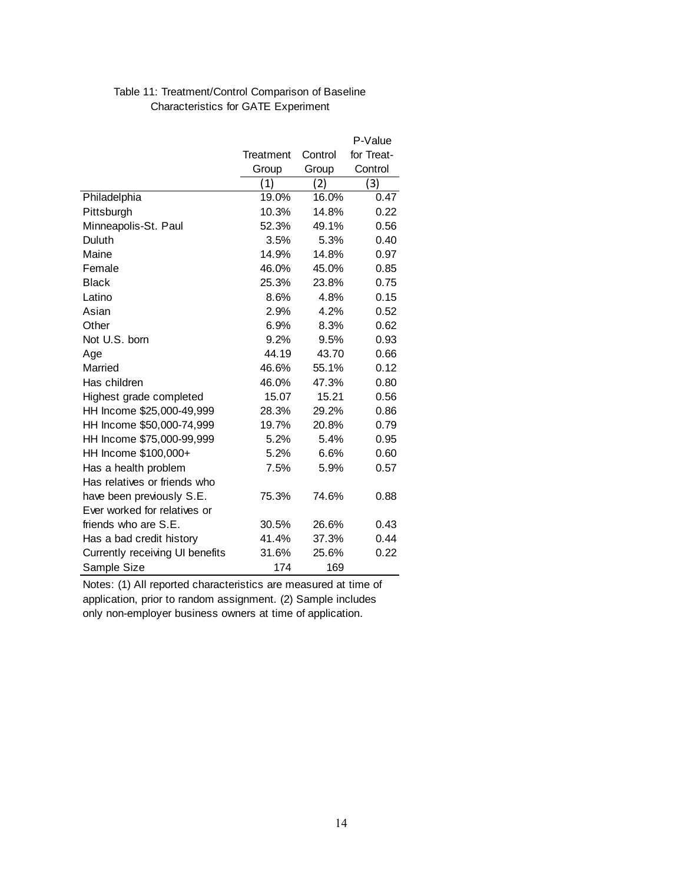Table 11: Treatment/Control Comparison of Baseline Characteristics for GATE Experiment

| | Treatment Group | Control Group | P-Value for Treat-Control |
|---|---|---|---|
| | (1) | (2) | (3) |
| Philadelphia | 19.0% | 16.0% | 0.47 |
| Pittsburgh | 10.3% | 14.8% | 0.22 |
| Minneapolis-St. Paul | 52.3% | 49.1% | 0.56 |
| Duluth | 3.5% | 5.3% | 0.40 |
| Maine | 14.9% | 14.8% | 0.97 |
| Female | 46.0% | 45.0% | 0.85 |
| Black | 25.3% | 23.8% | 0.75 |
| Latino | 8.6% | 4.8% | 0.15 |
| Asian | 2.9% | 4.2% | 0.52 |
| Other | 6.9% | 8.3% | 0.62 |
| Not U.S. born | 9.2% | 9.5% | 0.93 |
| Age | 44.19 | 43.70 | 0.66 |
| Married | 46.6% | 55.1% | 0.12 |
| Has children | 46.0% | 47.3% | 0.80 |
| Highest grade completed | 15.07 | 15.21 | 0.56 |
| HH Income $25,000-49,999 | 28.3% | 29.2% | 0.86 |
| HH Income $50,000-74,999 | 19.7% | 20.8% | 0.79 |
| HH Income $75,000-99,999 | 5.2% | 5.4% | 0.95 |
| HH Income $100,000+ | 5.2% | 6.6% | 0.60 |
| Has a health problem | 7.5% | 5.9% | 0.57 |
| Has relatives or friends who have been previously S.E. | 75.3% | 74.6% | 0.88 |
| Ever worked for relatives or friends who are S.E. | 30.5% | 26.6% | 0.43 |
| Has a bad credit history | 41.4% | 37.3% | 0.44 |
| Currently receiving UI benefits | 31.6% | 25.6% | 0.22 |
| Sample Size | 174 | 169 | |

Notes: (1) All reported characteristics are measured at time of application, prior to random assignment. (2) Sample includes only non-employer business owners at time of application.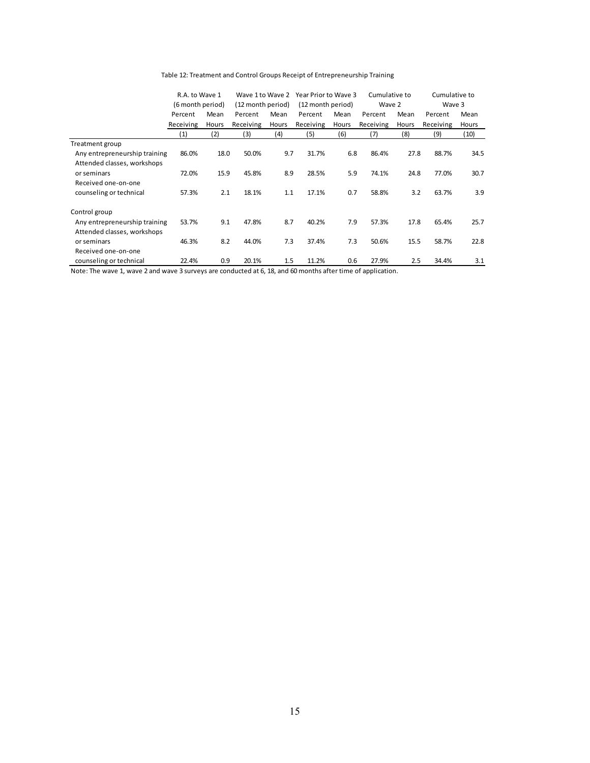Table 12: Treatment and Control Groups Receipt of Entrepreneurship Training

| | R.A. to Wave 1 (6 month period) | | Wave 1 to Wave 2 (12 month period) | | Year Prior to Wave 3 (12 month period) | | Cumulative to Wave 2 | | Cumulative to Wave 3 | |
|---|---|---|---|---|---|---|---|---|---|---|
| | Percent Receiving | Mean Hours | Percent Receiving | Mean Hours | Percent Receiving | Mean Hours | Percent Receiving | Mean Hours | Percent Receiving | Mean Hours |
| | (1) | (2) | (3) | (4) | (5) | (6) | (7) | (8) | (9) | (10) |
| Treatment group | | | | | | | | | | |
| Any entrepreneurship training | 86.0% | 18.0 | 50.0% | 9.7 | 31.7% | 6.8 | 86.4% | 27.8 | 88.7% | 34.5 |
| Attended classes, workshops or seminars | 72.0% | 15.9 | 45.8% | 8.9 | 28.5% | 5.9 | 74.1% | 24.8 | 77.0% | 30.7 |
| Received one-on-one counseling or technical | 57.3% | 2.1 | 18.1% | 1.1 | 17.1% | 0.7 | 58.8% | 3.2 | 63.7% | 3.9 |
| Control group | | | | | | | | | | |
| Any entrepreneurship training | 53.7% | 9.1 | 47.8% | 8.7 | 40.2% | 7.9 | 57.3% | 17.8 | 65.4% | 25.7 |
| Attended classes, workshops or seminars | 46.3% | 8.2 | 44.0% | 7.3 | 37.4% | 7.3 | 50.6% | 15.5 | 58.7% | 22.8 |
| Received one-on-one counseling or technical | 22.4% | 0.9 | 20.1% | 1.5 | 11.2% | 0.6 | 27.9% | 2.5 | 34.4% | 3.1 |

Note: The wave 1, wave 2 and wave 3 surveys are conducted at 6, 18, and 60 months after time of application.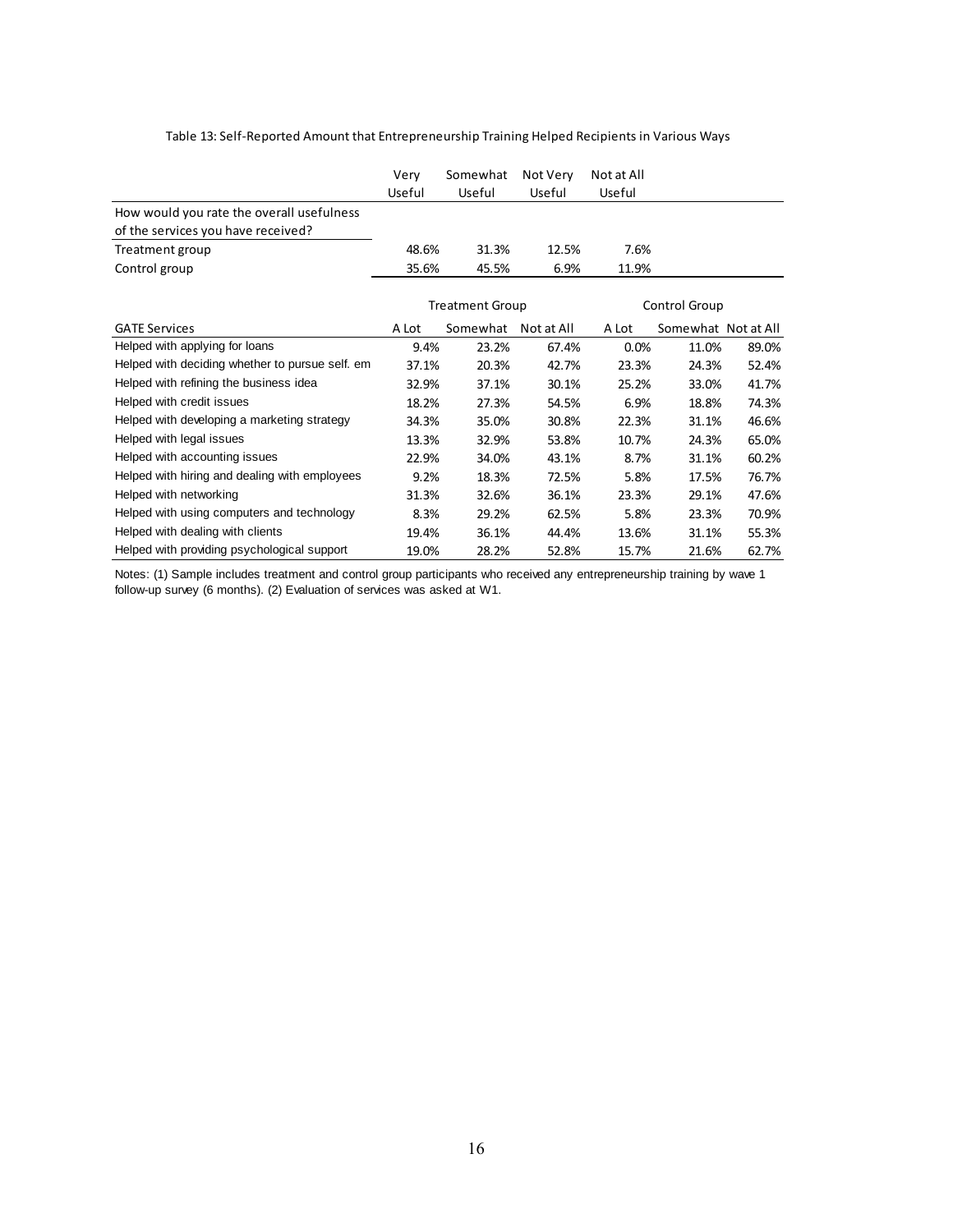Table 13: Self-Reported Amount that Entrepreneurship Training Helped Recipients in Various Ways

| | Very Useful | Somewhat Useful | Not Very Useful | Not at All Useful |
|---|---|---|---|---|
| How would you rate the overall usefulness of the services you have received? | | | | |
| Treatment group | 48.6% | 31.3% | 12.5% | 7.6% |
| Control group | 35.6% | 45.5% | 6.9% | 11.9% |

| | Treatment Group | | | Control Group | | |
|---|---|---|---|---|---|---|
| GATE Services | A Lot | Somewhat | Not at All | A Lot | Somewhat | Not at All |
| Helped with applying for loans | 9.4% | 23.2% | 67.4% | 0.0% | 11.0% | 89.0% |
| Helped with deciding whether to pursue self. em | 37.1% | 20.3% | 42.7% | 23.3% | 24.3% | 52.4% |
| Helped with refining the business idea | 32.9% | 37.1% | 30.1% | 25.2% | 33.0% | 41.7% |
| Helped with credit issues | 18.2% | 27.3% | 54.5% | 6.9% | 18.8% | 74.3% |
| Helped with developing a marketing strategy | 34.3% | 35.0% | 30.8% | 22.3% | 31.1% | 46.6% |
| Helped with legal issues | 13.3% | 32.9% | 53.8% | 10.7% | 24.3% | 65.0% |
| Helped with accounting issues | 22.9% | 34.0% | 43.1% | 8.7% | 31.1% | 60.2% |
| Helped with hiring and dealing with employees | 9.2% | 18.3% | 72.5% | 5.8% | 17.5% | 76.7% |
| Helped with networking | 31.3% | 32.6% | 36.1% | 23.3% | 29.1% | 47.6% |
| Helped with using computers and technology | 8.3% | 29.2% | 62.5% | 5.8% | 23.3% | 70.9% |
| Helped with dealing with clients | 19.4% | 36.1% | 44.4% | 13.6% | 31.1% | 55.3% |
| Helped with providing psychological support | 19.0% | 28.2% | 52.8% | 15.7% | 21.6% | 62.7% |

Notes: (1) Sample includes treatment and control group participants who received any entrepreneurship training by wave 1 follow-up survey (6 months). (2) Evaluation of services was asked at W1.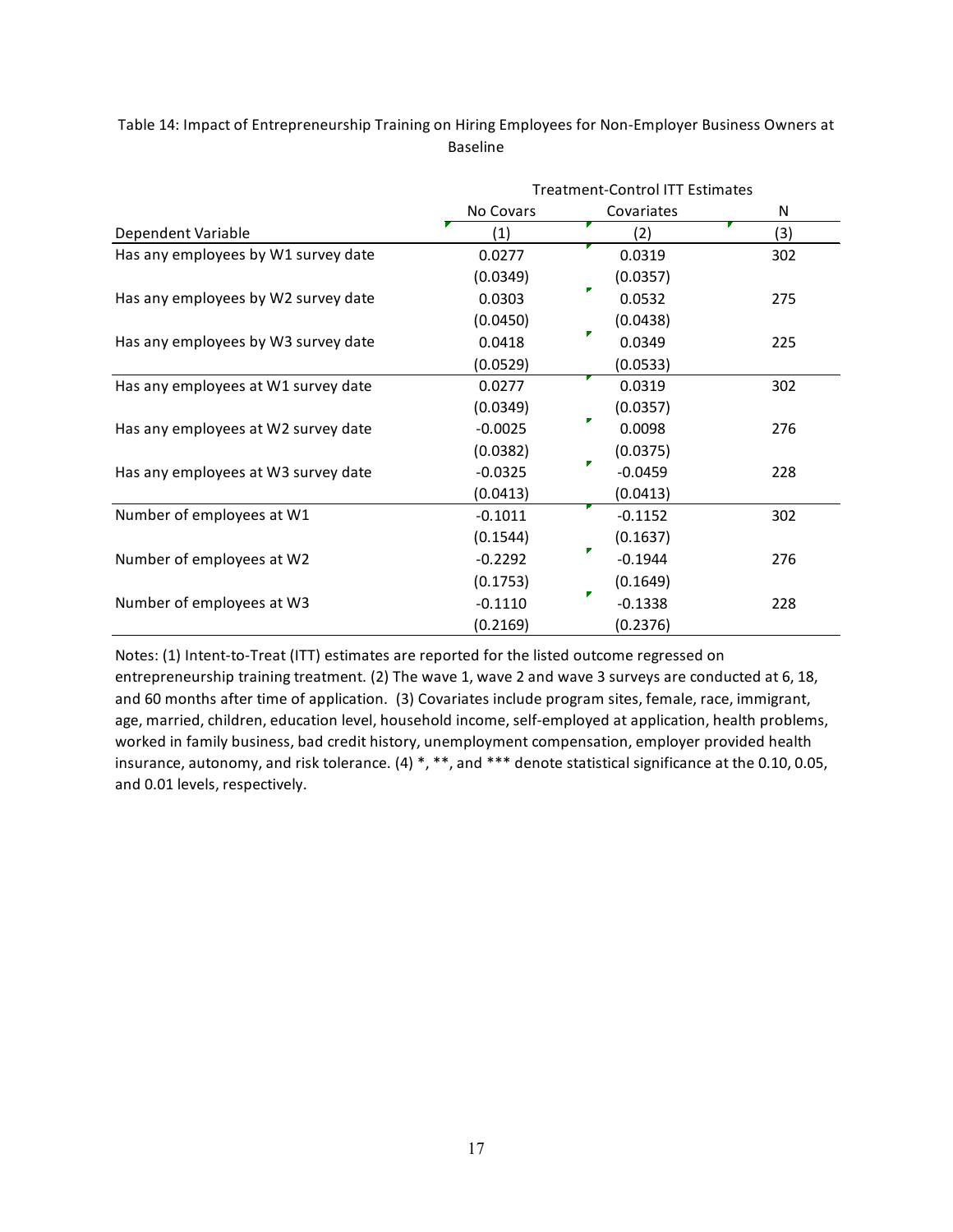Table 14: Impact of Entrepreneurship Training on Hiring Employees for Non-Employer Business Owners at Baseline

| | Treatment-Control ITT Estimates | | |
|---|---|---|---|
| | No Covars | Covariates | N |
| Dependent Variable | (1) | (2) | (3) |
| Has any employees by W1 survey date | 0.0277 | 0.0319 | 302 |
| | (0.0349) | (0.0357) | |
| Has any employees by W2 survey date | 0.0303 | 0.0532 | 275 |
| | (0.0450) | (0.0438) | |
| Has any employees by W3 survey date | 0.0418 | 0.0349 | 225 |
| | (0.0529) | (0.0533) | |
| Has any employees at W1 survey date | 0.0277 | 0.0319 | 302 |
| | (0.0349) | (0.0357) | |
| Has any employees at W2 survey date | -0.0025 | 0.0098 | 276 |
| | (0.0382) | (0.0375) | |
| Has any employees at W3 survey date | -0.0325 | -0.0459 | 228 |
| | (0.0413) | (0.0413) | |
| Number of employees at W1 | -0.1011 | -0.1152 | 302 |
| | (0.1544) | (0.1637) | |
| Number of employees at W2 | -0.2292 | -0.1944 | 276 |
| | (0.1753) | (0.1649) | |
| Number of employees at W3 | -0.1110 | -0.1338 | 228 |
| | (0.2169) | (0.2376) | |

Notes: (1) Intent-to-Treat (ITT) estimates are reported for the listed outcome regressed on entrepreneurship training treatment. (2) The wave 1, wave 2 and wave 3 surveys are conducted at 6, 18, and 60 months after time of application. (3) Covariates include program sites, female, race, immigrant, age, married, children, education level, household income, self-employed at application, health problems, worked in family business, bad credit history, unemployment compensation, employer provided health insurance, autonomy, and risk tolerance. (4) *, **, and *** denote statistical significance at the 0.10, 0.05, and 0.01 levels, respectively.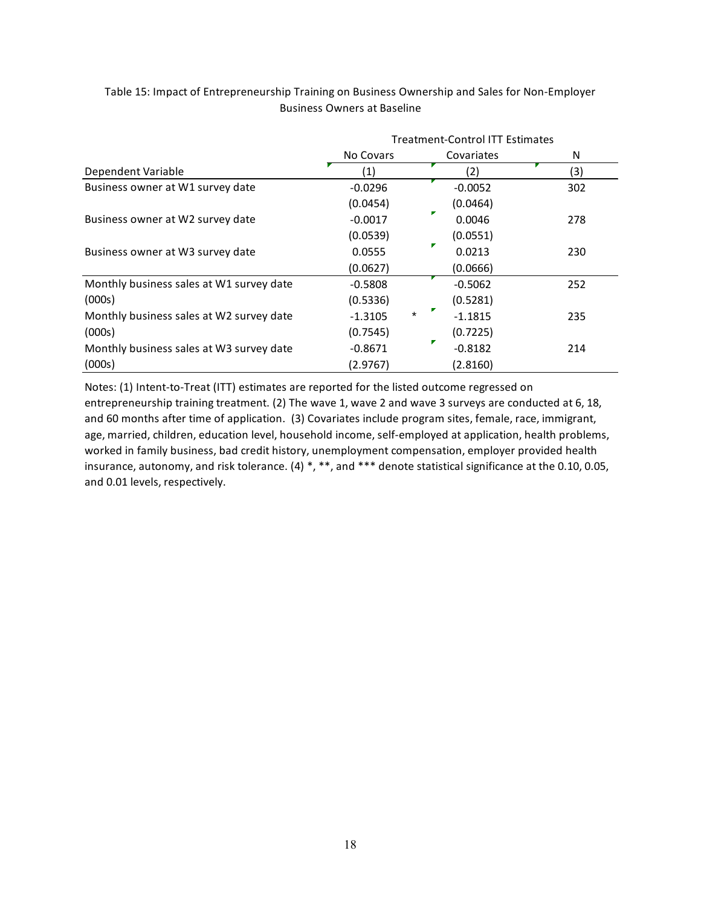Table 15: Impact of Entrepreneurship Training on Business Ownership and Sales for Non-Employer Business Owners at Baseline

| | Treatment-Control ITT Estimates | | |
|---|---|---|---|
| | No Covars | Covariates | N |
| Dependent Variable | (1) | (2) | (3) |
| Business owner at W1 survey date | -0.0296 | -0.0052 | 302 |
| | (0.0454) | (0.0464) | |
| Business owner at W2 survey date | -0.0017 | 0.0046 | 278 |
| | (0.0539) | (0.0551) | |
| Business owner at W3 survey date | 0.0555 | 0.0213 | 230 |
| | (0.0627) | (0.0666) | |
| Monthly business sales at W1 survey date (000s) | -0.5808 | -0.5062 | 252 |
| | (0.5336) | (0.5281) | |
| Monthly business sales at W2 survey date (000s) | -1.3105 * | -1.1815 | 235 |
| | (0.7545) | (0.7225) | |
| Monthly business sales at W3 survey date (000s) | -0.8671 | -0.8182 | 214 |
| | (2.9767) | (2.8160) | |

Notes: (1) Intent-to-Treat (ITT) estimates are reported for the listed outcome regressed on entrepreneurship training treatment. (2) The wave 1, wave 2 and wave 3 surveys are conducted at 6, 18, and 60 months after time of application. (3) Covariates include program sites, female, race, immigrant, age, married, children, education level, household income, self-employed at application, health problems, worked in family business, bad credit history, unemployment compensation, employer provided health insurance, autonomy, and risk tolerance. (4) *, **, and *** denote statistical significance at the 0.10, 0.05, and 0.01 levels, respectively.